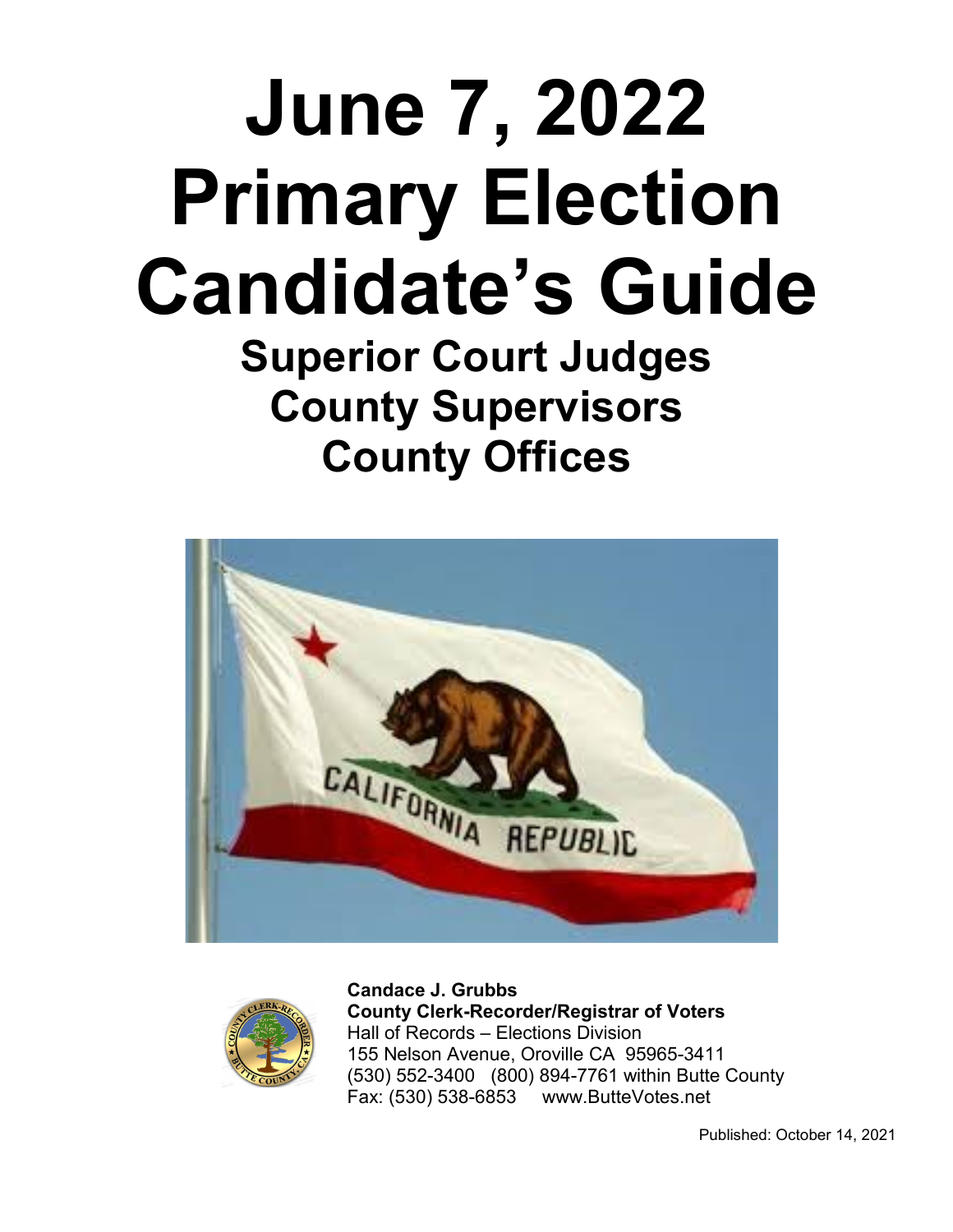# June 7, 2022 Primary Election Candidate's Guide

## Superior Court Judges
## County Supervisors
## County Offices

**Candace J. Grubbs**
**County Clerk-Recorder/Registrar of Voters**
Hall of Records – Elections Division
155 Nelson Avenue, Oroville CA 95965-3411
(530) 552-3400 (800) 894-7761 within Butte County
Fax: (530) 538-6853 www.ButteVotes.net

Published: October 14, 2021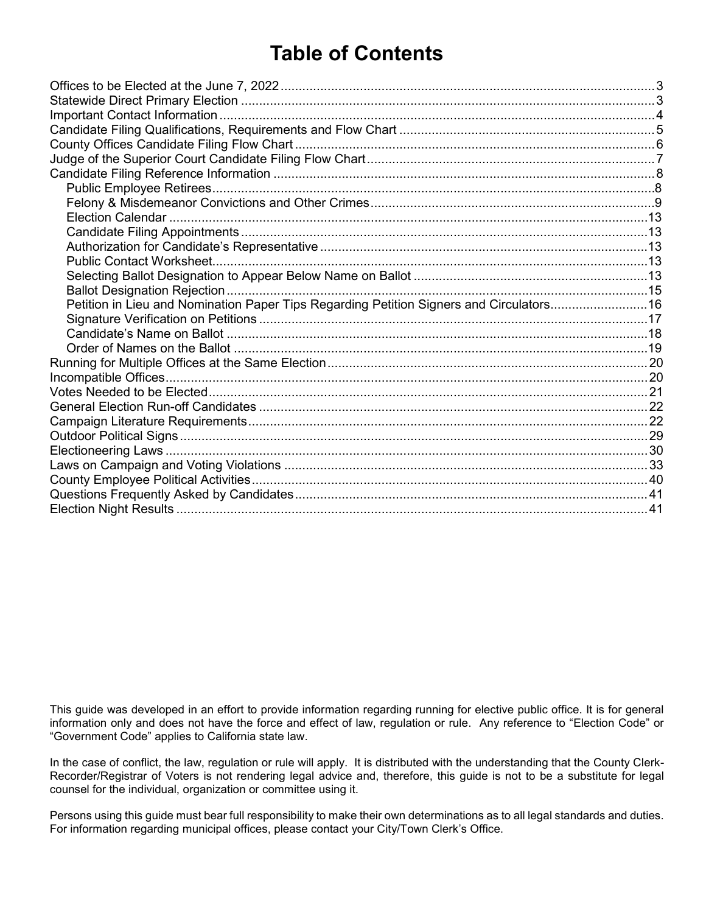# Table of Contents

- Offices to be Elected at the June 7, 2022 ........ 3
- Statewide Direct Primary Election ........ 3
- Important Contact Information ........ 4
- Candidate Filing Qualifications, Requirements and Flow Chart ........ 5
- County Offices Candidate Filing Flow Chart ........ 6
- Judge of the Superior Court Candidate Filing Flow Chart ........ 7
- Candidate Filing Reference Information ........ 8
  - Public Employee Retirees ........ 8
  - Felony & Misdemeanor Convictions and Other Crimes ........ 9
  - Election Calendar ........ 13
  - Candidate Filing Appointments ........ 13
  - Authorization for Candidate's Representative ........ 13
  - Public Contact Worksheet ........ 13
  - Selecting Ballot Designation to Appear Below Name on Ballot ........ 13
  - Ballot Designation Rejection ........ 15
  - Petition in Lieu and Nomination Paper Tips Regarding Petition Signers and Circulators ........ 16
  - Signature Verification on Petitions ........ 17
  - Candidate's Name on Ballot ........ 18
  - Order of Names on the Ballot ........ 19
- Running for Multiple Offices at the Same Election ........ 20
- Incompatible Offices ........ 20
- Votes Needed to be Elected ........ 21
- General Election Run-off Candidates ........ 22
- Campaign Literature Requirements ........ 22
- Outdoor Political Signs ........ 29
- Electioneering Laws ........ 30
- Laws on Campaign and Voting Violations ........ 33
- County Employee Political Activities ........ 40
- Questions Frequently Asked by Candidates ........ 41
- Election Night Results ........ 41

This guide was developed in an effort to provide information regarding running for elective public office. It is for general information only and does not have the force and effect of law, regulation or rule. Any reference to "Election Code" or "Government Code" applies to California state law.

In the case of conflict, the law, regulation or rule will apply. It is distributed with the understanding that the County Clerk-Recorder/Registrar of Voters is not rendering legal advice and, therefore, this guide is not to be a substitute for legal counsel for the individual, organization or committee using it.

Persons using this guide must bear full responsibility to make their own determinations as to all legal standards and duties. For information regarding municipal offices, please contact your City/Town Clerk's Office.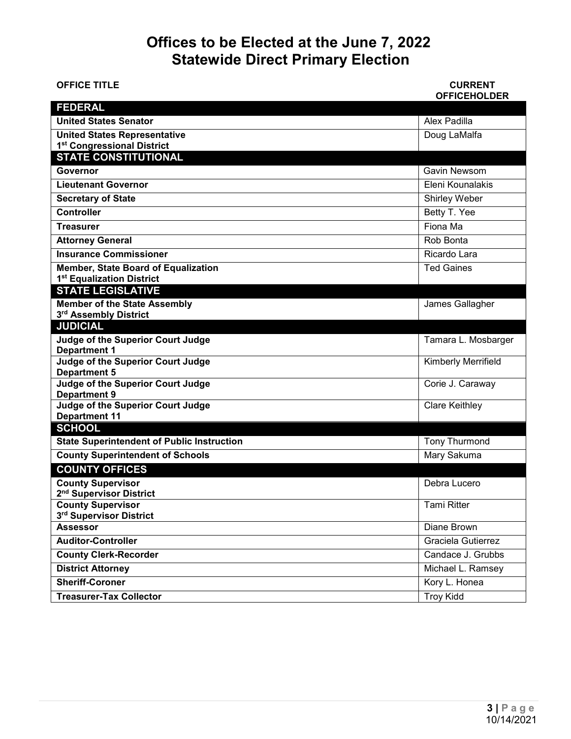# Offices to be Elected at the June 7, 2022 Statewide Direct Primary Election

| OFFICE TITLE | CURRENT OFFICEHOLDER |
|---|---|
| **FEDERAL** | |
| **United States Senator** | Alex Padilla |
| **United States Representative 1st Congressional District** | Doug LaMalfa |
| **STATE CONSTITUTIONAL** | |
| **Governor** | Gavin Newsom |
| **Lieutenant Governor** | Eleni Kounalakis |
| **Secretary of State** | Shirley Weber |
| **Controller** | Betty T. Yee |
| **Treasurer** | Fiona Ma |
| **Attorney General** | Rob Bonta |
| **Insurance Commissioner** | Ricardo Lara |
| **Member, State Board of Equalization 1st Equalization District** | Ted Gaines |
| **STATE LEGISLATIVE** | |
| **Member of the State Assembly 3rd Assembly District** | James Gallagher |
| **JUDICIAL** | |
| **Judge of the Superior Court Judge Department 1** | Tamara L. Mosbarger |
| **Judge of the Superior Court Judge Department 5** | Kimberly Merrifield |
| **Judge of the Superior Court Judge Department 9** | Corie J. Caraway |
| **Judge of the Superior Court Judge Department 11** | Clare Keithley |
| **SCHOOL** | |
| **State Superintendent of Public Instruction** | Tony Thurmond |
| **County Superintendent of Schools** | Mary Sakuma |
| **COUNTY OFFICES** | |
| **County Supervisor 2nd Supervisor District** | Debra Lucero |
| **County Supervisor 3rd Supervisor District** | Tami Ritter |
| **Assessor** | Diane Brown |
| **Auditor-Controller** | Graciela Gutierrez |
| **County Clerk-Recorder** | Candace J. Grubbs |
| **District Attorney** | Michael L. Ramsey |
| **Sheriff-Coroner** | Kory L. Honea |
| **Treasurer-Tax Collector** | Troy Kidd |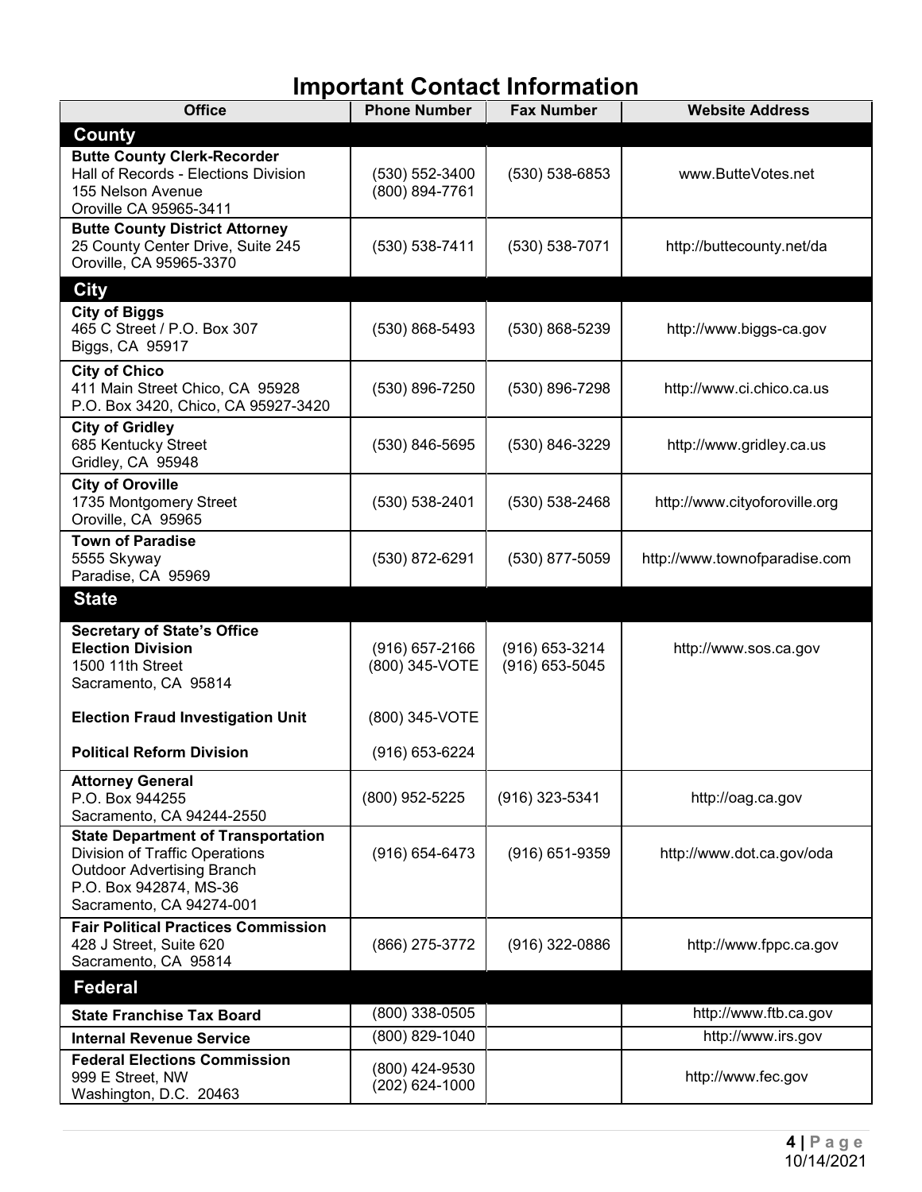# Important Contact Information

| Office | Phone Number | Fax Number | Website Address |
|---|---|---|---|
| **County** | | | |
| **Butte County Clerk-Recorder**<br>Hall of Records - Elections Division<br>155 Nelson Avenue<br>Oroville CA 95965-3411 | (530) 552-3400<br>(800) 894-7761 | (530) 538-6853 | www.ButteVotes.net |
| **Butte County District Attorney**<br>25 County Center Drive, Suite 245<br>Oroville, CA 95965-3370 | (530) 538-7411 | (530) 538-7071 | http://buttecounty.net/da |
| **City** | | | |
| **City of Biggs**<br>465 C Street / P.O. Box 307<br>Biggs, CA 95917 | (530) 868-5493 | (530) 868-5239 | http://www.biggs-ca.gov |
| **City of Chico**<br>411 Main Street Chico, CA 95928<br>P.O. Box 3420, Chico, CA 95927-3420 | (530) 896-7250 | (530) 896-7298 | http://www.ci.chico.ca.us |
| **City of Gridley**<br>685 Kentucky Street<br>Gridley, CA 95948 | (530) 846-5695 | (530) 846-3229 | http://www.gridley.ca.us |
| **City of Oroville**<br>1735 Montgomery Street<br>Oroville, CA 95965 | (530) 538-2401 | (530) 538-2468 | http://www.cityoforoville.org |
| **Town of Paradise**<br>5555 Skyway<br>Paradise, CA 95969 | (530) 872-6291 | (530) 877-5059 | http://www.townofparadise.com |
| **State** | | | |
| **Secretary of State's Office**<br>**Election Division**<br>1500 11th Street<br>Sacramento, CA 95814 | (916) 657-2166<br>(800) 345-VOTE | (916) 653-3214<br>(916) 653-5045 | http://www.sos.ca.gov |
| **Election Fraud Investigation Unit** | (800) 345-VOTE | | |
| **Political Reform Division** | (916) 653-6224 | | |
| **Attorney General**<br>P.O. Box 944255<br>Sacramento, CA 94244-2550 | (800) 952-5225 | (916) 323-5341 | http://oag.ca.gov |
| **State Department of Transportation**<br>Division of Traffic Operations<br>Outdoor Advertising Branch<br>P.O. Box 942874, MS-36<br>Sacramento, CA 94274-001 | (916) 654-6473 | (916) 651-9359 | http://www.dot.ca.gov/oda |
| **Fair Political Practices Commission**<br>428 J Street, Suite 620<br>Sacramento, CA 95814 | (866) 275-3772 | (916) 322-0886 | http://www.fppc.ca.gov |
| **Federal** | | | |
| **State Franchise Tax Board** | (800) 338-0505 | | http://www.ftb.ca.gov |
| **Internal Revenue Service** | (800) 829-1040 | | http://www.irs.gov |
| **Federal Elections Commission**<br>999 E Street, NW<br>Washington, D.C. 20463 | (800) 424-9530<br>(202) 624-1000 | | http://www.fec.gov |

10/14/2021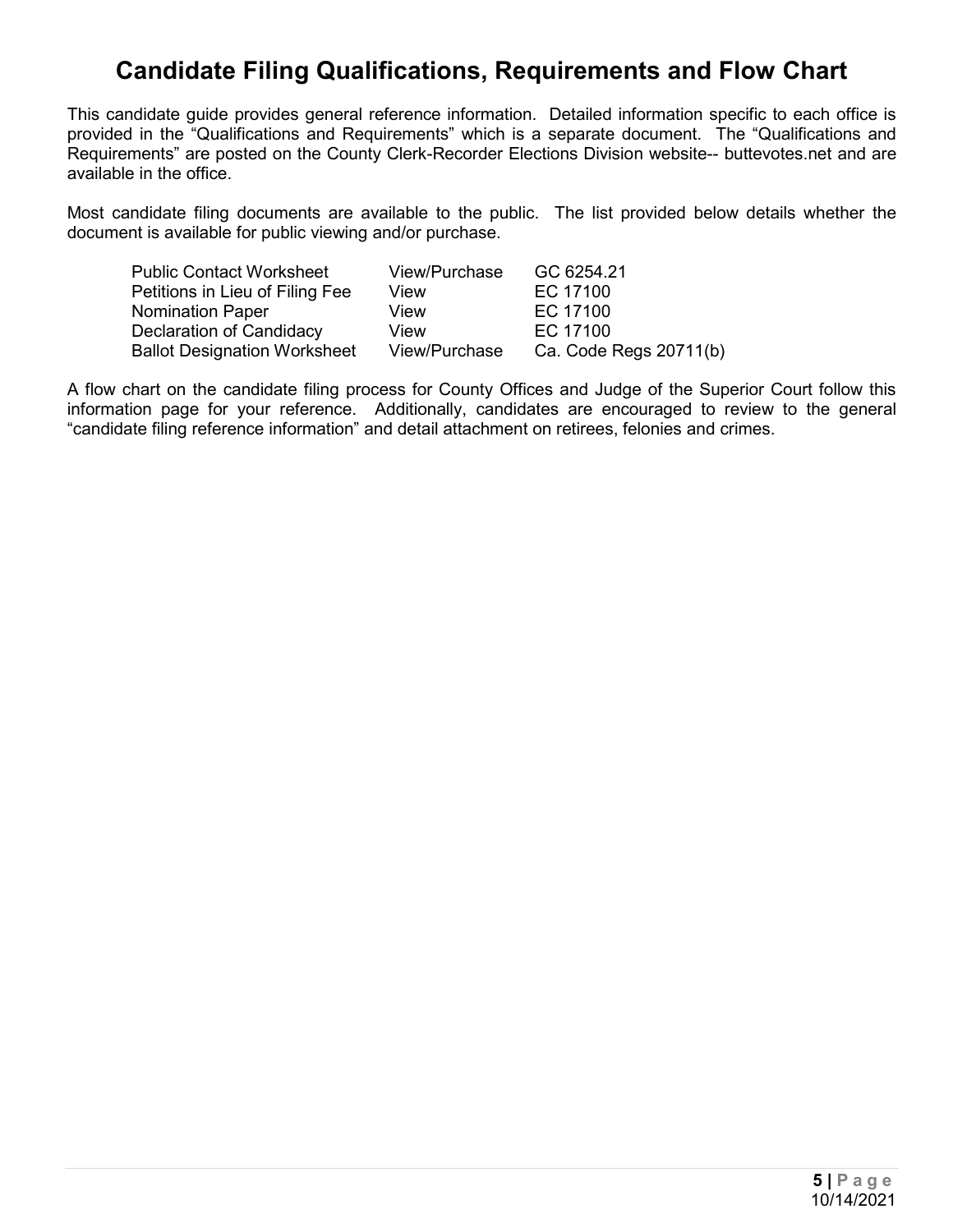# Candidate Filing Qualifications, Requirements and Flow Chart

This candidate guide provides general reference information. Detailed information specific to each office is provided in the "Qualifications and Requirements" which is a separate document. The "Qualifications and Requirements" are posted on the County Clerk-Recorder Elections Division website-- buttevotes.net and are available in the office.

Most candidate filing documents are available to the public. The list provided below details whether the document is available for public viewing and/or purchase.

| | | |
|---|---|---|
| Public Contact Worksheet | View/Purchase | GC 6254.21 |
| Petitions in Lieu of Filing Fee | View | EC 17100 |
| Nomination Paper | View | EC 17100 |
| Declaration of Candidacy | View | EC 17100 |
| Ballot Designation Worksheet | View/Purchase | Ca. Code Regs 20711(b) |

A flow chart on the candidate filing process for County Offices and Judge of the Superior Court follow this information page for your reference. Additionally, candidates are encouraged to review to the general "candidate filing reference information" and detail attachment on retirees, felonies and crimes.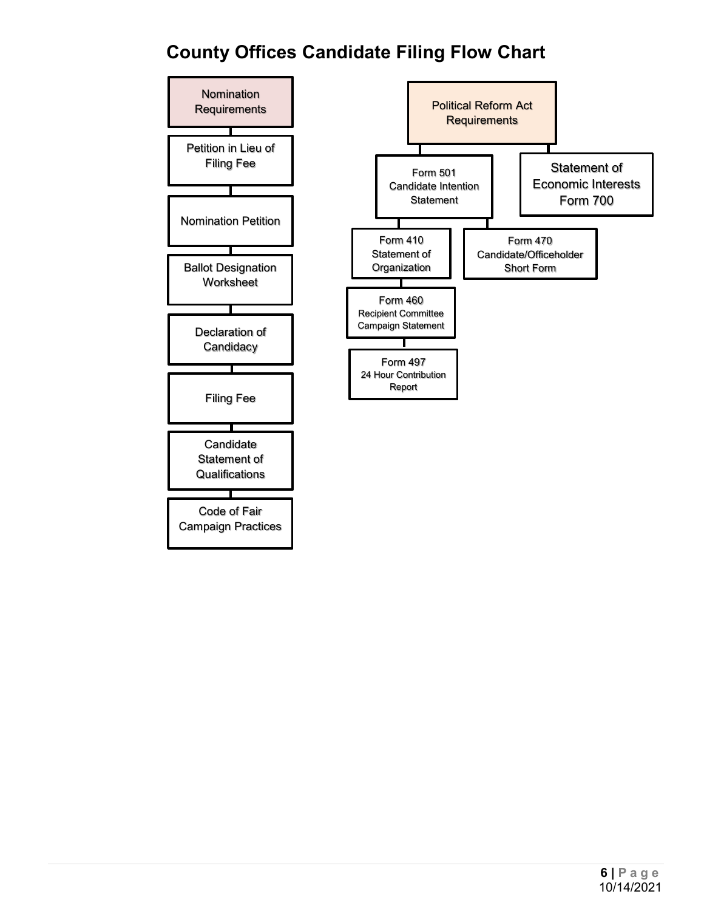# County Offices Candidate Filing Flow Chart

**Nomination Requirements**

- Petition in Lieu of Filing Fee
- Nomination Petition
- Ballot Designation Worksheet
- Declaration of Candidacy
- Filing Fee
- Candidate Statement of Qualifications
- Code of Fair Campaign Practices

**Political Reform Act Requirements**

- Form 501 Candidate Intention Statement
  - Form 410 Statement of Organization
    - Form 460 Recipient Committee Campaign Statement
      - Form 497 24 Hour Contribution Report
  - Form 470 Candidate/Officeholder Short Form
- Statement of Economic Interests Form 700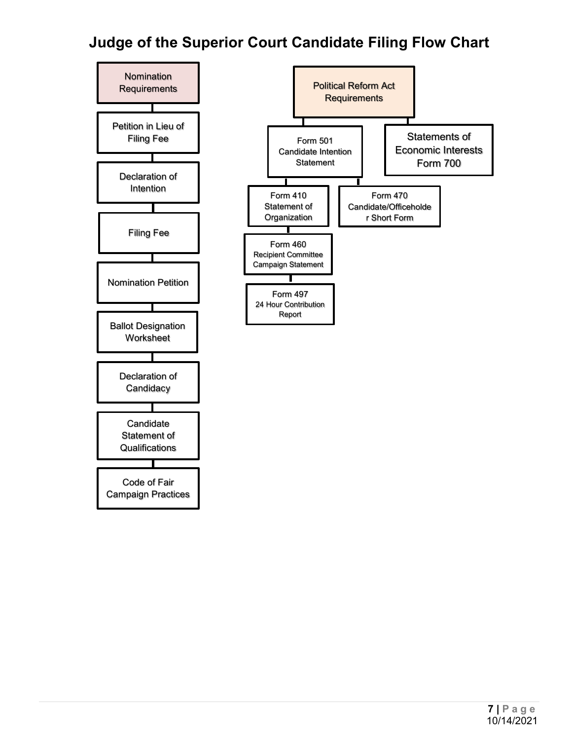# Judge of the Superior Court Candidate Filing Flow Chart

- Nomination Requirements
  - Petition in Lieu of Filing Fee
  - Declaration of Intention
  - Filing Fee
  - Nomination Petition
  - Ballot Designation Worksheet
  - Declaration of Candidacy
  - Candidate Statement of Qualifications
  - Code of Fair Campaign Practices

- Political Reform Act Requirements
  - Form 501 Candidate Intention Statement
    - Form 410 Statement of Organization
      - Form 460 Recipient Committee Campaign Statement
        - Form 497 24 Hour Contribution Report
    - Form 470 Candidate/Officeholde r Short Form
  - Statements of Economic Interests Form 700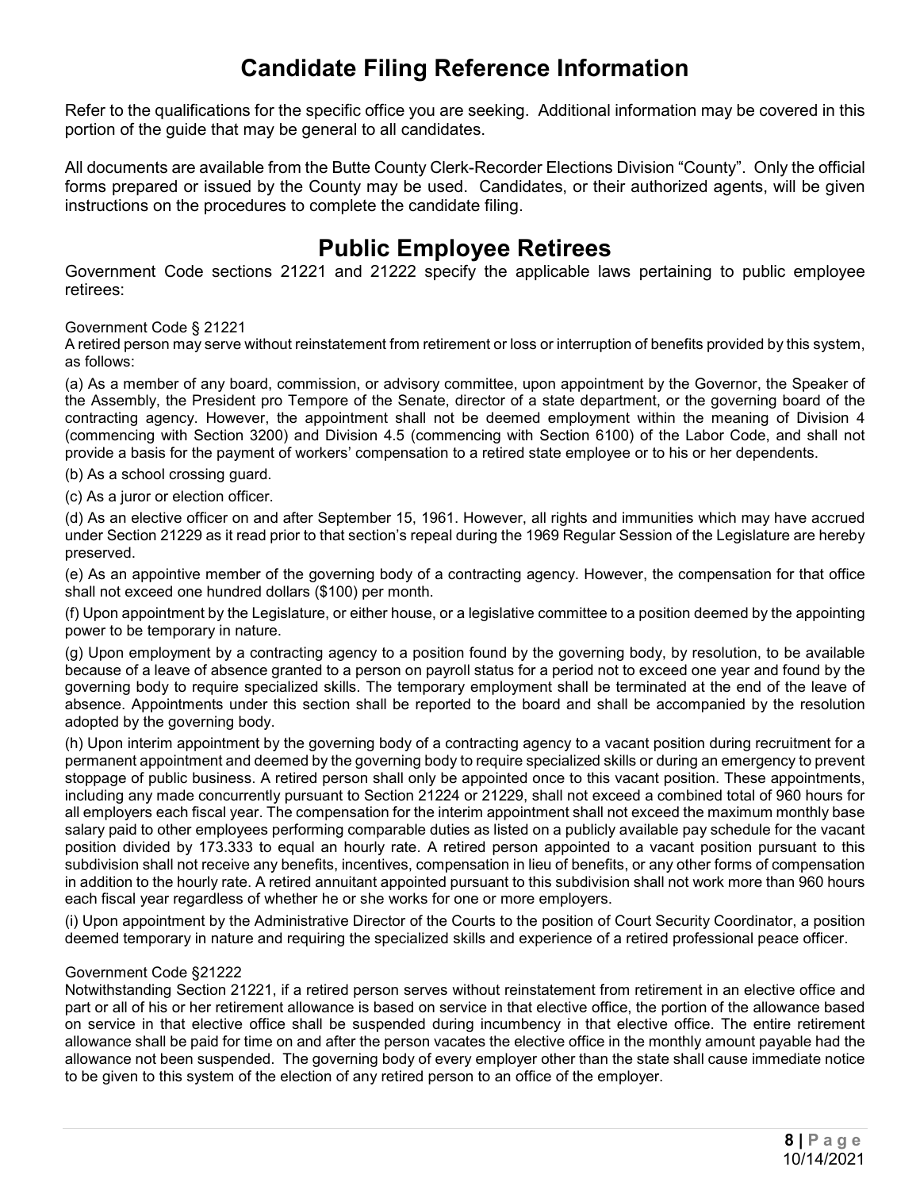# Candidate Filing Reference Information

Refer to the qualifications for the specific office you are seeking. Additional information may be covered in this portion of the guide that may be general to all candidates.

All documents are available from the Butte County Clerk-Recorder Elections Division "County". Only the official forms prepared or issued by the County may be used. Candidates, or their authorized agents, will be given instructions on the procedures to complete the candidate filing.

# Public Employee Retirees

Government Code sections 21221 and 21222 specify the applicable laws pertaining to public employee retirees:

Government Code § 21221

A retired person may serve without reinstatement from retirement or loss or interruption of benefits provided by this system, as follows:

(a) As a member of any board, commission, or advisory committee, upon appointment by the Governor, the Speaker of the Assembly, the President pro Tempore of the Senate, director of a state department, or the governing board of the contracting agency. However, the appointment shall not be deemed employment within the meaning of Division 4 (commencing with Section 3200) and Division 4.5 (commencing with Section 6100) of the Labor Code, and shall not provide a basis for the payment of workers' compensation to a retired state employee or to his or her dependents.

(b) As a school crossing guard.

(c) As a juror or election officer.

(d) As an elective officer on and after September 15, 1961. However, all rights and immunities which may have accrued under Section 21229 as it read prior to that section's repeal during the 1969 Regular Session of the Legislature are hereby preserved.

(e) As an appointive member of the governing body of a contracting agency. However, the compensation for that office shall not exceed one hundred dollars ($100) per month.

(f) Upon appointment by the Legislature, or either house, or a legislative committee to a position deemed by the appointing power to be temporary in nature.

(g) Upon employment by a contracting agency to a position found by the governing body, by resolution, to be available because of a leave of absence granted to a person on payroll status for a period not to exceed one year and found by the governing body to require specialized skills. The temporary employment shall be terminated at the end of the leave of absence. Appointments under this section shall be reported to the board and shall be accompanied by the resolution adopted by the governing body.

(h) Upon interim appointment by the governing body of a contracting agency to a vacant position during recruitment for a permanent appointment and deemed by the governing body to require specialized skills or during an emergency to prevent stoppage of public business. A retired person shall only be appointed once to this vacant position. These appointments, including any made concurrently pursuant to Section 21224 or 21229, shall not exceed a combined total of 960 hours for all employers each fiscal year. The compensation for the interim appointment shall not exceed the maximum monthly base salary paid to other employees performing comparable duties as listed on a publicly available pay schedule for the vacant position divided by 173.333 to equal an hourly rate. A retired person appointed to a vacant position pursuant to this subdivision shall not receive any benefits, incentives, compensation in lieu of benefits, or any other forms of compensation in addition to the hourly rate. A retired annuitant appointed pursuant to this subdivision shall not work more than 960 hours each fiscal year regardless of whether he or she works for one or more employers.

(i) Upon appointment by the Administrative Director of the Courts to the position of Court Security Coordinator, a position deemed temporary in nature and requiring the specialized skills and experience of a retired professional peace officer.

Government Code §21222

Notwithstanding Section 21221, if a retired person serves without reinstatement from retirement in an elective office and part or all of his or her retirement allowance is based on service in that elective office, the portion of the allowance based on service in that elective office shall be suspended during incumbency in that elective office. The entire retirement allowance shall be paid for time on and after the person vacates the elective office in the monthly amount payable had the allowance not been suspended. The governing body of every employer other than the state shall cause immediate notice to be given to this system of the election of any retired person to an office of the employer.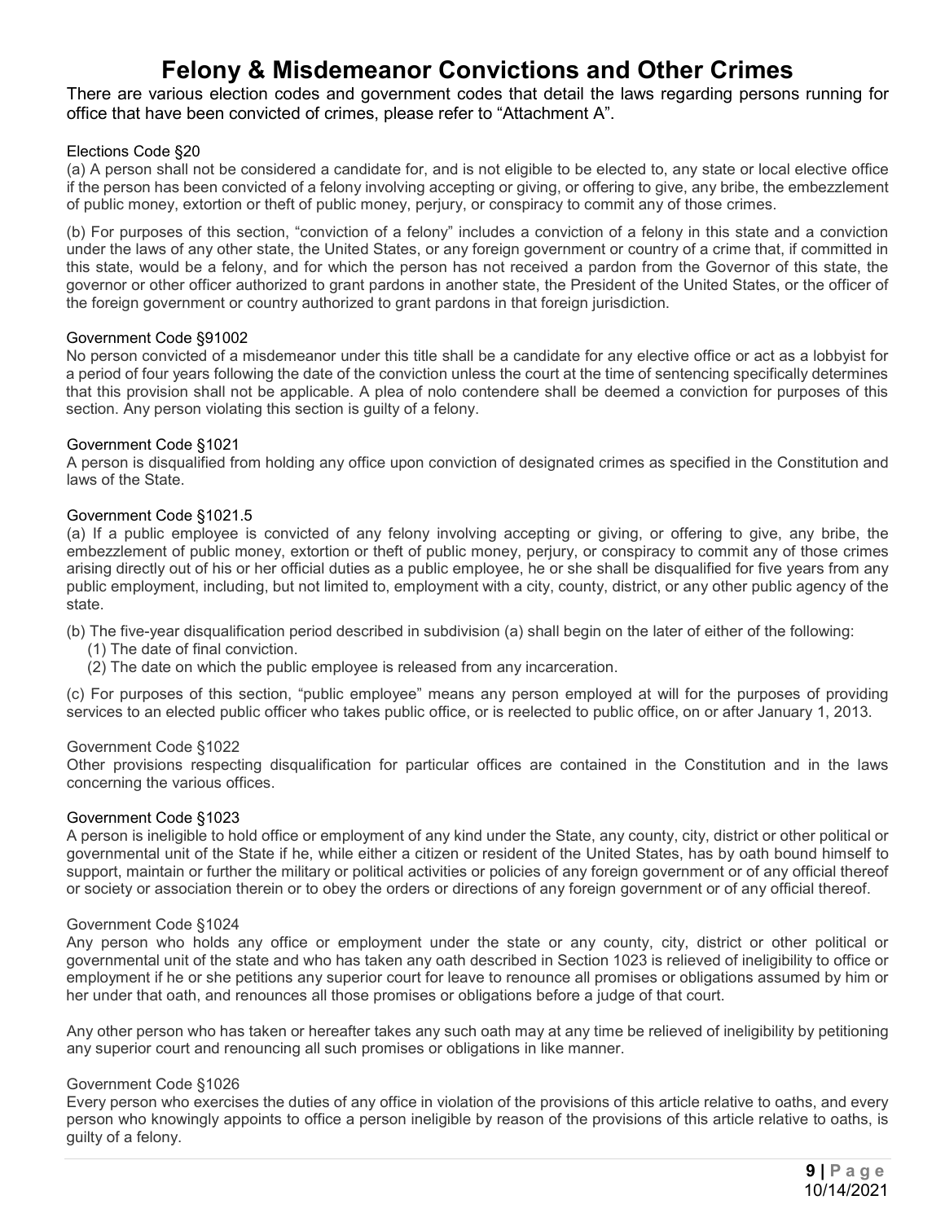# Felony & Misdemeanor Convictions and Other Crimes

There are various election codes and government codes that detail the laws regarding persons running for office that have been convicted of crimes, please refer to "Attachment A".

### Elections Code §20

(a) A person shall not be considered a candidate for, and is not eligible to be elected to, any state or local elective office if the person has been convicted of a felony involving accepting or giving, or offering to give, any bribe, the embezzlement of public money, extortion or theft of public money, perjury, or conspiracy to commit any of those crimes.

(b) For purposes of this section, "conviction of a felony" includes a conviction of a felony in this state and a conviction under the laws of any other state, the United States, or any foreign government or country of a crime that, if committed in this state, would be a felony, and for which the person has not received a pardon from the Governor of this state, the governor or other officer authorized to grant pardons in another state, the President of the United States, or the officer of the foreign government or country authorized to grant pardons in that foreign jurisdiction.

### Government Code §91002

No person convicted of a misdemeanor under this title shall be a candidate for any elective office or act as a lobbyist for a period of four years following the date of the conviction unless the court at the time of sentencing specifically determines that this provision shall not be applicable. A plea of nolo contendere shall be deemed a conviction for purposes of this section. Any person violating this section is guilty of a felony.

### Government Code §1021

A person is disqualified from holding any office upon conviction of designated crimes as specified in the Constitution and laws of the State.

### Government Code §1021.5

(a) If a public employee is convicted of any felony involving accepting or giving, or offering to give, any bribe, the embezzlement of public money, extortion or theft of public money, perjury, or conspiracy to commit any of those crimes arising directly out of his or her official duties as a public employee, he or she shall be disqualified for five years from any public employment, including, but not limited to, employment with a city, county, district, or any other public agency of the state.

(b) The five-year disqualification period described in subdivision (a) shall begin on the later of either of the following:

(1) The date of final conviction.
(2) The date on which the public employee is released from any incarceration.

(c) For purposes of this section, "public employee" means any person employed at will for the purposes of providing services to an elected public officer who takes public office, or is reelected to public office, on or after January 1, 2013.

### Government Code §1022

Other provisions respecting disqualification for particular offices are contained in the Constitution and in the laws concerning the various offices.

### Government Code §1023

A person is ineligible to hold office or employment of any kind under the State, any county, city, district or other political or governmental unit of the State if he, while either a citizen or resident of the United States, has by oath bound himself to support, maintain or further the military or political activities or policies of any foreign government or of any official thereof or society or association therein or to obey the orders or directions of any foreign government or of any official thereof.

### Government Code §1024

Any person who holds any office or employment under the state or any county, city, district or other political or governmental unit of the state and who has taken any oath described in Section 1023 is relieved of ineligibility to office or employment if he or she petitions any superior court for leave to renounce all promises or obligations assumed by him or her under that oath, and renounces all those promises or obligations before a judge of that court.

Any other person who has taken or hereafter takes any such oath may at any time be relieved of ineligibility by petitioning any superior court and renouncing all such promises or obligations in like manner.

### Government Code §1026

Every person who exercises the duties of any office in violation of the provisions of this article relative to oaths, and every person who knowingly appoints to office a person ineligible by reason of the provisions of this article relative to oaths, is guilty of a felony.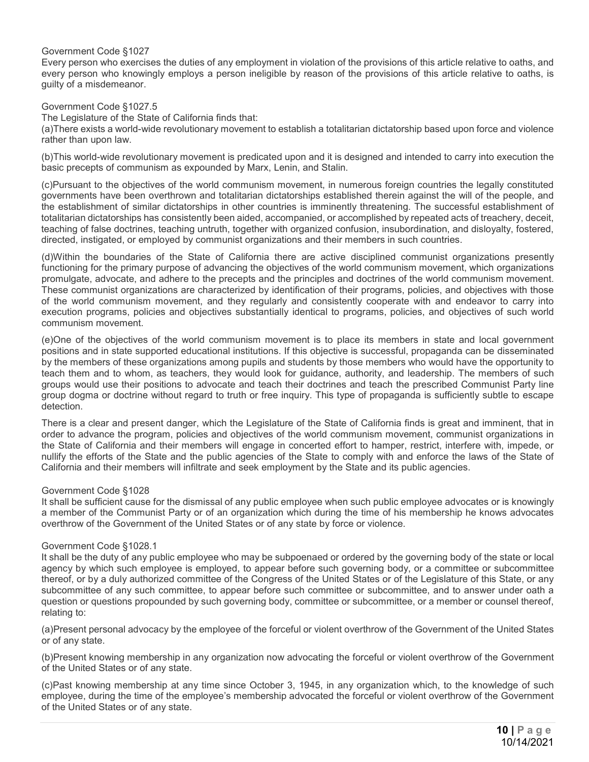Government Code §1027

Every person who exercises the duties of any employment in violation of the provisions of this article relative to oaths, and every person who knowingly employs a person ineligible by reason of the provisions of this article relative to oaths, is guilty of a misdemeanor.

Government Code §1027.5

The Legislature of the State of California finds that:

(a)There exists a world-wide revolutionary movement to establish a totalitarian dictatorship based upon force and violence rather than upon law.

(b)This world-wide revolutionary movement is predicated upon and it is designed and intended to carry into execution the basic precepts of communism as expounded by Marx, Lenin, and Stalin.

(c)Pursuant to the objectives of the world communism movement, in numerous foreign countries the legally constituted governments have been overthrown and totalitarian dictatorships established therein against the will of the people, and the establishment of similar dictatorships in other countries is imminently threatening. The successful establishment of totalitarian dictatorships has consistently been aided, accompanied, or accomplished by repeated acts of treachery, deceit, teaching of false doctrines, teaching untruth, together with organized confusion, insubordination, and disloyalty, fostered, directed, instigated, or employed by communist organizations and their members in such countries.

(d)Within the boundaries of the State of California there are active disciplined communist organizations presently functioning for the primary purpose of advancing the objectives of the world communism movement, which organizations promulgate, advocate, and adhere to the precepts and the principles and doctrines of the world communism movement. These communist organizations are characterized by identification of their programs, policies, and objectives with those of the world communism movement, and they regularly and consistently cooperate with and endeavor to carry into execution programs, policies and objectives substantially identical to programs, policies, and objectives of such world communism movement.

(e)One of the objectives of the world communism movement is to place its members in state and local government positions and in state supported educational institutions. If this objective is successful, propaganda can be disseminated by the members of these organizations among pupils and students by those members who would have the opportunity to teach them and to whom, as teachers, they would look for guidance, authority, and leadership. The members of such groups would use their positions to advocate and teach their doctrines and teach the prescribed Communist Party line group dogma or doctrine without regard to truth or free inquiry. This type of propaganda is sufficiently subtle to escape detection.

There is a clear and present danger, which the Legislature of the State of California finds is great and imminent, that in order to advance the program, policies and objectives of the world communism movement, communist organizations in the State of California and their members will engage in concerted effort to hamper, restrict, interfere with, impede, or nullify the efforts of the State and the public agencies of the State to comply with and enforce the laws of the State of California and their members will infiltrate and seek employment by the State and its public agencies.

Government Code §1028

It shall be sufficient cause for the dismissal of any public employee when such public employee advocates or is knowingly a member of the Communist Party or of an organization which during the time of his membership he knows advocates overthrow of the Government of the United States or of any state by force or violence.

Government Code §1028.1

It shall be the duty of any public employee who may be subpoenaed or ordered by the governing body of the state or local agency by which such employee is employed, to appear before such governing body, or a committee or subcommittee thereof, or by a duly authorized committee of the Congress of the United States or of the Legislature of this State, or any subcommittee of any such committee, to appear before such committee or subcommittee, and to answer under oath a question or questions propounded by such governing body, committee or subcommittee, or a member or counsel thereof, relating to:

(a)Present personal advocacy by the employee of the forceful or violent overthrow of the Government of the United States or of any state.

(b)Present knowing membership in any organization now advocating the forceful or violent overthrow of the Government of the United States or of any state.

(c)Past knowing membership at any time since October 3, 1945, in any organization which, to the knowledge of such employee, during the time of the employee's membership advocated the forceful or violent overthrow of the Government of the United States or of any state.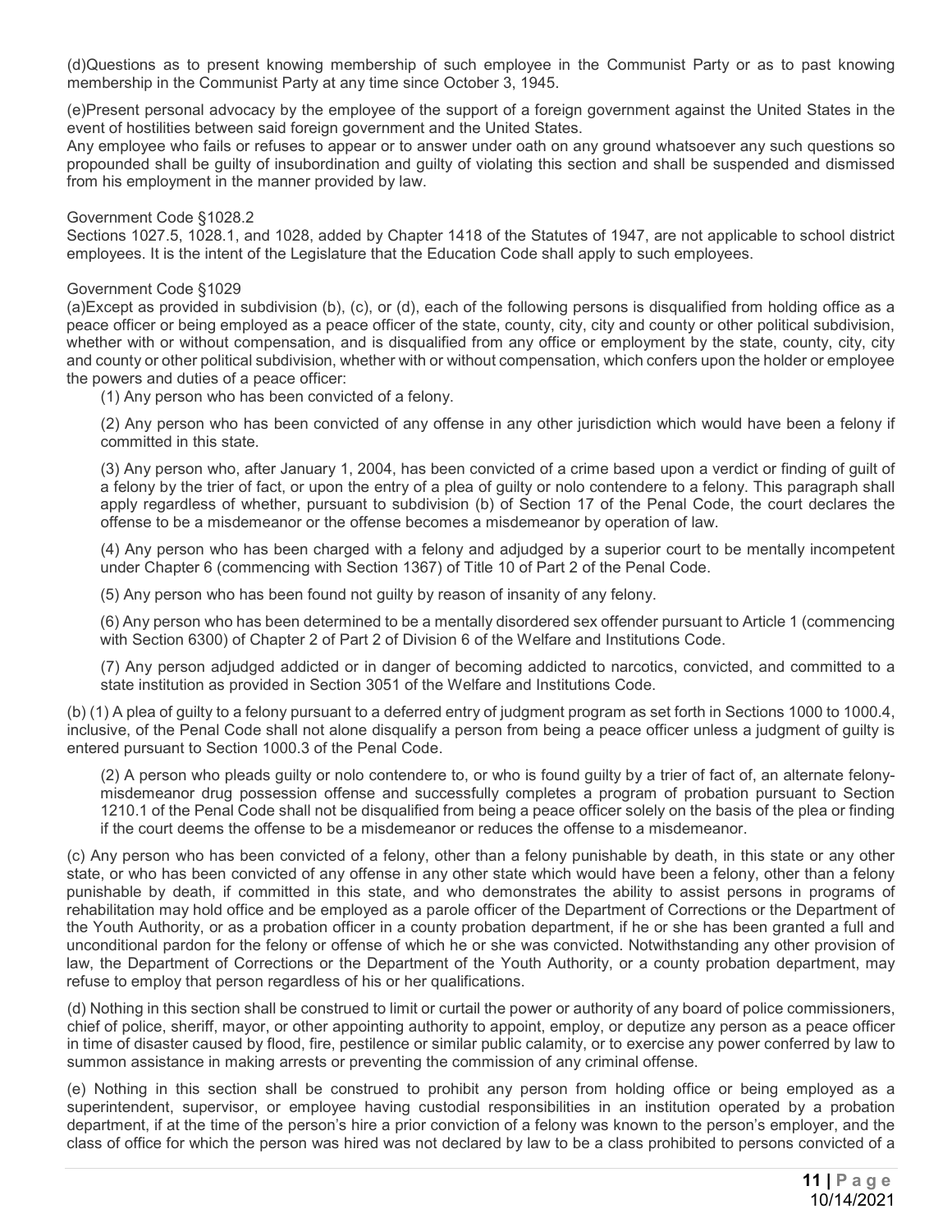(d)Questions as to present knowing membership of such employee in the Communist Party or as to past knowing membership in the Communist Party at any time since October 3, 1945.

(e)Present personal advocacy by the employee of the support of a foreign government against the United States in the event of hostilities between said foreign government and the United States.
Any employee who fails or refuses to appear or to answer under oath on any ground whatsoever any such questions so propounded shall be guilty of insubordination and guilty of violating this section and shall be suspended and dismissed from his employment in the manner provided by law.

Government Code §1028.2
Sections 1027.5, 1028.1, and 1028, added by Chapter 1418 of the Statutes of 1947, are not applicable to school district employees. It is the intent of the Legislature that the Education Code shall apply to such employees.

Government Code §1029
(a)Except as provided in subdivision (b), (c), or (d), each of the following persons is disqualified from holding office as a peace officer or being employed as a peace officer of the state, county, city, city and county or other political subdivision, whether with or without compensation, and is disqualified from any office or employment by the state, county, city, city and county or other political subdivision, whether with or without compensation, which confers upon the holder or employee the powers and duties of a peace officer:

(1) Any person who has been convicted of a felony.

(2) Any person who has been convicted of any offense in any other jurisdiction which would have been a felony if committed in this state.

(3) Any person who, after January 1, 2004, has been convicted of a crime based upon a verdict or finding of guilt of a felony by the trier of fact, or upon the entry of a plea of guilty or nolo contendere to a felony. This paragraph shall apply regardless of whether, pursuant to subdivision (b) of Section 17 of the Penal Code, the court declares the offense to be a misdemeanor or the offense becomes a misdemeanor by operation of law.

(4) Any person who has been charged with a felony and adjudged by a superior court to be mentally incompetent under Chapter 6 (commencing with Section 1367) of Title 10 of Part 2 of the Penal Code.

(5) Any person who has been found not guilty by reason of insanity of any felony.

(6) Any person who has been determined to be a mentally disordered sex offender pursuant to Article 1 (commencing with Section 6300) of Chapter 2 of Part 2 of Division 6 of the Welfare and Institutions Code.

(7) Any person adjudged addicted or in danger of becoming addicted to narcotics, convicted, and committed to a state institution as provided in Section 3051 of the Welfare and Institutions Code.

(b) (1) A plea of guilty to a felony pursuant to a deferred entry of judgment program as set forth in Sections 1000 to 1000.4, inclusive, of the Penal Code shall not alone disqualify a person from being a peace officer unless a judgment of guilty is entered pursuant to Section 1000.3 of the Penal Code.

(2) A person who pleads guilty or nolo contendere to, or who is found guilty by a trier of fact of, an alternate felony-misdemeanor drug possession offense and successfully completes a program of probation pursuant to Section 1210.1 of the Penal Code shall not be disqualified from being a peace officer solely on the basis of the plea or finding if the court deems the offense to be a misdemeanor or reduces the offense to a misdemeanor.

(c) Any person who has been convicted of a felony, other than a felony punishable by death, in this state or any other state, or who has been convicted of any offense in any other state which would have been a felony, other than a felony punishable by death, if committed in this state, and who demonstrates the ability to assist persons in programs of rehabilitation may hold office and be employed as a parole officer of the Department of Corrections or the Department of the Youth Authority, or as a probation officer in a county probation department, if he or she has been granted a full and unconditional pardon for the felony or offense of which he or she was convicted. Notwithstanding any other provision of law, the Department of Corrections or the Department of the Youth Authority, or a county probation department, may refuse to employ that person regardless of his or her qualifications.

(d) Nothing in this section shall be construed to limit or curtail the power or authority of any board of police commissioners, chief of police, sheriff, mayor, or other appointing authority to appoint, employ, or deputize any person as a peace officer in time of disaster caused by flood, fire, pestilence or similar public calamity, or to exercise any power conferred by law to summon assistance in making arrests or preventing the commission of any criminal offense.

(e) Nothing in this section shall be construed to prohibit any person from holding office or being employed as a superintendent, supervisor, or employee having custodial responsibilities in an institution operated by a probation department, if at the time of the person's hire a prior conviction of a felony was known to the person's employer, and the class of office for which the person was hired was not declared by law to be a class prohibited to persons convicted of a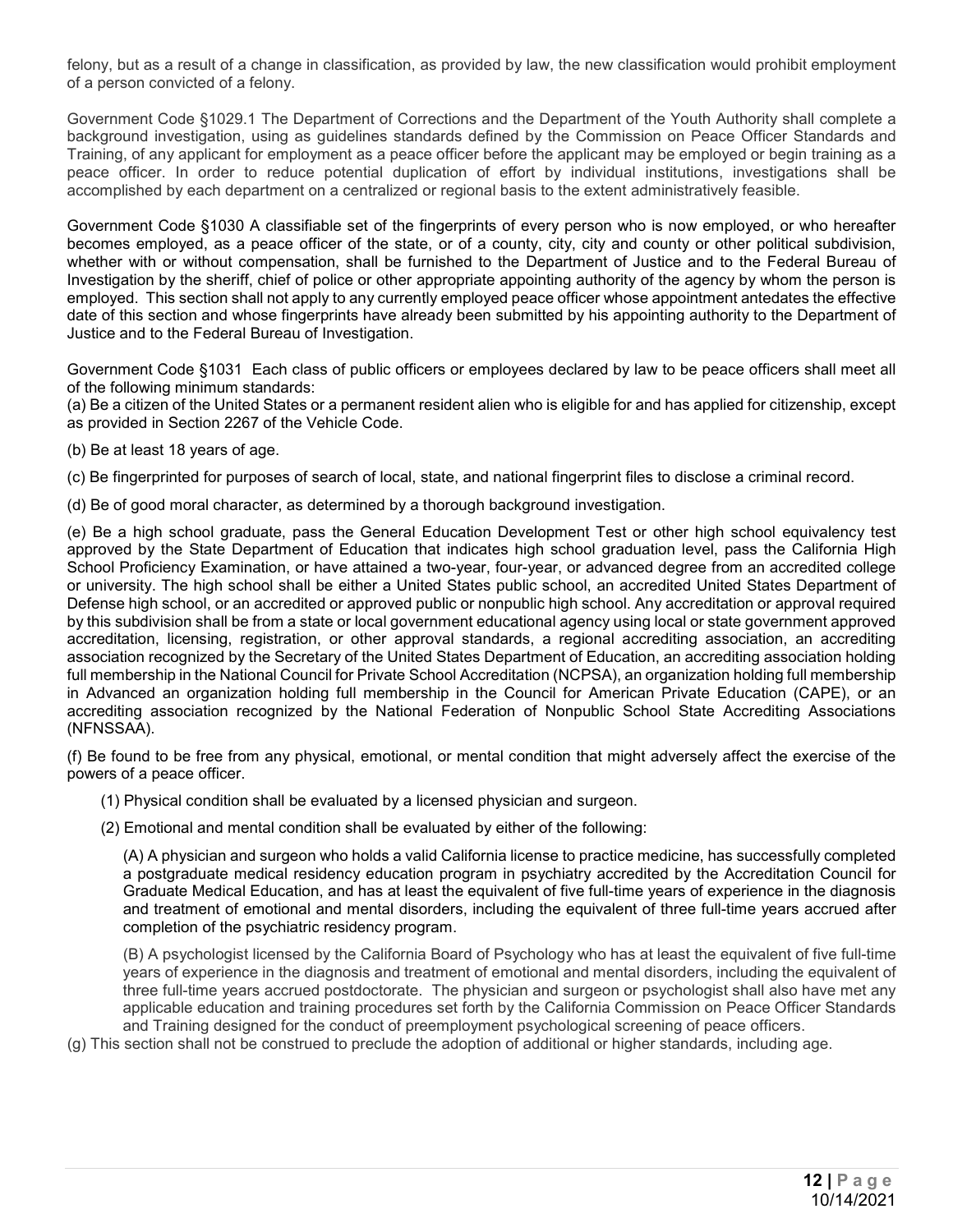felony, but as a result of a change in classification, as provided by law, the new classification would prohibit employment of a person convicted of a felony.

Government Code §1029.1 The Department of Corrections and the Department of the Youth Authority shall complete a background investigation, using as guidelines standards defined by the Commission on Peace Officer Standards and Training, of any applicant for employment as a peace officer before the applicant may be employed or begin training as a peace officer. In order to reduce potential duplication of effort by individual institutions, investigations shall be accomplished by each department on a centralized or regional basis to the extent administratively feasible.

Government Code §1030 A classifiable set of the fingerprints of every person who is now employed, or who hereafter becomes employed, as a peace officer of the state, or of a county, city, city and county or other political subdivision, whether with or without compensation, shall be furnished to the Department of Justice and to the Federal Bureau of Investigation by the sheriff, chief of police or other appropriate appointing authority of the agency by whom the person is employed. This section shall not apply to any currently employed peace officer whose appointment antedates the effective date of this section and whose fingerprints have already been submitted by his appointing authority to the Department of Justice and to the Federal Bureau of Investigation.

Government Code §1031 Each class of public officers or employees declared by law to be peace officers shall meet all of the following minimum standards:

(a) Be a citizen of the United States or a permanent resident alien who is eligible for and has applied for citizenship, except as provided in Section 2267 of the Vehicle Code.

(b) Be at least 18 years of age.

(c) Be fingerprinted for purposes of search of local, state, and national fingerprint files to disclose a criminal record.

(d) Be of good moral character, as determined by a thorough background investigation.

(e) Be a high school graduate, pass the General Education Development Test or other high school equivalency test approved by the State Department of Education that indicates high school graduation level, pass the California High School Proficiency Examination, or have attained a two-year, four-year, or advanced degree from an accredited college or university. The high school shall be either a United States public school, an accredited United States Department of Defense high school, or an accredited or approved public or nonpublic high school. Any accreditation or approval required by this subdivision shall be from a state or local government educational agency using local or state government approved accreditation, licensing, registration, or other approval standards, a regional accrediting association, an accrediting association recognized by the Secretary of the United States Department of Education, an accrediting association holding full membership in the National Council for Private School Accreditation (NCPSA), an organization holding full membership in Advanced an organization holding full membership in the Council for American Private Education (CAPE), or an accrediting association recognized by the National Federation of Nonpublic School State Accrediting Associations (NFNSSAA).

(f) Be found to be free from any physical, emotional, or mental condition that might adversely affect the exercise of the powers of a peace officer.

(1) Physical condition shall be evaluated by a licensed physician and surgeon.

(2) Emotional and mental condition shall be evaluated by either of the following:

(A) A physician and surgeon who holds a valid California license to practice medicine, has successfully completed a postgraduate medical residency education program in psychiatry accredited by the Accreditation Council for Graduate Medical Education, and has at least the equivalent of five full-time years of experience in the diagnosis and treatment of emotional and mental disorders, including the equivalent of three full-time years accrued after completion of the psychiatric residency program.

(B) A psychologist licensed by the California Board of Psychology who has at least the equivalent of five full-time years of experience in the diagnosis and treatment of emotional and mental disorders, including the equivalent of three full-time years accrued postdoctorate. The physician and surgeon or psychologist shall also have met any applicable education and training procedures set forth by the California Commission on Peace Officer Standards and Training designed for the conduct of preemployment psychological screening of peace officers.

(g) This section shall not be construed to preclude the adoption of additional or higher standards, including age.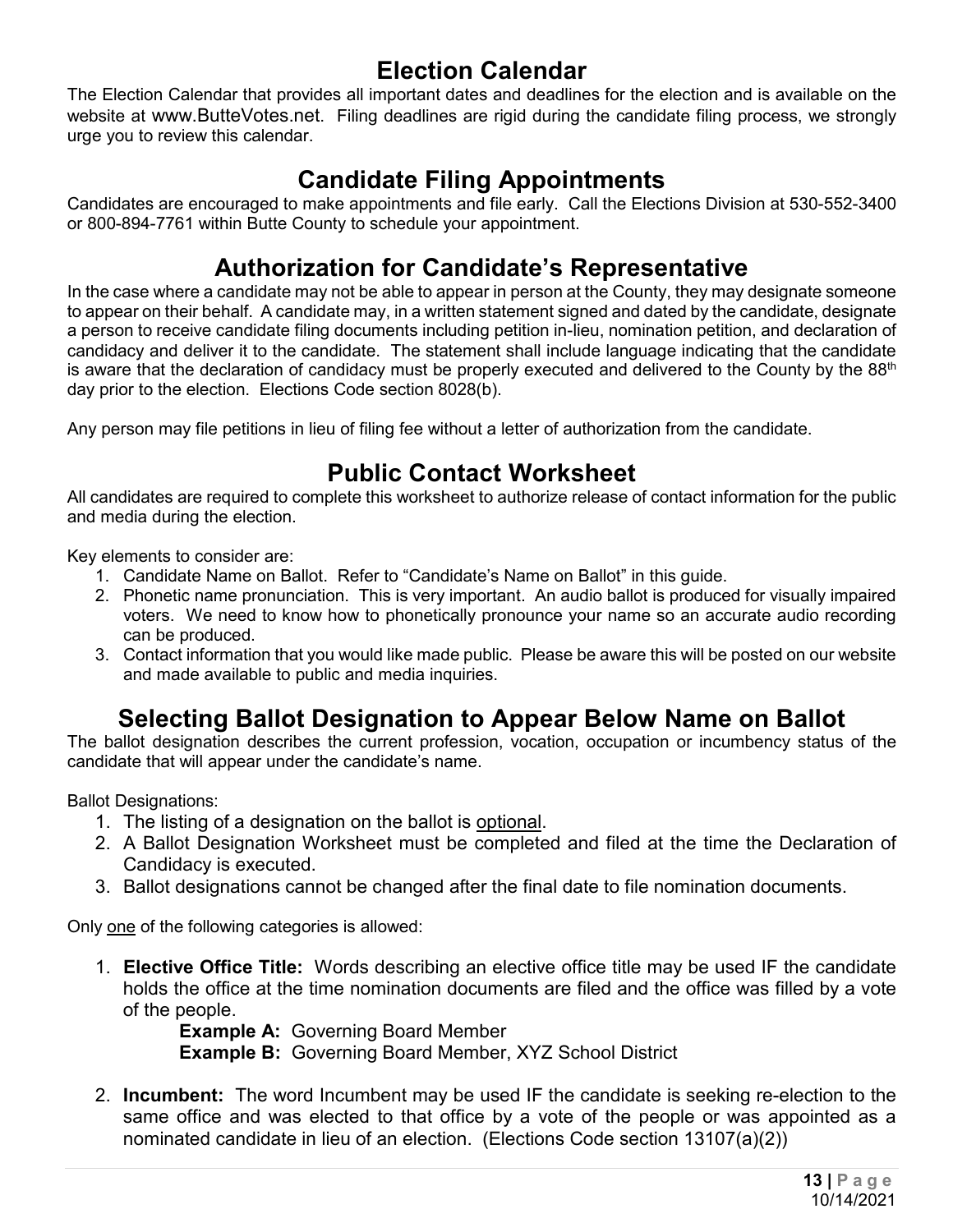## Election Calendar

The Election Calendar that provides all important dates and deadlines for the election and is available on the website at www.ButteVotes.net. Filing deadlines are rigid during the candidate filing process, we strongly urge you to review this calendar.

## Candidate Filing Appointments

Candidates are encouraged to make appointments and file early. Call the Elections Division at 530-552-3400 or 800-894-7761 within Butte County to schedule your appointment.

## Authorization for Candidate's Representative

In the case where a candidate may not be able to appear in person at the County, they may designate someone to appear on their behalf. A candidate may, in a written statement signed and dated by the candidate, designate a person to receive candidate filing documents including petition in-lieu, nomination petition, and declaration of candidacy and deliver it to the candidate. The statement shall include language indicating that the candidate is aware that the declaration of candidacy must be properly executed and delivered to the County by the 88th day prior to the election. Elections Code section 8028(b).

Any person may file petitions in lieu of filing fee without a letter of authorization from the candidate.

## Public Contact Worksheet

All candidates are required to complete this worksheet to authorize release of contact information for the public and media during the election.

Key elements to consider are:

1. Candidate Name on Ballot. Refer to "Candidate's Name on Ballot" in this guide.
2. Phonetic name pronunciation. This is very important. An audio ballot is produced for visually impaired voters. We need to know how to phonetically pronounce your name so an accurate audio recording can be produced.
3. Contact information that you would like made public. Please be aware this will be posted on our website and made available to public and media inquiries.

## Selecting Ballot Designation to Appear Below Name on Ballot

The ballot designation describes the current profession, vocation, occupation or incumbency status of the candidate that will appear under the candidate's name.

Ballot Designations:

1. The listing of a designation on the ballot is optional.
2. A Ballot Designation Worksheet must be completed and filed at the time the Declaration of Candidacy is executed.
3. Ballot designations cannot be changed after the final date to file nomination documents.

Only one of the following categories is allowed:

1. **Elective Office Title:** Words describing an elective office title may be used IF the candidate holds the office at the time nomination documents are filed and the office was filled by a vote of the people.

   **Example A:** Governing Board Member
   **Example B:** Governing Board Member, XYZ School District

2. **Incumbent:** The word Incumbent may be used IF the candidate is seeking re-election to the same office and was elected to that office by a vote of the people or was appointed as a nominated candidate in lieu of an election. (Elections Code section 13107(a)(2))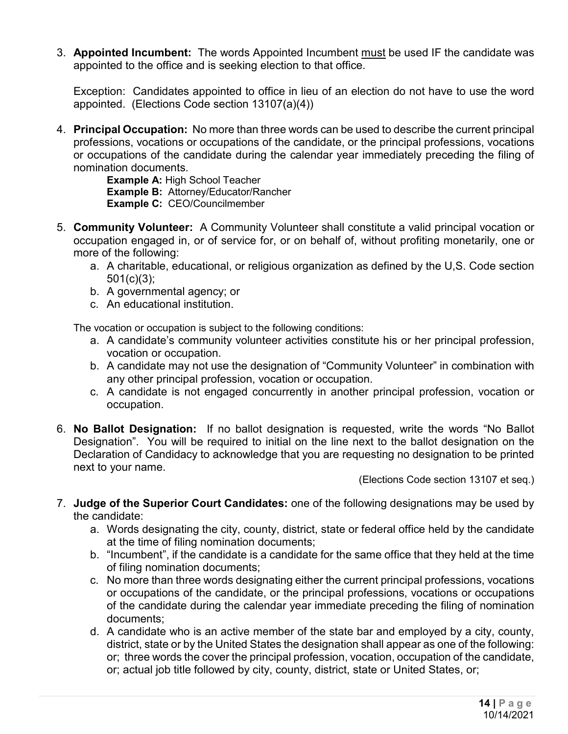3. **Appointed Incumbent:** The words Appointed Incumbent must be used IF the candidate was appointed to the office and is seeking election to that office.

   Exception: Candidates appointed to office in lieu of an election do not have to use the word appointed. (Elections Code section 13107(a)(4))

4. **Principal Occupation:** No more than three words can be used to describe the current principal professions, vocations or occupations of the candidate, or the principal professions, vocations or occupations of the candidate during the calendar year immediately preceding the filing of nomination documents.

   **Example A:** High School Teacher
   **Example B:** Attorney/Educator/Rancher
   **Example C:** CEO/Councilmember

5. **Community Volunteer:** A Community Volunteer shall constitute a valid principal vocation or occupation engaged in, or of service for, or on behalf of, without profiting monetarily, one or more of the following:
   a. A charitable, educational, or religious organization as defined by the U,S. Code section 501(c)(3);
   b. A governmental agency; or
   c. An educational institution.

   The vocation or occupation is subject to the following conditions:
   a. A candidate's community volunteer activities constitute his or her principal profession, vocation or occupation.
   b. A candidate may not use the designation of "Community Volunteer" in combination with any other principal profession, vocation or occupation.
   c. A candidate is not engaged concurrently in another principal profession, vocation or occupation.

6. **No Ballot Designation:** If no ballot designation is requested, write the words "No Ballot Designation". You will be required to initial on the line next to the ballot designation on the Declaration of Candidacy to acknowledge that you are requesting no designation to be printed next to your name.

   (Elections Code section 13107 et seq.)

7. **Judge of the Superior Court Candidates:** one of the following designations may be used by the candidate:
   a. Words designating the city, county, district, state or federal office held by the candidate at the time of filing nomination documents;
   b. "Incumbent", if the candidate is a candidate for the same office that they held at the time of filing nomination documents;
   c. No more than three words designating either the current principal professions, vocations or occupations of the candidate, or the principal professions, vocations or occupations of the candidate during the calendar year immediate preceding the filing of nomination documents;
   d. A candidate who is an active member of the state bar and employed by a city, county, district, state or by the United States the designation shall appear as one of the following: or; three words the cover the principal profession, vocation, occupation of the candidate, or; actual job title followed by city, county, district, state or United States, or;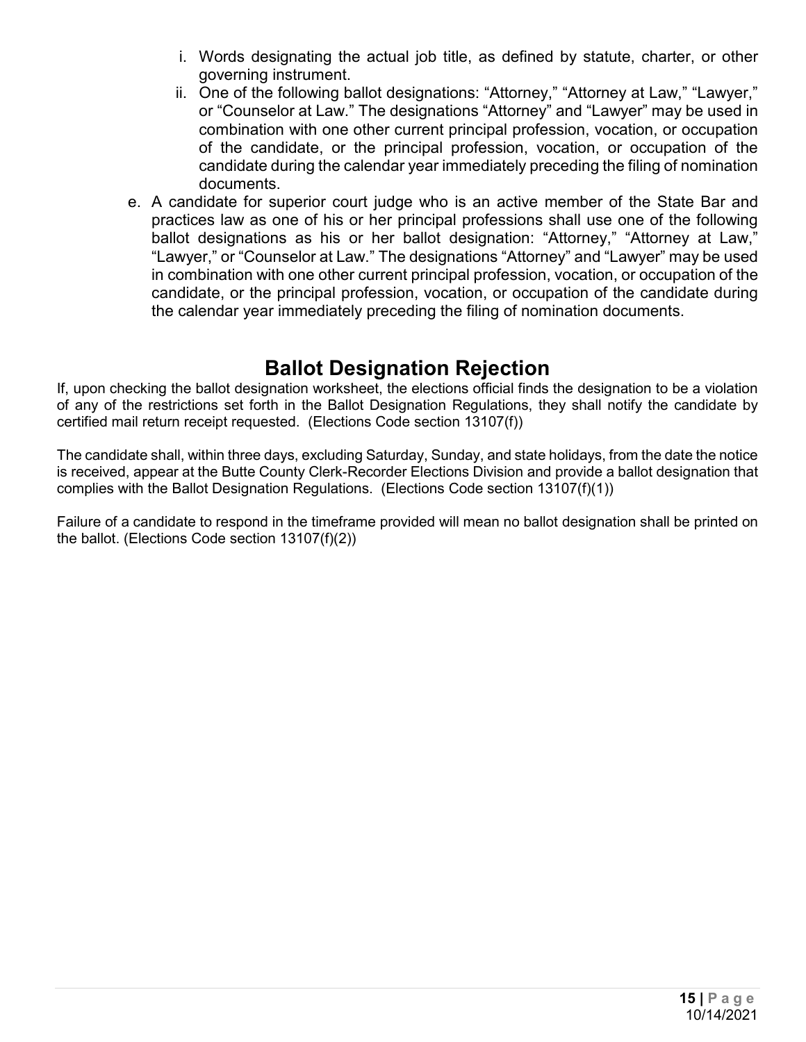i. Words designating the actual job title, as defined by statute, charter, or other governing instrument.
   ii. One of the following ballot designations: "Attorney," "Attorney at Law," "Lawyer," or "Counselor at Law." The designations "Attorney" and "Lawyer" may be used in combination with one other current principal profession, vocation, or occupation of the candidate, or the principal profession, vocation, or occupation of the candidate during the calendar year immediately preceding the filing of nomination documents.

e. A candidate for superior court judge who is an active member of the State Bar and practices law as one of his or her principal professions shall use one of the following ballot designations as his or her ballot designation: "Attorney," "Attorney at Law," "Lawyer," or "Counselor at Law." The designations "Attorney" and "Lawyer" may be used in combination with one other current principal profession, vocation, or occupation of the candidate, or the principal profession, vocation, or occupation of the candidate during the calendar year immediately preceding the filing of nomination documents.

## Ballot Designation Rejection

If, upon checking the ballot designation worksheet, the elections official finds the designation to be a violation of any of the restrictions set forth in the Ballot Designation Regulations, they shall notify the candidate by certified mail return receipt requested. (Elections Code section 13107(f))

The candidate shall, within three days, excluding Saturday, Sunday, and state holidays, from the date the notice is received, appear at the Butte County Clerk-Recorder Elections Division and provide a ballot designation that complies with the Ballot Designation Regulations. (Elections Code section 13107(f)(1))

Failure of a candidate to respond in the timeframe provided will mean no ballot designation shall be printed on the ballot. (Elections Code section 13107(f)(2))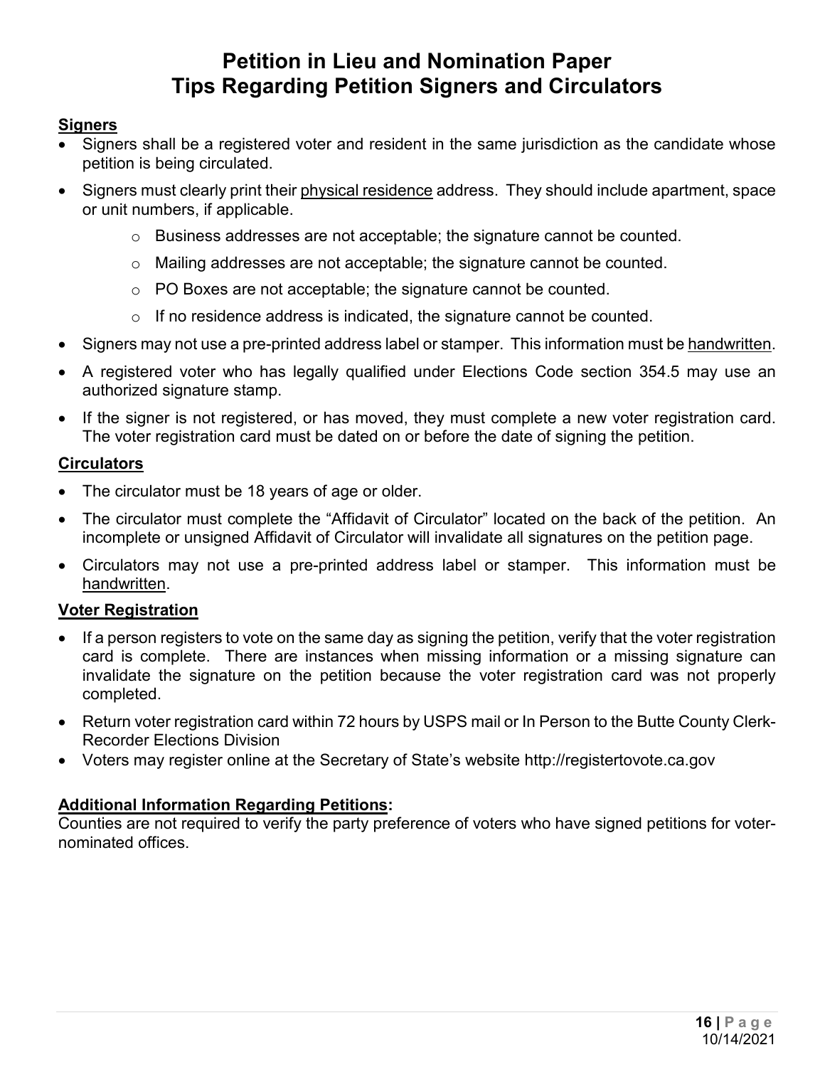# Petition in Lieu and Nomination Paper
# Tips Regarding Petition Signers and Circulators

**Signers**

- Signers shall be a registered voter and resident in the same jurisdiction as the candidate whose petition is being circulated.
- Signers must clearly print their physical residence address. They should include apartment, space or unit numbers, if applicable.
    - Business addresses are not acceptable; the signature cannot be counted.
    - Mailing addresses are not acceptable; the signature cannot be counted.
    - PO Boxes are not acceptable; the signature cannot be counted.
    - If no residence address is indicated, the signature cannot be counted.
- Signers may not use a pre-printed address label or stamper. This information must be handwritten.
- A registered voter who has legally qualified under Elections Code section 354.5 may use an authorized signature stamp.
- If the signer is not registered, or has moved, they must complete a new voter registration card. The voter registration card must be dated on or before the date of signing the petition.

**Circulators**

- The circulator must be 18 years of age or older.
- The circulator must complete the "Affidavit of Circulator" located on the back of the petition. An incomplete or unsigned Affidavit of Circulator will invalidate all signatures on the petition page.
- Circulators may not use a pre-printed address label or stamper. This information must be handwritten.

**Voter Registration**

- If a person registers to vote on the same day as signing the petition, verify that the voter registration card is complete. There are instances when missing information or a missing signature can invalidate the signature on the petition because the voter registration card was not properly completed.
- Return voter registration card within 72 hours by USPS mail or In Person to the Butte County Clerk-Recorder Elections Division
- Voters may register online at the Secretary of State's website http://registertovote.ca.gov

**Additional Information Regarding Petitions:**

Counties are not required to verify the party preference of voters who have signed petitions for voter-nominated offices.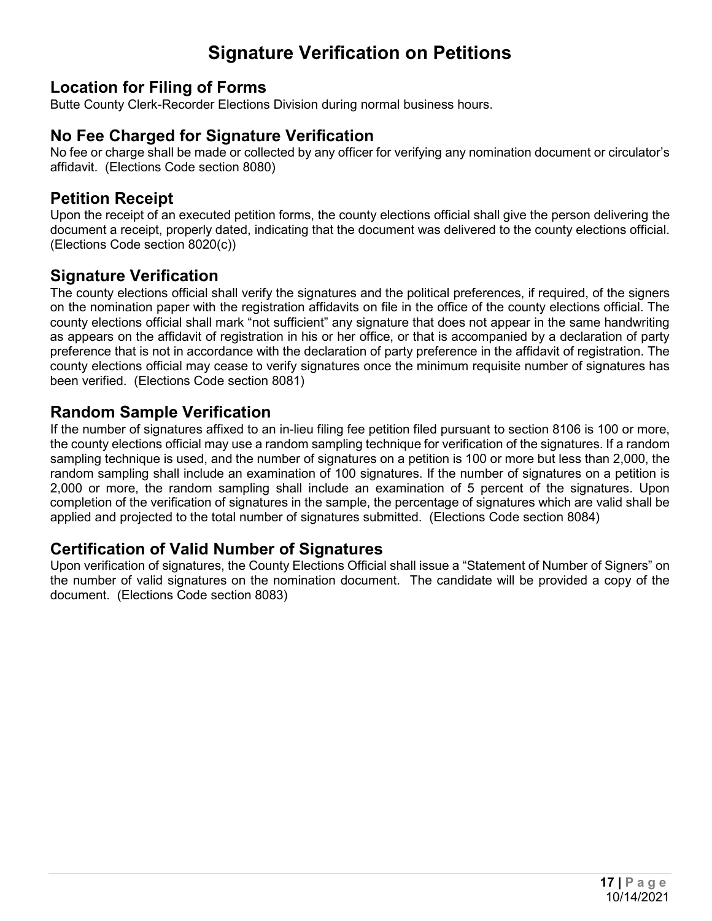# Signature Verification on Petitions

## Location for Filing of Forms

Butte County Clerk-Recorder Elections Division during normal business hours.

## No Fee Charged for Signature Verification

No fee or charge shall be made or collected by any officer for verifying any nomination document or circulator's affidavit. (Elections Code section 8080)

## Petition Receipt

Upon the receipt of an executed petition forms, the county elections official shall give the person delivering the document a receipt, properly dated, indicating that the document was delivered to the county elections official. (Elections Code section 8020(c))

## Signature Verification

The county elections official shall verify the signatures and the political preferences, if required, of the signers on the nomination paper with the registration affidavits on file in the office of the county elections official. The county elections official shall mark "not sufficient" any signature that does not appear in the same handwriting as appears on the affidavit of registration in his or her office, or that is accompanied by a declaration of party preference that is not in accordance with the declaration of party preference in the affidavit of registration. The county elections official may cease to verify signatures once the minimum requisite number of signatures has been verified. (Elections Code section 8081)

## Random Sample Verification

If the number of signatures affixed to an in-lieu filing fee petition filed pursuant to section 8106 is 100 or more, the county elections official may use a random sampling technique for verification of the signatures. If a random sampling technique is used, and the number of signatures on a petition is 100 or more but less than 2,000, the random sampling shall include an examination of 100 signatures. If the number of signatures on a petition is 2,000 or more, the random sampling shall include an examination of 5 percent of the signatures. Upon completion of the verification of signatures in the sample, the percentage of signatures which are valid shall be applied and projected to the total number of signatures submitted. (Elections Code section 8084)

## Certification of Valid Number of Signatures

Upon verification of signatures, the County Elections Official shall issue a "Statement of Number of Signers" on the number of valid signatures on the nomination document. The candidate will be provided a copy of the document. (Elections Code section 8083)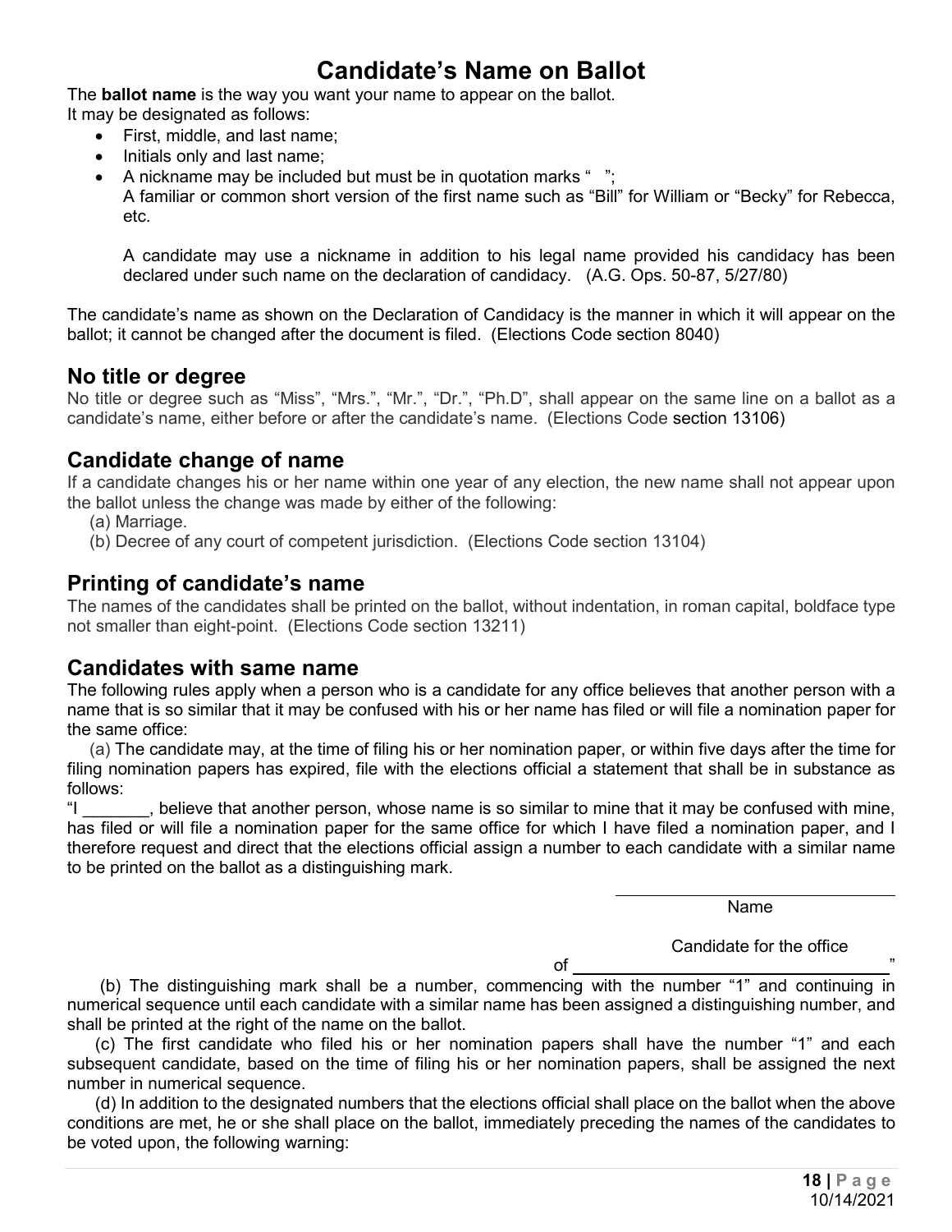# Candidate's Name on Ballot

The **ballot name** is the way you want your name to appear on the ballot.
It may be designated as follows:

- First, middle, and last name;
- Initials only and last name;
- A nickname may be included but must be in quotation marks " ";
  A familiar or common short version of the first name such as "Bill" for William or "Becky" for Rebecca, etc.

  A candidate may use a nickname in addition to his legal name provided his candidacy has been declared under such name on the declaration of candidacy. (A.G. Ops. 50-87, 5/27/80)

The candidate's name as shown on the Declaration of Candidacy is the manner in which it will appear on the ballot; it cannot be changed after the document is filed. (Elections Code section 8040)

## No title or degree

No title or degree such as "Miss", "Mrs.", "Mr.", "Dr.", "Ph.D", shall appear on the same line on a ballot as a candidate's name, either before or after the candidate's name. (Elections Code section 13106)

## Candidate change of name

If a candidate changes his or her name within one year of any election, the new name shall not appear upon the ballot unless the change was made by either of the following:

(a) Marriage.
(b) Decree of any court of competent jurisdiction. (Elections Code section 13104)

## Printing of candidate's name

The names of the candidates shall be printed on the ballot, without indentation, in roman capital, boldface type not smaller than eight-point. (Elections Code section 13211)

## Candidates with same name

The following rules apply when a person who is a candidate for any office believes that another person with a name that is so similar that it may be confused with his or her name has filed or will file a nomination paper for the same office:

(a) The candidate may, at the time of filing his or her nomination paper, or within five days after the time for filing nomination papers has expired, file with the elections official a statement that shall be in substance as follows:

"I _______, believe that another person, whose name is so similar to mine that it may be confused with mine, has filed or will file a nomination paper for the same office for which I have filed a nomination paper, and I therefore request and direct that the elections official assign a number to each candidate with a similar name to be printed on the ballot as a distinguishing mark.

_______________________________
Name

Candidate for the office
of _______________________________"

(b) The distinguishing mark shall be a number, commencing with the number "1" and continuing in numerical sequence until each candidate with a similar name has been assigned a distinguishing number, and shall be printed at the right of the name on the ballot.

(c) The first candidate who filed his or her nomination papers shall have the number "1" and each subsequent candidate, based on the time of filing his or her nomination papers, shall be assigned the next number in numerical sequence.

(d) In addition to the designated numbers that the elections official shall place on the ballot when the above conditions are met, he or she shall place on the ballot, immediately preceding the names of the candidates to be voted upon, the following warning: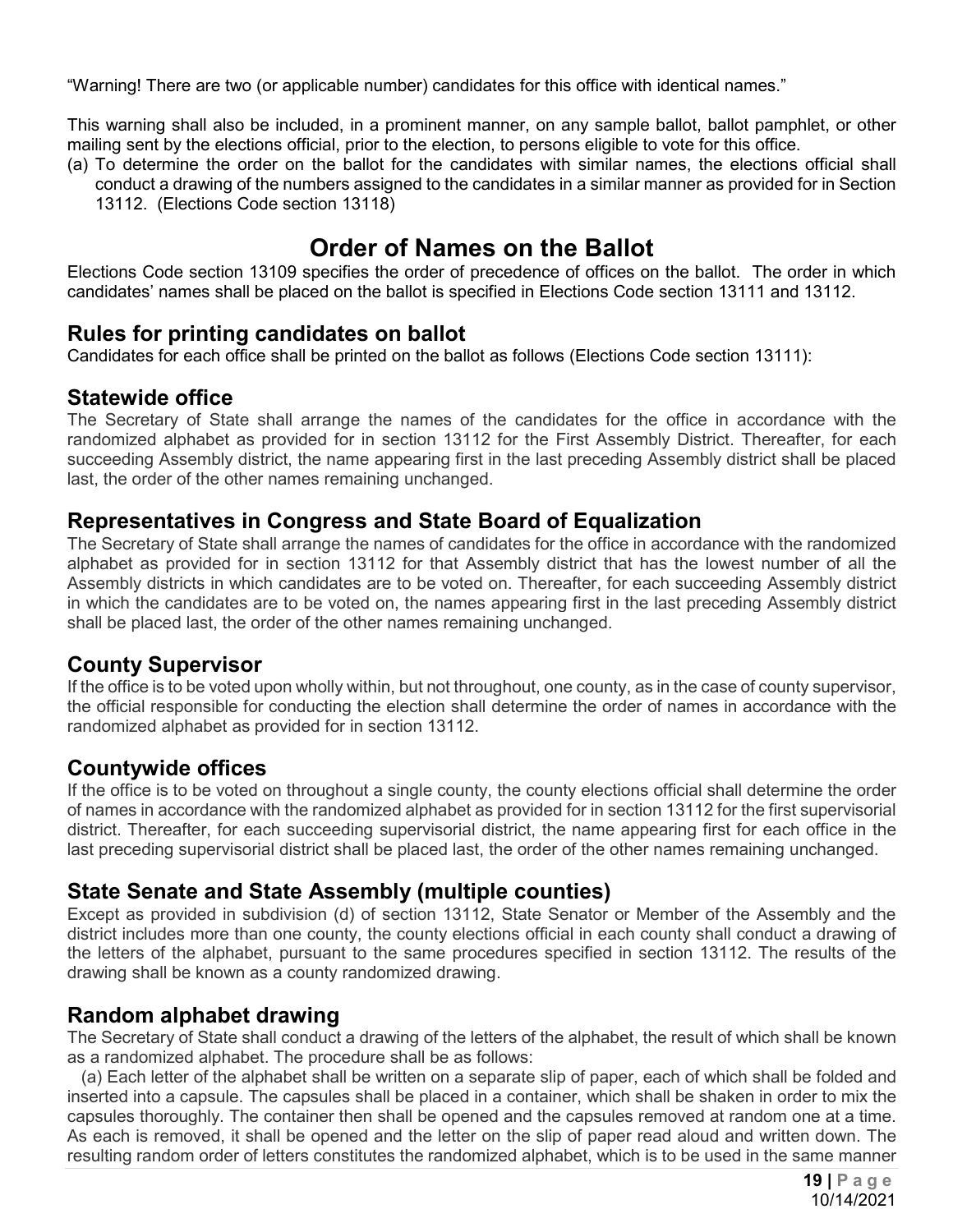"Warning! There are two (or applicable number) candidates for this office with identical names."

This warning shall also be included, in a prominent manner, on any sample ballot, ballot pamphlet, or other mailing sent by the elections official, prior to the election, to persons eligible to vote for this office.

(a) To determine the order on the ballot for the candidates with similar names, the elections official shall conduct a drawing of the numbers assigned to the candidates in a similar manner as provided for in Section 13112. (Elections Code section 13118)

# Order of Names on the Ballot

Elections Code section 13109 specifies the order of precedence of offices on the ballot. The order in which candidates' names shall be placed on the ballot is specified in Elections Code section 13111 and 13112.

## Rules for printing candidates on ballot

Candidates for each office shall be printed on the ballot as follows (Elections Code section 13111):

## Statewide office

The Secretary of State shall arrange the names of the candidates for the office in accordance with the randomized alphabet as provided for in section 13112 for the First Assembly District. Thereafter, for each succeeding Assembly district, the name appearing first in the last preceding Assembly district shall be placed last, the order of the other names remaining unchanged.

## Representatives in Congress and State Board of Equalization

The Secretary of State shall arrange the names of candidates for the office in accordance with the randomized alphabet as provided for in section 13112 for that Assembly district that has the lowest number of all the Assembly districts in which candidates are to be voted on. Thereafter, for each succeeding Assembly district in which the candidates are to be voted on, the names appearing first in the last preceding Assembly district shall be placed last, the order of the other names remaining unchanged.

## County Supervisor

If the office is to be voted upon wholly within, but not throughout, one county, as in the case of county supervisor, the official responsible for conducting the election shall determine the order of names in accordance with the randomized alphabet as provided for in section 13112.

## Countywide offices

If the office is to be voted on throughout a single county, the county elections official shall determine the order of names in accordance with the randomized alphabet as provided for in section 13112 for the first supervisorial district. Thereafter, for each succeeding supervisorial district, the name appearing first for each office in the last preceding supervisorial district shall be placed last, the order of the other names remaining unchanged.

## State Senate and State Assembly (multiple counties)

Except as provided in subdivision (d) of section 13112, State Senator or Member of the Assembly and the district includes more than one county, the county elections official in each county shall conduct a drawing of the letters of the alphabet, pursuant to the same procedures specified in section 13112. The results of the drawing shall be known as a county randomized drawing.

## Random alphabet drawing

The Secretary of State shall conduct a drawing of the letters of the alphabet, the result of which shall be known as a randomized alphabet. The procedure shall be as follows:

(a) Each letter of the alphabet shall be written on a separate slip of paper, each of which shall be folded and inserted into a capsule. The capsules shall be placed in a container, which shall be shaken in order to mix the capsules thoroughly. The container then shall be opened and the capsules removed at random one at a time. As each is removed, it shall be opened and the letter on the slip of paper read aloud and written down. The resulting random order of letters constitutes the randomized alphabet, which is to be used in the same manner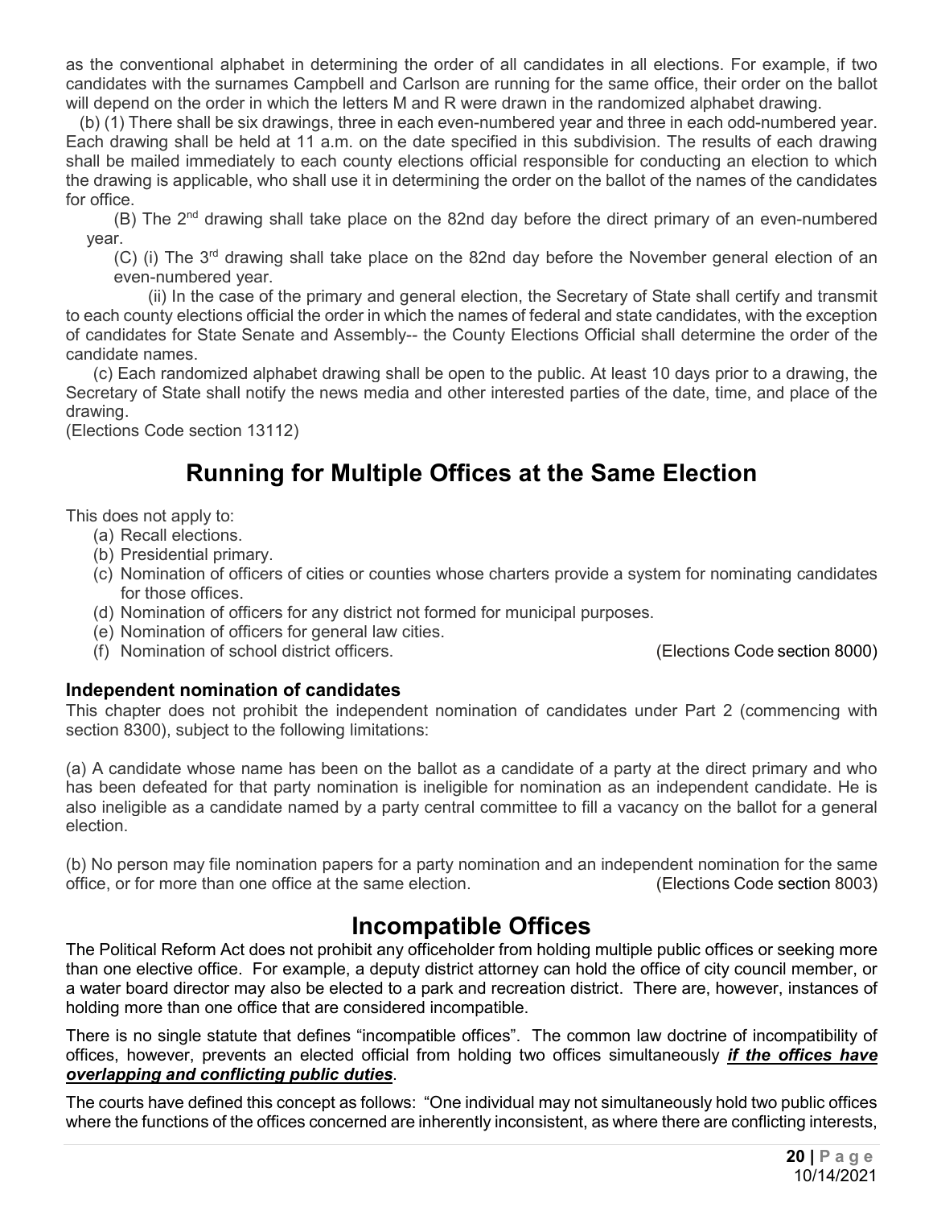as the conventional alphabet in determining the order of all candidates in all elections. For example, if two candidates with the surnames Campbell and Carlson are running for the same office, their order on the ballot will depend on the order in which the letters M and R were drawn in the randomized alphabet drawing.

(b) (1) There shall be six drawings, three in each even-numbered year and three in each odd-numbered year. Each drawing shall be held at 11 a.m. on the date specified in this subdivision. The results of each drawing shall be mailed immediately to each county elections official responsible for conducting an election to which the drawing is applicable, who shall use it in determining the order on the ballot of the names of the candidates for office.

(B) The 2nd drawing shall take place on the 82nd day before the direct primary of an even-numbered year.

(C) (i) The 3rd drawing shall take place on the 82nd day before the November general election of an even-numbered year.

(ii) In the case of the primary and general election, the Secretary of State shall certify and transmit to each county elections official the order in which the names of federal and state candidates, with the exception of candidates for State Senate and Assembly-- the County Elections Official shall determine the order of the candidate names.

(c) Each randomized alphabet drawing shall be open to the public. At least 10 days prior to a drawing, the Secretary of State shall notify the news media and other interested parties of the date, time, and place of the drawing.

(Elections Code section 13112)

# Running for Multiple Offices at the Same Election

This does not apply to:

(a) Recall elections.
(b) Presidential primary.
(c) Nomination of officers of cities or counties whose charters provide a system for nominating candidates for those offices.
(d) Nomination of officers for any district not formed for municipal purposes.
(e) Nomination of officers for general law cities.
(f) Nomination of school district officers. (Elections Code section 8000)

### Independent nomination of candidates

This chapter does not prohibit the independent nomination of candidates under Part 2 (commencing with section 8300), subject to the following limitations:

(a) A candidate whose name has been on the ballot as a candidate of a party at the direct primary and who has been defeated for that party nomination is ineligible for nomination as an independent candidate. He is also ineligible as a candidate named by a party central committee to fill a vacancy on the ballot for a general election.

(b) No person may file nomination papers for a party nomination and an independent nomination for the same office, or for more than one office at the same election. (Elections Code section 8003)

# Incompatible Offices

The Political Reform Act does not prohibit any officeholder from holding multiple public offices or seeking more than one elective office. For example, a deputy district attorney can hold the office of city council member, or a water board director may also be elected to a park and recreation district. There are, however, instances of holding more than one office that are considered incompatible.

There is no single statute that defines "incompatible offices". The common law doctrine of incompatibility of offices, however, prevents an elected official from holding two offices simultaneously ***if the offices have overlapping and conflicting public duties***.

The courts have defined this concept as follows: "One individual may not simultaneously hold two public offices where the functions of the offices concerned are inherently inconsistent, as where there are conflicting interests,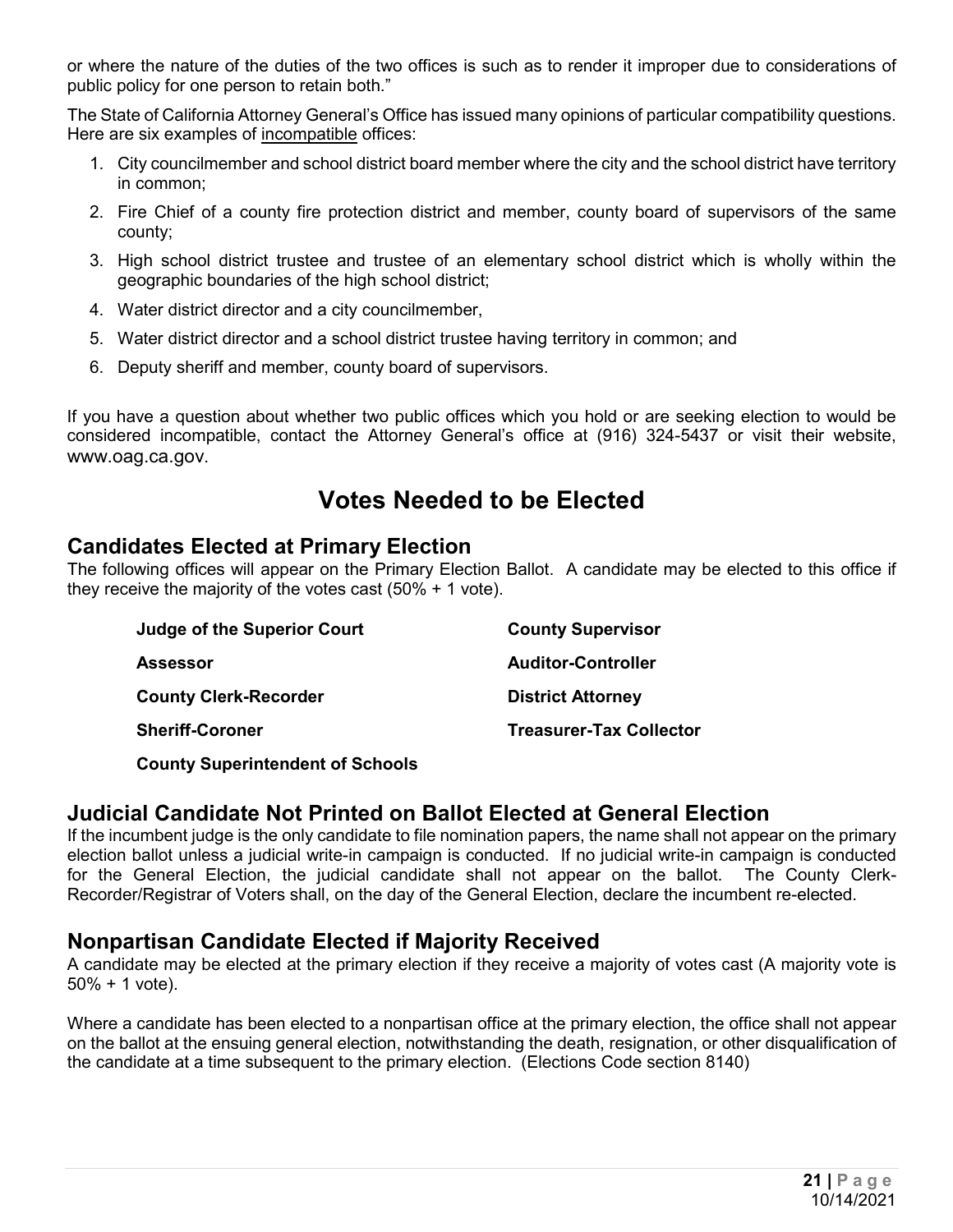or where the nature of the duties of the two offices is such as to render it improper due to considerations of public policy for one person to retain both."

The State of California Attorney General's Office has issued many opinions of particular compatibility questions. Here are six examples of incompatible offices:

1. City councilmember and school district board member where the city and the school district have territory in common;
2. Fire Chief of a county fire protection district and member, county board of supervisors of the same county;
3. High school district trustee and trustee of an elementary school district which is wholly within the geographic boundaries of the high school district;
4. Water district director and a city councilmember,
5. Water district director and a school district trustee having territory in common; and
6. Deputy sheriff and member, county board of supervisors.

If you have a question about whether two public offices which you hold or are seeking election to would be considered incompatible, contact the Attorney General's office at (916) 324-5437 or visit their website, www.oag.ca.gov.

# Votes Needed to be Elected

## Candidates Elected at Primary Election

The following offices will appear on the Primary Election Ballot. A candidate may be elected to this office if they receive the majority of the votes cast (50% + 1 vote).

- **Judge of the Superior Court**
- **County Supervisor**
- **Assessor**
- **Auditor-Controller**
- **County Clerk-Recorder**
- **District Attorney**
- **Sheriff-Coroner**
- **Treasurer-Tax Collector**
- **County Superintendent of Schools**

## Judicial Candidate Not Printed on Ballot Elected at General Election

If the incumbent judge is the only candidate to file nomination papers, the name shall not appear on the primary election ballot unless a judicial write-in campaign is conducted. If no judicial write-in campaign is conducted for the General Election, the judicial candidate shall not appear on the ballot. The County Clerk-Recorder/Registrar of Voters shall, on the day of the General Election, declare the incumbent re-elected.

## Nonpartisan Candidate Elected if Majority Received

A candidate may be elected at the primary election if they receive a majority of votes cast (A majority vote is 50% + 1 vote).

Where a candidate has been elected to a nonpartisan office at the primary election, the office shall not appear on the ballot at the ensuing general election, notwithstanding the death, resignation, or other disqualification of the candidate at a time subsequent to the primary election. (Elections Code section 8140)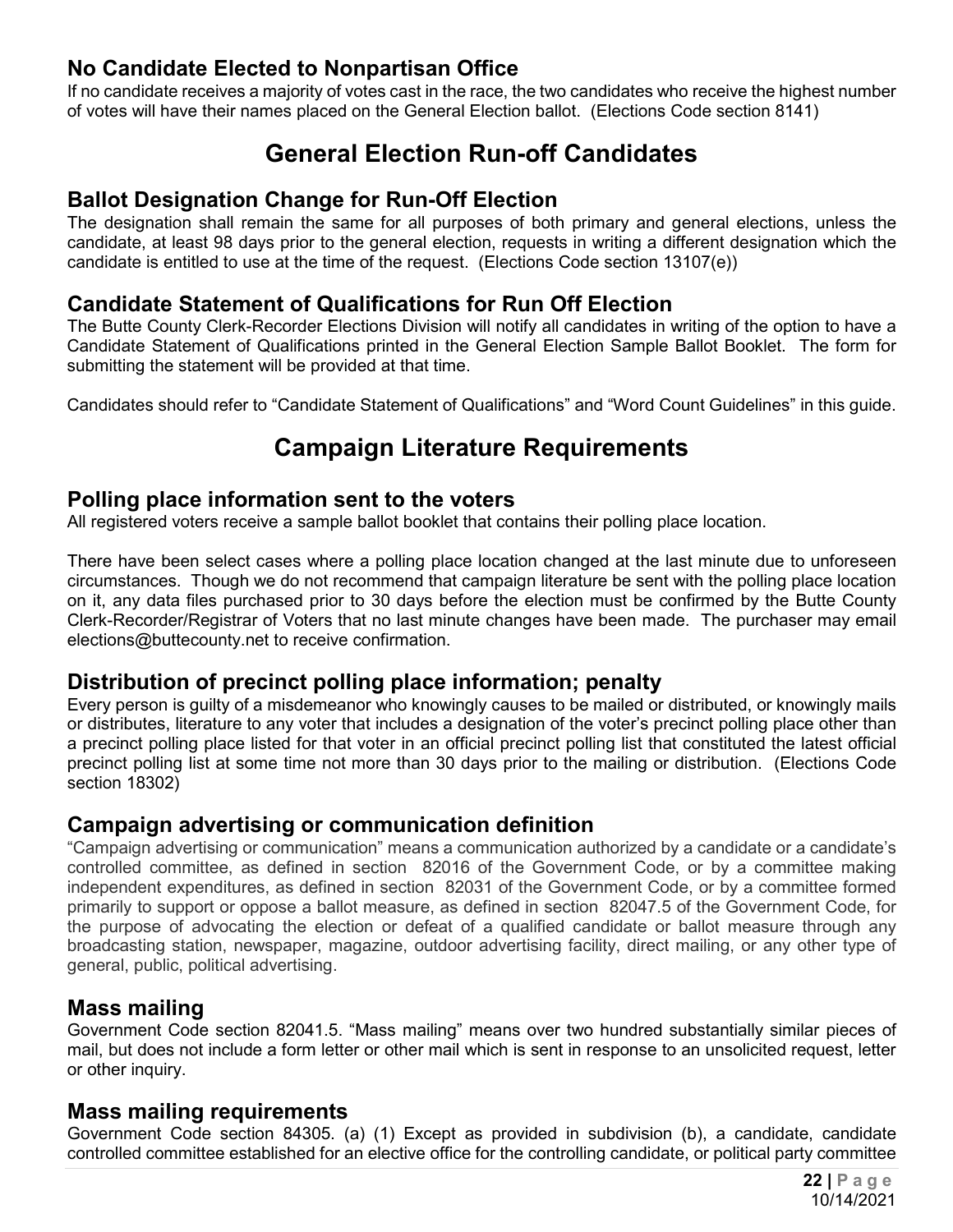### No Candidate Elected to Nonpartisan Office

If no candidate receives a majority of votes cast in the race, the two candidates who receive the highest number of votes will have their names placed on the General Election ballot. (Elections Code section 8141)

## General Election Run-off Candidates

### Ballot Designation Change for Run-Off Election

The designation shall remain the same for all purposes of both primary and general elections, unless the candidate, at least 98 days prior to the general election, requests in writing a different designation which the candidate is entitled to use at the time of the request. (Elections Code section 13107(e))

### Candidate Statement of Qualifications for Run Off Election

The Butte County Clerk-Recorder Elections Division will notify all candidates in writing of the option to have a Candidate Statement of Qualifications printed in the General Election Sample Ballot Booklet. The form for submitting the statement will be provided at that time.

Candidates should refer to "Candidate Statement of Qualifications" and "Word Count Guidelines" in this guide.

## Campaign Literature Requirements

### Polling place information sent to the voters

All registered voters receive a sample ballot booklet that contains their polling place location.

There have been select cases where a polling place location changed at the last minute due to unforeseen circumstances. Though we do not recommend that campaign literature be sent with the polling place location on it, any data files purchased prior to 30 days before the election must be confirmed by the Butte County Clerk-Recorder/Registrar of Voters that no last minute changes have been made. The purchaser may email elections@buttecounty.net to receive confirmation.

### Distribution of precinct polling place information; penalty

Every person is guilty of a misdemeanor who knowingly causes to be mailed or distributed, or knowingly mails or distributes, literature to any voter that includes a designation of the voter's precinct polling place other than a precinct polling place listed for that voter in an official precinct polling list that constituted the latest official precinct polling list at some time not more than 30 days prior to the mailing or distribution. (Elections Code section 18302)

### Campaign advertising or communication definition

"Campaign advertising or communication" means a communication authorized by a candidate or a candidate's controlled committee, as defined in section 82016 of the Government Code, or by a committee making independent expenditures, as defined in section 82031 of the Government Code, or by a committee formed primarily to support or oppose a ballot measure, as defined in section 82047.5 of the Government Code, for the purpose of advocating the election or defeat of a qualified candidate or ballot measure through any broadcasting station, newspaper, magazine, outdoor advertising facility, direct mailing, or any other type of general, public, political advertising.

### Mass mailing

Government Code section 82041.5. "Mass mailing" means over two hundred substantially similar pieces of mail, but does not include a form letter or other mail which is sent in response to an unsolicited request, letter or other inquiry.

### Mass mailing requirements

Government Code section 84305. (a) (1) Except as provided in subdivision (b), a candidate, candidate controlled committee established for an elective office for the controlling candidate, or political party committee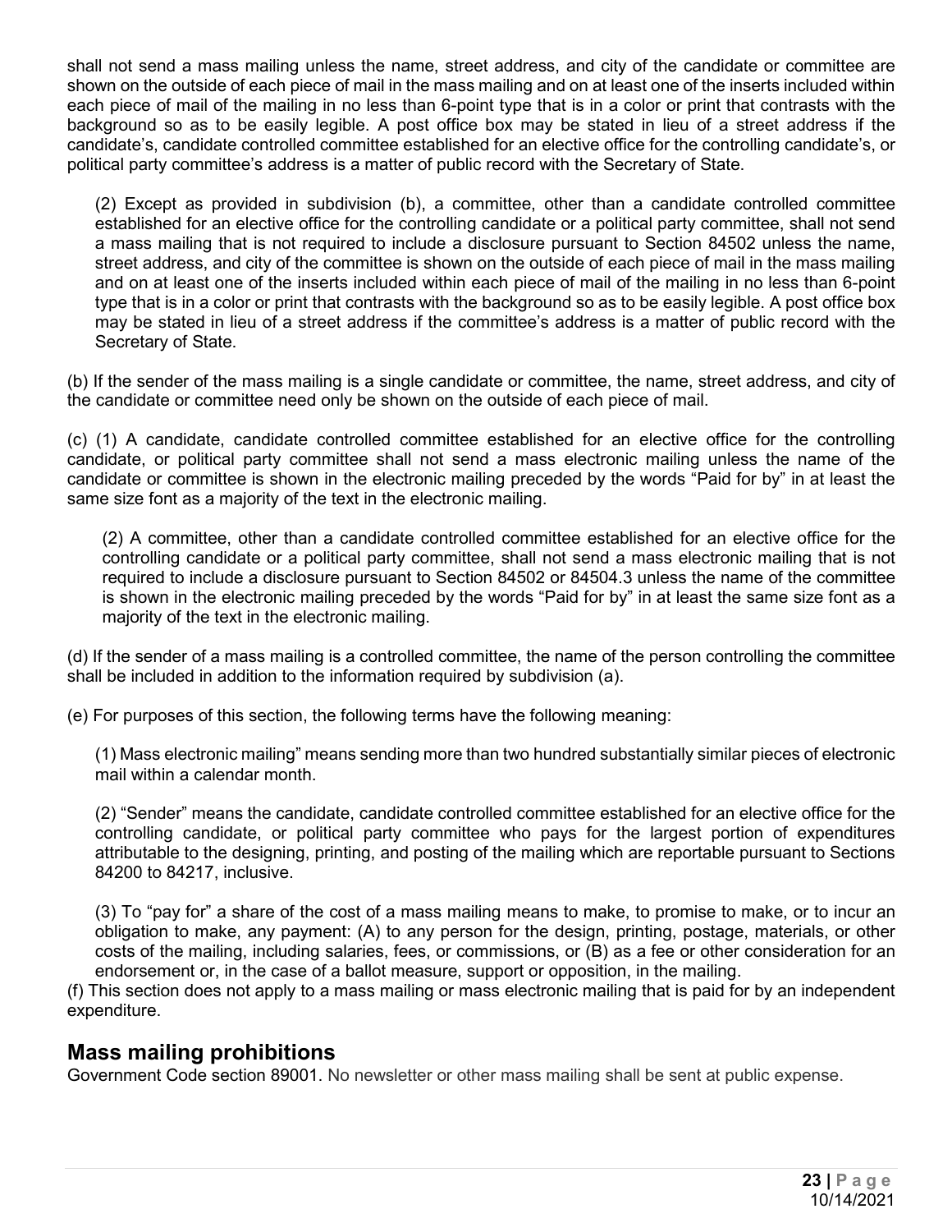shall not send a mass mailing unless the name, street address, and city of the candidate or committee are shown on the outside of each piece of mail in the mass mailing and on at least one of the inserts included within each piece of mail of the mailing in no less than 6-point type that is in a color or print that contrasts with the background so as to be easily legible. A post office box may be stated in lieu of a street address if the candidate's, candidate controlled committee established for an elective office for the controlling candidate's, or political party committee's address is a matter of public record with the Secretary of State.

(2) Except as provided in subdivision (b), a committee, other than a candidate controlled committee established for an elective office for the controlling candidate or a political party committee, shall not send a mass mailing that is not required to include a disclosure pursuant to Section 84502 unless the name, street address, and city of the committee is shown on the outside of each piece of mail in the mass mailing and on at least one of the inserts included within each piece of mail of the mailing in no less than 6-point type that is in a color or print that contrasts with the background so as to be easily legible. A post office box may be stated in lieu of a street address if the committee's address is a matter of public record with the Secretary of State.

(b) If the sender of the mass mailing is a single candidate or committee, the name, street address, and city of the candidate or committee need only be shown on the outside of each piece of mail.

(c) (1) A candidate, candidate controlled committee established for an elective office for the controlling candidate, or political party committee shall not send a mass electronic mailing unless the name of the candidate or committee is shown in the electronic mailing preceded by the words "Paid for by" in at least the same size font as a majority of the text in the electronic mailing.

(2) A committee, other than a candidate controlled committee established for an elective office for the controlling candidate or a political party committee, shall not send a mass electronic mailing that is not required to include a disclosure pursuant to Section 84502 or 84504.3 unless the name of the committee is shown in the electronic mailing preceded by the words "Paid for by" in at least the same size font as a majority of the text in the electronic mailing.

(d) If the sender of a mass mailing is a controlled committee, the name of the person controlling the committee shall be included in addition to the information required by subdivision (a).

(e) For purposes of this section, the following terms have the following meaning:

(1) Mass electronic mailing" means sending more than two hundred substantially similar pieces of electronic mail within a calendar month.

(2) "Sender" means the candidate, candidate controlled committee established for an elective office for the controlling candidate, or political party committee who pays for the largest portion of expenditures attributable to the designing, printing, and posting of the mailing which are reportable pursuant to Sections 84200 to 84217, inclusive.

(3) To "pay for" a share of the cost of a mass mailing means to make, to promise to make, or to incur an obligation to make, any payment: (A) to any person for the design, printing, postage, materials, or other costs of the mailing, including salaries, fees, or commissions, or (B) as a fee or other consideration for an endorsement or, in the case of a ballot measure, support or opposition, in the mailing.

(f) This section does not apply to a mass mailing or mass electronic mailing that is paid for by an independent expenditure.

## Mass mailing prohibitions

Government Code section 89001. No newsletter or other mass mailing shall be sent at public expense.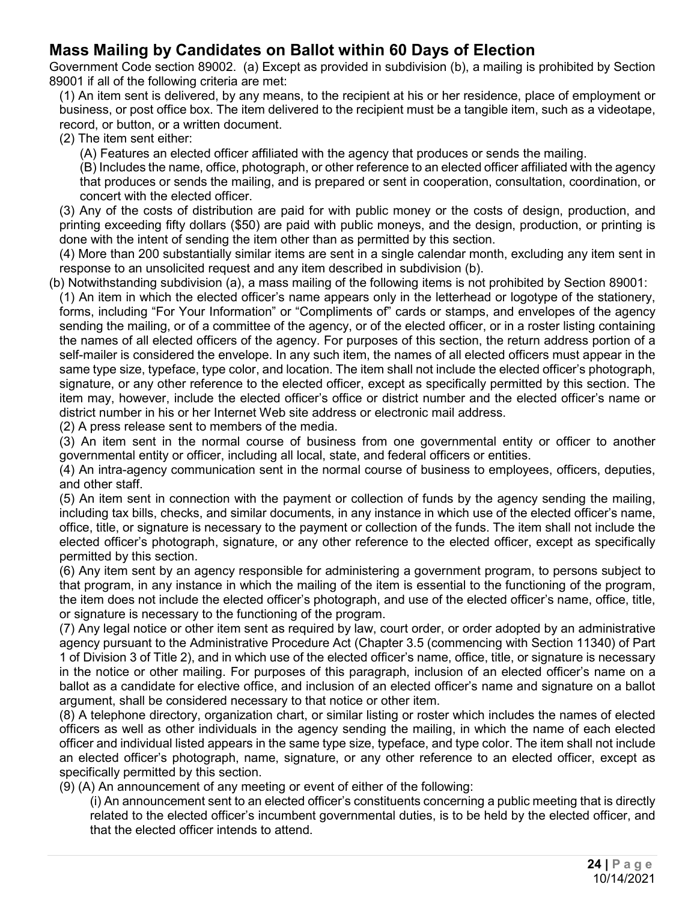## Mass Mailing by Candidates on Ballot within 60 Days of Election

Government Code section 89002. (a) Except as provided in subdivision (b), a mailing is prohibited by Section 89001 if all of the following criteria are met:

(1) An item sent is delivered, by any means, to the recipient at his or her residence, place of employment or business, or post office box. The item delivered to the recipient must be a tangible item, such as a videotape, record, or button, or a written document.

(2) The item sent either:

(A) Features an elected officer affiliated with the agency that produces or sends the mailing.

(B) Includes the name, office, photograph, or other reference to an elected officer affiliated with the agency that produces or sends the mailing, and is prepared or sent in cooperation, consultation, coordination, or concert with the elected officer.

(3) Any of the costs of distribution are paid for with public money or the costs of design, production, and printing exceeding fifty dollars ($50) are paid with public moneys, and the design, production, or printing is done with the intent of sending the item other than as permitted by this section.

(4) More than 200 substantially similar items are sent in a single calendar month, excluding any item sent in response to an unsolicited request and any item described in subdivision (b).

(b) Notwithstanding subdivision (a), a mass mailing of the following items is not prohibited by Section 89001:

(1) An item in which the elected officer's name appears only in the letterhead or logotype of the stationery, forms, including "For Your Information" or "Compliments of" cards or stamps, and envelopes of the agency sending the mailing, or of a committee of the agency, or of the elected officer, or in a roster listing containing the names of all elected officers of the agency. For purposes of this section, the return address portion of a self-mailer is considered the envelope. In any such item, the names of all elected officers must appear in the same type size, typeface, type color, and location. The item shall not include the elected officer's photograph, signature, or any other reference to the elected officer, except as specifically permitted by this section. The item may, however, include the elected officer's office or district number and the elected officer's name or district number in his or her Internet Web site address or electronic mail address.

(2) A press release sent to members of the media.

(3) An item sent in the normal course of business from one governmental entity or officer to another governmental entity or officer, including all local, state, and federal officers or entities.

(4) An intra-agency communication sent in the normal course of business to employees, officers, deputies, and other staff.

(5) An item sent in connection with the payment or collection of funds by the agency sending the mailing, including tax bills, checks, and similar documents, in any instance in which use of the elected officer's name, office, title, or signature is necessary to the payment or collection of the funds. The item shall not include the elected officer's photograph, signature, or any other reference to the elected officer, except as specifically permitted by this section.

(6) Any item sent by an agency responsible for administering a government program, to persons subject to that program, in any instance in which the mailing of the item is essential to the functioning of the program, the item does not include the elected officer's photograph, and use of the elected officer's name, office, title, or signature is necessary to the functioning of the program.

(7) Any legal notice or other item sent as required by law, court order, or order adopted by an administrative agency pursuant to the Administrative Procedure Act (Chapter 3.5 (commencing with Section 11340) of Part 1 of Division 3 of Title 2), and in which use of the elected officer's name, office, title, or signature is necessary in the notice or other mailing. For purposes of this paragraph, inclusion of an elected officer's name on a ballot as a candidate for elective office, and inclusion of an elected officer's name and signature on a ballot argument, shall be considered necessary to that notice or other item.

(8) A telephone directory, organization chart, or similar listing or roster which includes the names of elected officers as well as other individuals in the agency sending the mailing, in which the name of each elected officer and individual listed appears in the same type size, typeface, and type color. The item shall not include an elected officer's photograph, name, signature, or any other reference to an elected officer, except as specifically permitted by this section.

(9) (A) An announcement of any meeting or event of either of the following:

(i) An announcement sent to an elected officer's constituents concerning a public meeting that is directly related to the elected officer's incumbent governmental duties, is to be held by the elected officer, and that the elected officer intends to attend.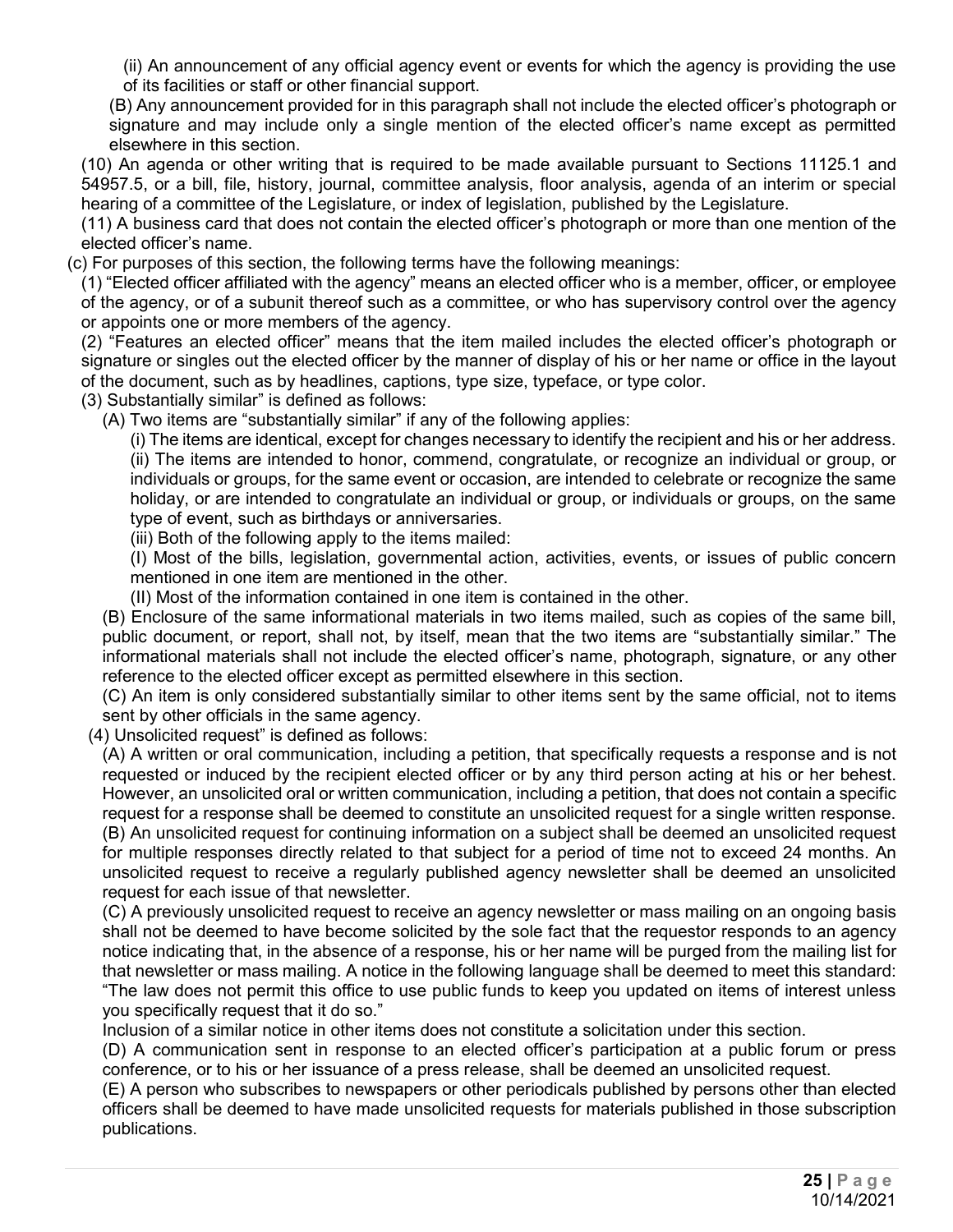(ii) An announcement of any official agency event or events for which the agency is providing the use of its facilities or staff or other financial support.

(B) Any announcement provided for in this paragraph shall not include the elected officer's photograph or signature and may include only a single mention of the elected officer's name except as permitted elsewhere in this section.

(10) An agenda or other writing that is required to be made available pursuant to Sections 11125.1 and 54957.5, or a bill, file, history, journal, committee analysis, floor analysis, agenda of an interim or special hearing of a committee of the Legislature, or index of legislation, published by the Legislature.

(11) A business card that does not contain the elected officer's photograph or more than one mention of the elected officer's name.

(c) For purposes of this section, the following terms have the following meanings:

(1) "Elected officer affiliated with the agency" means an elected officer who is a member, officer, or employee of the agency, or of a subunit thereof such as a committee, or who has supervisory control over the agency or appoints one or more members of the agency.

(2) "Features an elected officer" means that the item mailed includes the elected officer's photograph or signature or singles out the elected officer by the manner of display of his or her name or office in the layout of the document, such as by headlines, captions, type size, typeface, or type color.

(3) Substantially similar" is defined as follows:

(A) Two items are "substantially similar" if any of the following applies:

(i) The items are identical, except for changes necessary to identify the recipient and his or her address.

(ii) The items are intended to honor, commend, congratulate, or recognize an individual or group, or individuals or groups, for the same event or occasion, are intended to celebrate or recognize the same holiday, or are intended to congratulate an individual or group, or individuals or groups, on the same type of event, such as birthdays or anniversaries.

(iii) Both of the following apply to the items mailed:

(I) Most of the bills, legislation, governmental action, activities, events, or issues of public concern mentioned in one item are mentioned in the other.

(II) Most of the information contained in one item is contained in the other.

(B) Enclosure of the same informational materials in two items mailed, such as copies of the same bill, public document, or report, shall not, by itself, mean that the two items are "substantially similar." The informational materials shall not include the elected officer's name, photograph, signature, or any other reference to the elected officer except as permitted elsewhere in this section.

(C) An item is only considered substantially similar to other items sent by the same official, not to items sent by other officials in the same agency.

(4) Unsolicited request" is defined as follows:

(A) A written or oral communication, including a petition, that specifically requests a response and is not requested or induced by the recipient elected officer or by any third person acting at his or her behest. However, an unsolicited oral or written communication, including a petition, that does not contain a specific request for a response shall be deemed to constitute an unsolicited request for a single written response.

(B) An unsolicited request for continuing information on a subject shall be deemed an unsolicited request for multiple responses directly related to that subject for a period of time not to exceed 24 months. An unsolicited request to receive a regularly published agency newsletter shall be deemed an unsolicited request for each issue of that newsletter.

(C) A previously unsolicited request to receive an agency newsletter or mass mailing on an ongoing basis shall not be deemed to have become solicited by the sole fact that the requestor responds to an agency notice indicating that, in the absence of a response, his or her name will be purged from the mailing list for that newsletter or mass mailing. A notice in the following language shall be deemed to meet this standard: "The law does not permit this office to use public funds to keep you updated on items of interest unless you specifically request that it do so."

Inclusion of a similar notice in other items does not constitute a solicitation under this section.

(D) A communication sent in response to an elected officer's participation at a public forum or press conference, or to his or her issuance of a press release, shall be deemed an unsolicited request.

(E) A person who subscribes to newspapers or other periodicals published by persons other than elected officers shall be deemed to have made unsolicited requests for materials published in those subscription publications.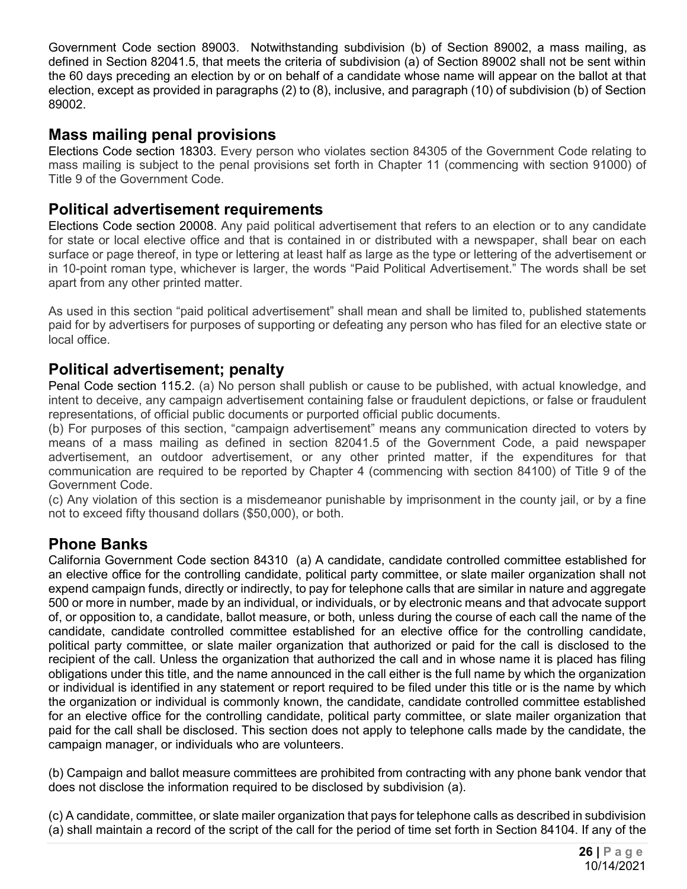Government Code section 89003. Notwithstanding subdivision (b) of Section 89002, a mass mailing, as defined in Section 82041.5, that meets the criteria of subdivision (a) of Section 89002 shall not be sent within the 60 days preceding an election by or on behalf of a candidate whose name will appear on the ballot at that election, except as provided in paragraphs (2) to (8), inclusive, and paragraph (10) of subdivision (b) of Section 89002.

## Mass mailing penal provisions

Elections Code section 18303. Every person who violates section 84305 of the Government Code relating to mass mailing is subject to the penal provisions set forth in Chapter 11 (commencing with section 91000) of Title 9 of the Government Code.

## Political advertisement requirements

Elections Code section 20008. Any paid political advertisement that refers to an election or to any candidate for state or local elective office and that is contained in or distributed with a newspaper, shall bear on each surface or page thereof, in type or lettering at least half as large as the type or lettering of the advertisement or in 10-point roman type, whichever is larger, the words "Paid Political Advertisement." The words shall be set apart from any other printed matter.

As used in this section "paid political advertisement" shall mean and shall be limited to, published statements paid for by advertisers for purposes of supporting or defeating any person who has filed for an elective state or local office.

## Political advertisement; penalty

Penal Code section 115.2. (a) No person shall publish or cause to be published, with actual knowledge, and intent to deceive, any campaign advertisement containing false or fraudulent depictions, or false or fraudulent representations, of official public documents or purported official public documents.
(b) For purposes of this section, "campaign advertisement" means any communication directed to voters by means of a mass mailing as defined in section 82041.5 of the Government Code, a paid newspaper advertisement, an outdoor advertisement, or any other printed matter, if the expenditures for that communication are required to be reported by Chapter 4 (commencing with section 84100) of Title 9 of the Government Code.
(c) Any violation of this section is a misdemeanor punishable by imprisonment in the county jail, or by a fine not to exceed fifty thousand dollars ($50,000), or both.

## Phone Banks

California Government Code section 84310 (a) A candidate, candidate controlled committee established for an elective office for the controlling candidate, political party committee, or slate mailer organization shall not expend campaign funds, directly or indirectly, to pay for telephone calls that are similar in nature and aggregate 500 or more in number, made by an individual, or individuals, or by electronic means and that advocate support of, or opposition to, a candidate, ballot measure, or both, unless during the course of each call the name of the candidate, candidate controlled committee established for an elective office for the controlling candidate, political party committee, or slate mailer organization that authorized or paid for the call is disclosed to the recipient of the call. Unless the organization that authorized the call and in whose name it is placed has filing obligations under this title, and the name announced in the call either is the full name by which the organization or individual is identified in any statement or report required to be filed under this title or is the name by which the organization or individual is commonly known, the candidate, candidate controlled committee established for an elective office for the controlling candidate, political party committee, or slate mailer organization that paid for the call shall be disclosed. This section does not apply to telephone calls made by the candidate, the campaign manager, or individuals who are volunteers.

(b) Campaign and ballot measure committees are prohibited from contracting with any phone bank vendor that does not disclose the information required to be disclosed by subdivision (a).

(c) A candidate, committee, or slate mailer organization that pays for telephone calls as described in subdivision (a) shall maintain a record of the script of the call for the period of time set forth in Section 84104. If any of the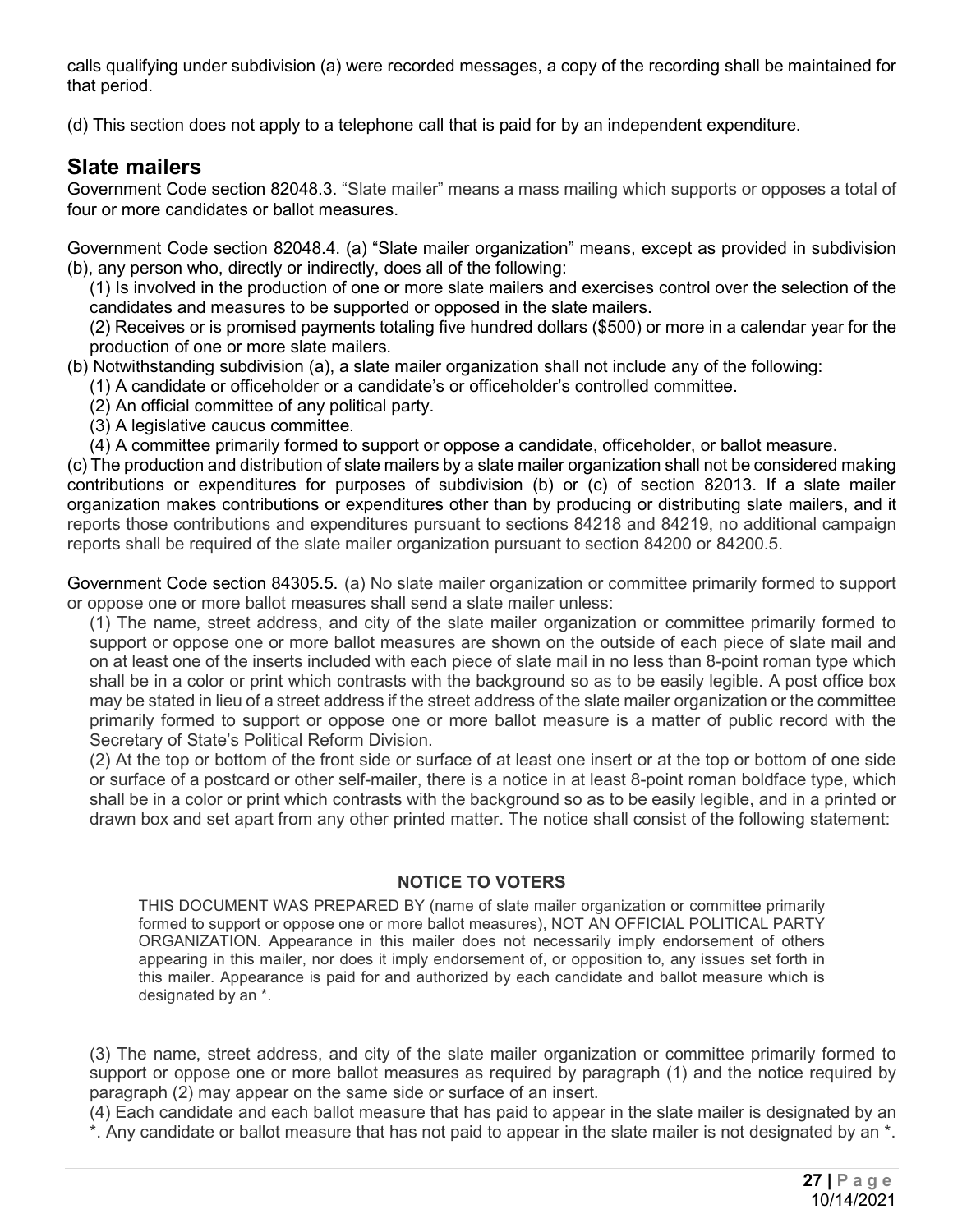calls qualifying under subdivision (a) were recorded messages, a copy of the recording shall be maintained for that period.

(d) This section does not apply to a telephone call that is paid for by an independent expenditure.

## Slate mailers

Government Code section 82048.3. "Slate mailer" means a mass mailing which supports or opposes a total of four or more candidates or ballot measures.

Government Code section 82048.4. (a) "Slate mailer organization" means, except as provided in subdivision (b), any person who, directly or indirectly, does all of the following:

(1) Is involved in the production of one or more slate mailers and exercises control over the selection of the candidates and measures to be supported or opposed in the slate mailers.
(2) Receives or is promised payments totaling five hundred dollars ($500) or more in a calendar year for the production of one or more slate mailers.

(b) Notwithstanding subdivision (a), a slate mailer organization shall not include any of the following:

(1) A candidate or officeholder or a candidate's or officeholder's controlled committee.
(2) An official committee of any political party.
(3) A legislative caucus committee.
(4) A committee primarily formed to support or oppose a candidate, officeholder, or ballot measure.

(c) The production and distribution of slate mailers by a slate mailer organization shall not be considered making contributions or expenditures for purposes of subdivision (b) or (c) of section 82013. If a slate mailer organization makes contributions or expenditures other than by producing or distributing slate mailers, and it reports those contributions and expenditures pursuant to sections 84218 and 84219, no additional campaign reports shall be required of the slate mailer organization pursuant to section 84200 or 84200.5.

Government Code section 84305.5. (a) No slate mailer organization or committee primarily formed to support or oppose one or more ballot measures shall send a slate mailer unless:

(1) The name, street address, and city of the slate mailer organization or committee primarily formed to support or oppose one or more ballot measures are shown on the outside of each piece of slate mail and on at least one of the inserts included with each piece of slate mail in no less than 8-point roman type which shall be in a color or print which contrasts with the background so as to be easily legible. A post office box may be stated in lieu of a street address if the street address of the slate mailer organization or the committee primarily formed to support or oppose one or more ballot measure is a matter of public record with the Secretary of State's Political Reform Division.

(2) At the top or bottom of the front side or surface of at least one insert or at the top or bottom of one side or surface of a postcard or other self-mailer, there is a notice in at least 8-point roman boldface type, which shall be in a color or print which contrasts with the background so as to be easily legible, and in a printed or drawn box and set apart from any other printed matter. The notice shall consist of the following statement:

**NOTICE TO VOTERS**

THIS DOCUMENT WAS PREPARED BY (name of slate mailer organization or committee primarily formed to support or oppose one or more ballot measures), NOT AN OFFICIAL POLITICAL PARTY ORGANIZATION. Appearance in this mailer does not necessarily imply endorsement of others appearing in this mailer, nor does it imply endorsement of, or opposition to, any issues set forth in this mailer. Appearance is paid for and authorized by each candidate and ballot measure which is designated by an *.

(3) The name, street address, and city of the slate mailer organization or committee primarily formed to support or oppose one or more ballot measures as required by paragraph (1) and the notice required by paragraph (2) may appear on the same side or surface of an insert.

(4) Each candidate and each ballot measure that has paid to appear in the slate mailer is designated by an *. Any candidate or ballot measure that has not paid to appear in the slate mailer is not designated by an *.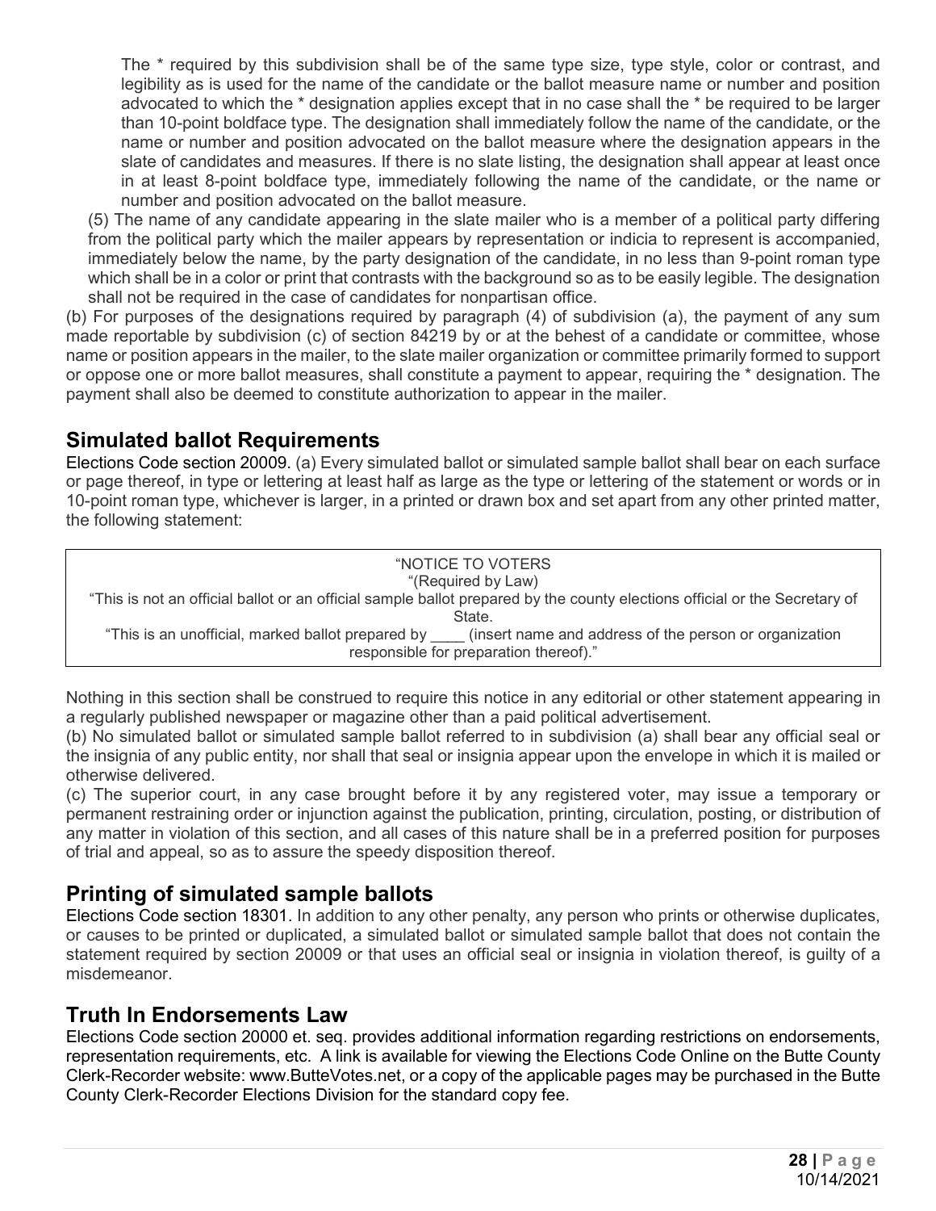The * required by this subdivision shall be of the same type size, type style, color or contrast, and legibility as is used for the name of the candidate or the ballot measure name or number and position advocated to which the * designation applies except that in no case shall the * be required to be larger than 10-point boldface type. The designation shall immediately follow the name of the candidate, or the name or number and position advocated on the ballot measure where the designation appears in the slate of candidates and measures. If there is no slate listing, the designation shall appear at least once in at least 8-point boldface type, immediately following the name of the candidate, or the name or number and position advocated on the ballot measure.

(5) The name of any candidate appearing in the slate mailer who is a member of a political party differing from the political party which the mailer appears by representation or indicia to represent is accompanied, immediately below the name, by the party designation of the candidate, in no less than 9-point roman type which shall be in a color or print that contrasts with the background so as to be easily legible. The designation shall not be required in the case of candidates for nonpartisan office.

(b) For purposes of the designations required by paragraph (4) of subdivision (a), the payment of any sum made reportable by subdivision (c) of section 84219 by or at the behest of a candidate or committee, whose name or position appears in the mailer, to the slate mailer organization or committee primarily formed to support or oppose one or more ballot measures, shall constitute a payment to appear, requiring the * designation. The payment shall also be deemed to constitute authorization to appear in the mailer.

## Simulated ballot Requirements

Elections Code section 20009. (a) Every simulated ballot or simulated sample ballot shall bear on each surface or page thereof, in type or lettering at least half as large as the type or lettering of the statement or words or in 10-point roman type, whichever is larger, in a printed or drawn box and set apart from any other printed matter, the following statement:

| "NOTICE TO VOTERS<br>"(Required by Law)<br>"This is not an official ballot or an official sample ballot prepared by the county elections official or the Secretary of State.<br>"This is an unofficial, marked ballot prepared by ____ (insert name and address of the person or organization responsible for preparation thereof)." |
|---|

Nothing in this section shall be construed to require this notice in any editorial or other statement appearing in a regularly published newspaper or magazine other than a paid political advertisement.

(b) No simulated ballot or simulated sample ballot referred to in subdivision (a) shall bear any official seal or the insignia of any public entity, nor shall that seal or insignia appear upon the envelope in which it is mailed or otherwise delivered.

(c) The superior court, in any case brought before it by any registered voter, may issue a temporary or permanent restraining order or injunction against the publication, printing, circulation, posting, or distribution of any matter in violation of this section, and all cases of this nature shall be in a preferred position for purposes of trial and appeal, so as to assure the speedy disposition thereof.

## Printing of simulated sample ballots

Elections Code section 18301. In addition to any other penalty, any person who prints or otherwise duplicates, or causes to be printed or duplicated, a simulated ballot or simulated sample ballot that does not contain the statement required by section 20009 or that uses an official seal or insignia in violation thereof, is guilty of a misdemeanor.

## Truth In Endorsements Law

Elections Code section 20000 et. seq. provides additional information regarding restrictions on endorsements, representation requirements, etc. A link is available for viewing the Elections Code Online on the Butte County Clerk-Recorder website: www.ButteVotes.net, or a copy of the applicable pages may be purchased in the Butte County Clerk-Recorder Elections Division for the standard copy fee.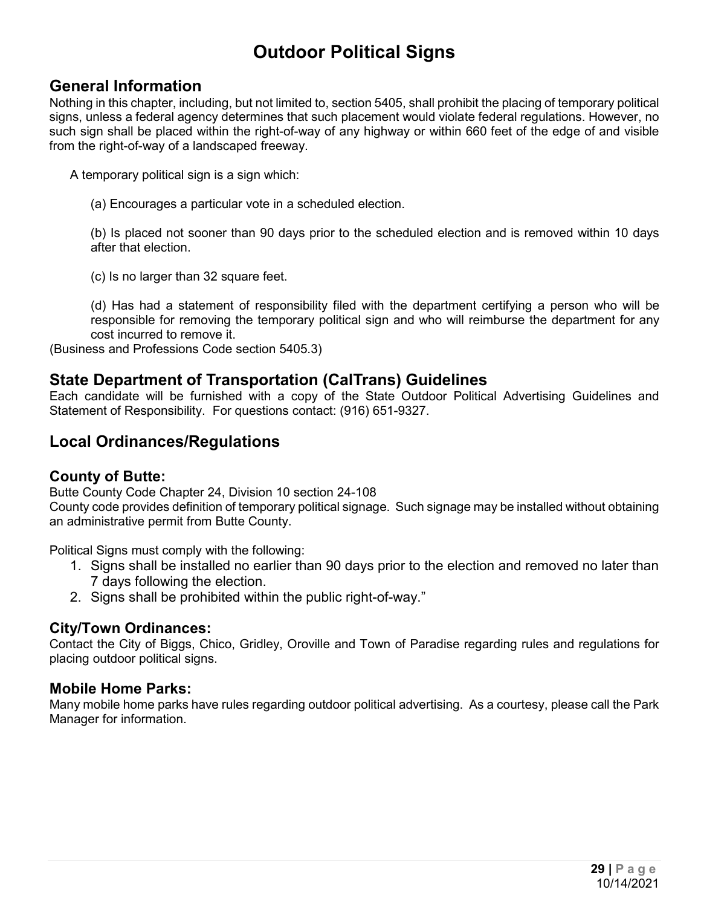# Outdoor Political Signs

## General Information

Nothing in this chapter, including, but not limited to, section 5405, shall prohibit the placing of temporary political signs, unless a federal agency determines that such placement would violate federal regulations. However, no such sign shall be placed within the right-of-way of any highway or within 660 feet of the edge of and visible from the right-of-way of a landscaped freeway.

A temporary political sign is a sign which:

(a) Encourages a particular vote in a scheduled election.

(b) Is placed not sooner than 90 days prior to the scheduled election and is removed within 10 days after that election.

(c) Is no larger than 32 square feet.

(d) Has had a statement of responsibility filed with the department certifying a person who will be responsible for removing the temporary political sign and who will reimburse the department for any cost incurred to remove it.

(Business and Professions Code section 5405.3)

## State Department of Transportation (CalTrans) Guidelines

Each candidate will be furnished with a copy of the State Outdoor Political Advertising Guidelines and Statement of Responsibility. For questions contact: (916) 651-9327.

## Local Ordinances/Regulations

### County of Butte:

Butte County Code Chapter 24, Division 10 section 24-108

County code provides definition of temporary political signage. Such signage may be installed without obtaining an administrative permit from Butte County.

Political Signs must comply with the following:

1. Signs shall be installed no earlier than 90 days prior to the election and removed no later than 7 days following the election.
2. Signs shall be prohibited within the public right-of-way."

### City/Town Ordinances:

Contact the City of Biggs, Chico, Gridley, Oroville and Town of Paradise regarding rules and regulations for placing outdoor political signs.

### Mobile Home Parks:

Many mobile home parks have rules regarding outdoor political advertising. As a courtesy, please call the Park Manager for information.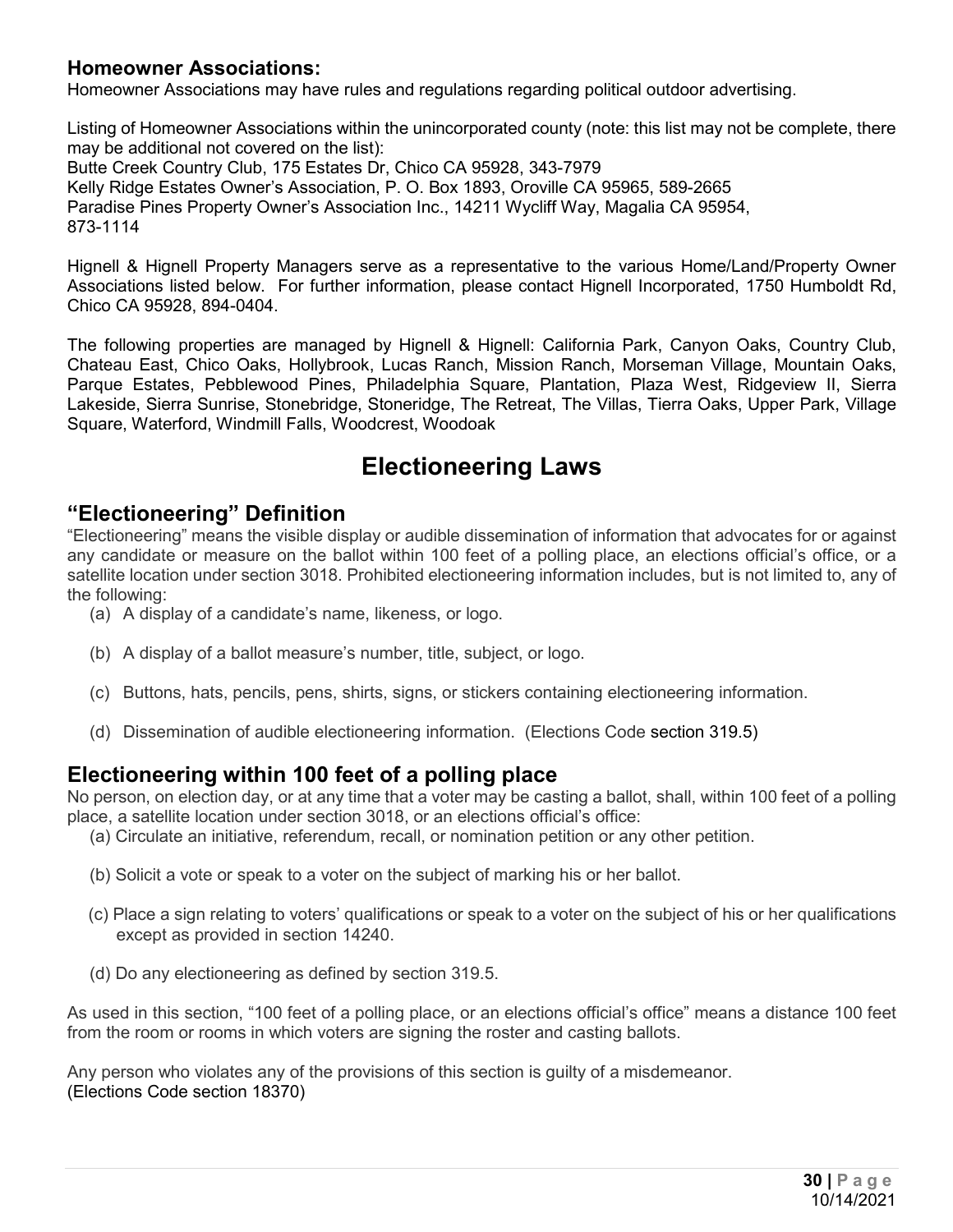### Homeowner Associations:

Homeowner Associations may have rules and regulations regarding political outdoor advertising.

Listing of Homeowner Associations within the unincorporated county (note: this list may not be complete, there may be additional not covered on the list):
Butte Creek Country Club, 175 Estates Dr, Chico CA 95928, 343-7979
Kelly Ridge Estates Owner's Association, P. O. Box 1893, Oroville CA 95965, 589-2665
Paradise Pines Property Owner's Association Inc., 14211 Wycliff Way, Magalia CA 95954, 873-1114

Hignell & Hignell Property Managers serve as a representative to the various Home/Land/Property Owner Associations listed below. For further information, please contact Hignell Incorporated, 1750 Humboldt Rd, Chico CA 95928, 894-0404.

The following properties are managed by Hignell & Hignell: California Park, Canyon Oaks, Country Club, Chateau East, Chico Oaks, Hollybrook, Lucas Ranch, Mission Ranch, Morseman Village, Mountain Oaks, Parque Estates, Pebblewood Pines, Philadelphia Square, Plantation, Plaza West, Ridgeview II, Sierra Lakeside, Sierra Sunrise, Stonebridge, Stoneridge, The Retreat, The Villas, Tierra Oaks, Upper Park, Village Square, Waterford, Windmill Falls, Woodcrest, Woodoak

# Electioneering Laws

## "Electioneering" Definition

"Electioneering" means the visible display or audible dissemination of information that advocates for or against any candidate or measure on the ballot within 100 feet of a polling place, an elections official's office, or a satellite location under section 3018. Prohibited electioneering information includes, but is not limited to, any of the following:

(a) A display of a candidate's name, likeness, or logo.

(b) A display of a ballot measure's number, title, subject, or logo.

(c) Buttons, hats, pencils, pens, shirts, signs, or stickers containing electioneering information.

(d) Dissemination of audible electioneering information. (Elections Code section 319.5)

## Electioneering within 100 feet of a polling place

No person, on election day, or at any time that a voter may be casting a ballot, shall, within 100 feet of a polling place, a satellite location under section 3018, or an elections official's office:

(a) Circulate an initiative, referendum, recall, or nomination petition or any other petition.

(b) Solicit a vote or speak to a voter on the subject of marking his or her ballot.

(c) Place a sign relating to voters' qualifications or speak to a voter on the subject of his or her qualifications except as provided in section 14240.

(d) Do any electioneering as defined by section 319.5.

As used in this section, "100 feet of a polling place, or an elections official's office" means a distance 100 feet from the room or rooms in which voters are signing the roster and casting ballots.

Any person who violates any of the provisions of this section is guilty of a misdemeanor.
(Elections Code section 18370)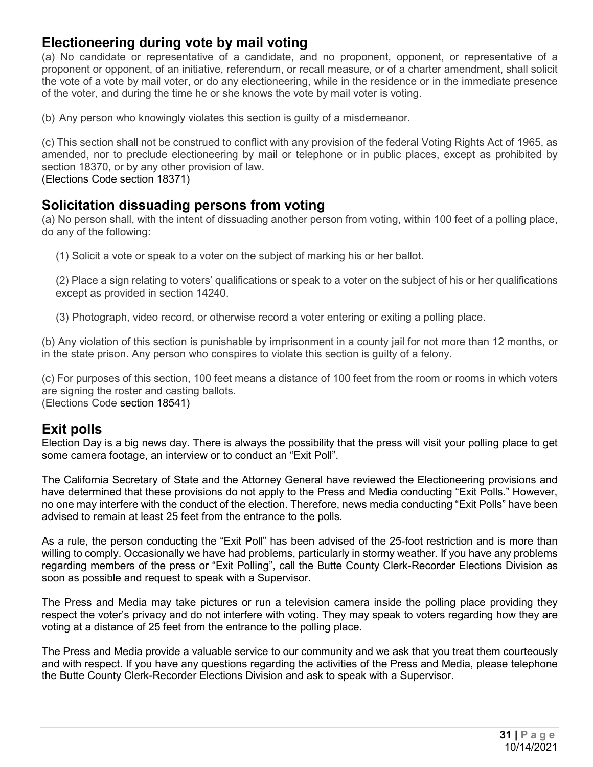## Electioneering during vote by mail voting

(a) No candidate or representative of a candidate, and no proponent, opponent, or representative of a proponent or opponent, of an initiative, referendum, or recall measure, or of a charter amendment, shall solicit the vote of a vote by mail voter, or do any electioneering, while in the residence or in the immediate presence of the voter, and during the time he or she knows the vote by mail voter is voting.

(b) Any person who knowingly violates this section is guilty of a misdemeanor.

(c) This section shall not be construed to conflict with any provision of the federal Voting Rights Act of 1965, as amended, nor to preclude electioneering by mail or telephone or in public places, except as prohibited by section 18370, or by any other provision of law.
(Elections Code section 18371)

## Solicitation dissuading persons from voting

(a) No person shall, with the intent of dissuading another person from voting, within 100 feet of a polling place, do any of the following:

(1) Solicit a vote or speak to a voter on the subject of marking his or her ballot.

(2) Place a sign relating to voters' qualifications or speak to a voter on the subject of his or her qualifications except as provided in section 14240.

(3) Photograph, video record, or otherwise record a voter entering or exiting a polling place.

(b) Any violation of this section is punishable by imprisonment in a county jail for not more than 12 months, or in the state prison. Any person who conspires to violate this section is guilty of a felony.

(c) For purposes of this section, 100 feet means a distance of 100 feet from the room or rooms in which voters are signing the roster and casting ballots.
(Elections Code section 18541)

## Exit polls

Election Day is a big news day. There is always the possibility that the press will visit your polling place to get some camera footage, an interview or to conduct an "Exit Poll".

The California Secretary of State and the Attorney General have reviewed the Electioneering provisions and have determined that these provisions do not apply to the Press and Media conducting "Exit Polls." However, no one may interfere with the conduct of the election. Therefore, news media conducting "Exit Polls" have been advised to remain at least 25 feet from the entrance to the polls.

As a rule, the person conducting the "Exit Poll" has been advised of the 25-foot restriction and is more than willing to comply. Occasionally we have had problems, particularly in stormy weather. If you have any problems regarding members of the press or "Exit Polling", call the Butte County Clerk-Recorder Elections Division as soon as possible and request to speak with a Supervisor.

The Press and Media may take pictures or run a television camera inside the polling place providing they respect the voter's privacy and do not interfere with voting. They may speak to voters regarding how they are voting at a distance of 25 feet from the entrance to the polling place.

The Press and Media provide a valuable service to our community and we ask that you treat them courteously and with respect. If you have any questions regarding the activities of the Press and Media, please telephone the Butte County Clerk-Recorder Elections Division and ask to speak with a Supervisor.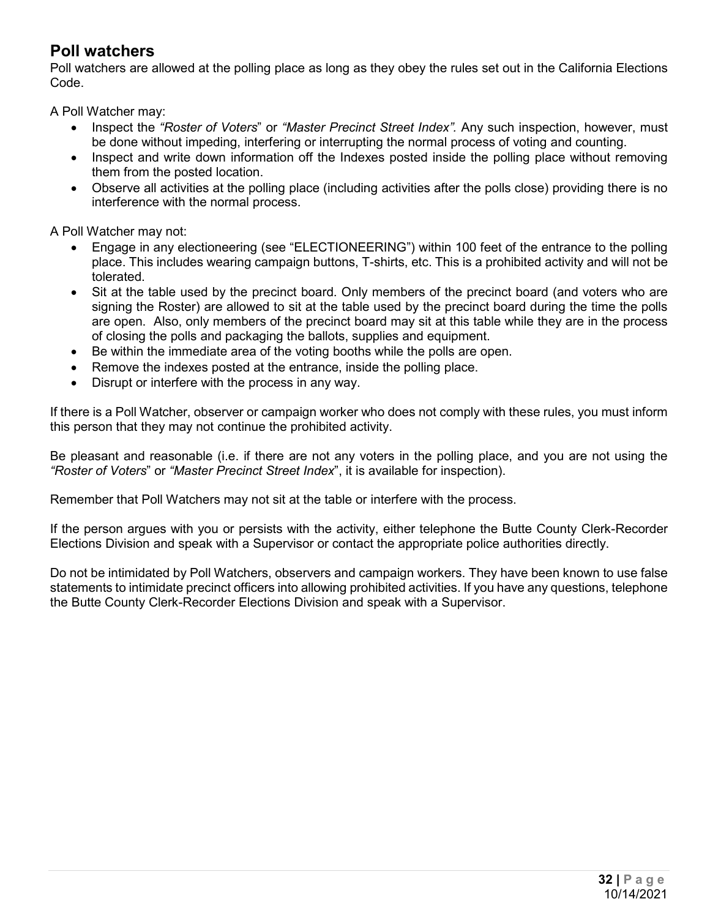## Poll watchers

Poll watchers are allowed at the polling place as long as they obey the rules set out in the California Elections Code.

A Poll Watcher may:

- Inspect the *"Roster of Voters*" or *"Master Precinct Street Index".* Any such inspection, however, must be done without impeding, interfering or interrupting the normal process of voting and counting.
- Inspect and write down information off the Indexes posted inside the polling place without removing them from the posted location.
- Observe all activities at the polling place (including activities after the polls close) providing there is no interference with the normal process.

A Poll Watcher may not:

- Engage in any electioneering (see "ELECTIONEERING") within 100 feet of the entrance to the polling place. This includes wearing campaign buttons, T-shirts, etc. This is a prohibited activity and will not be tolerated.
- Sit at the table used by the precinct board. Only members of the precinct board (and voters who are signing the Roster) are allowed to sit at the table used by the precinct board during the time the polls are open. Also, only members of the precinct board may sit at this table while they are in the process of closing the polls and packaging the ballots, supplies and equipment.
- Be within the immediate area of the voting booths while the polls are open.
- Remove the indexes posted at the entrance, inside the polling place.
- Disrupt or interfere with the process in any way.

If there is a Poll Watcher, observer or campaign worker who does not comply with these rules, you must inform this person that they may not continue the prohibited activity.

Be pleasant and reasonable (i.e. if there are not any voters in the polling place, and you are not using the *"Roster of Voters*" or *"Master Precinct Street Index*", it is available for inspection).

Remember that Poll Watchers may not sit at the table or interfere with the process.

If the person argues with you or persists with the activity, either telephone the Butte County Clerk-Recorder Elections Division and speak with a Supervisor or contact the appropriate police authorities directly.

Do not be intimidated by Poll Watchers, observers and campaign workers. They have been known to use false statements to intimidate precinct officers into allowing prohibited activities. If you have any questions, telephone the Butte County Clerk-Recorder Elections Division and speak with a Supervisor.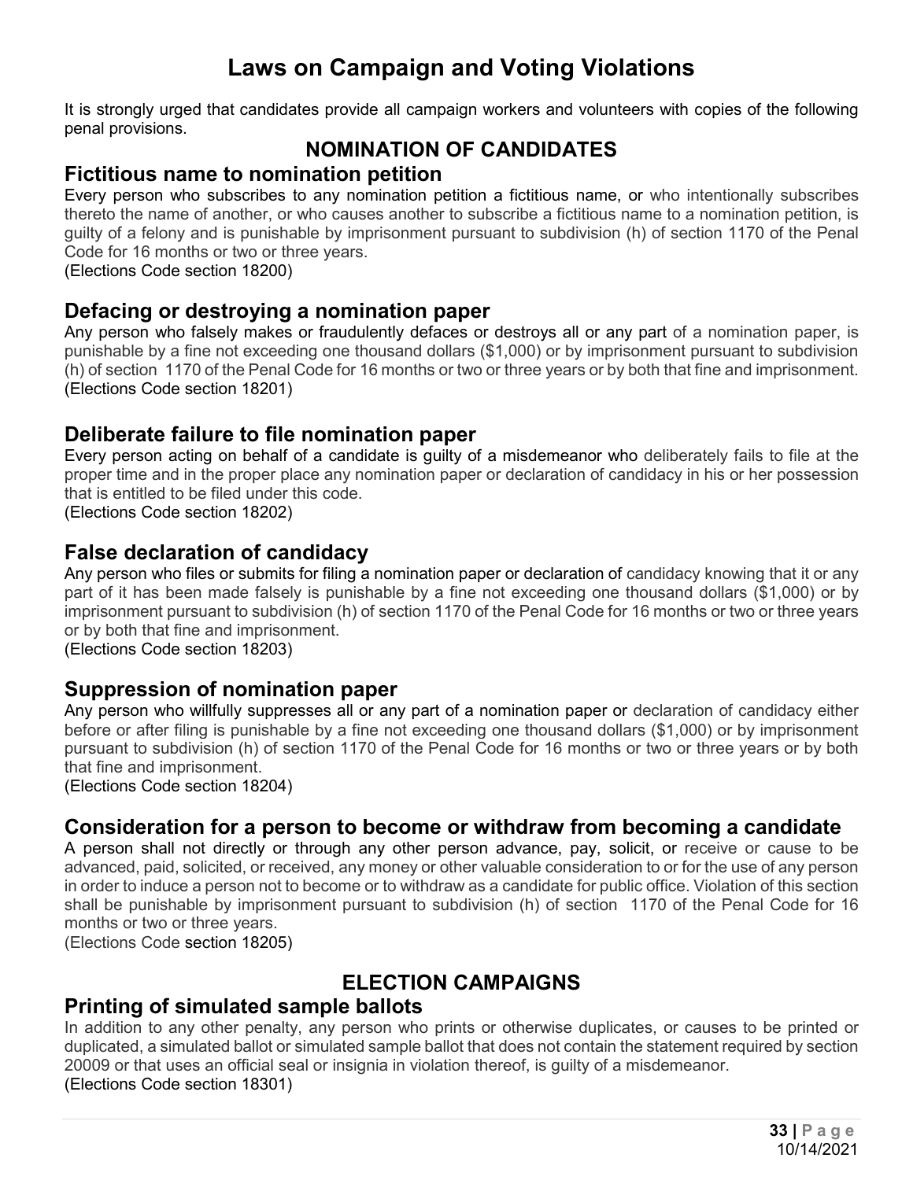# Laws on Campaign and Voting Violations

It is strongly urged that candidates provide all campaign workers and volunteers with copies of the following penal provisions.

## NOMINATION OF CANDIDATES

### Fictitious name to nomination petition

Every person who subscribes to any nomination petition a fictitious name, or who intentionally subscribes thereto the name of another, or who causes another to subscribe a fictitious name to a nomination petition, is guilty of a felony and is punishable by imprisonment pursuant to subdivision (h) of section 1170 of the Penal Code for 16 months or two or three years.
(Elections Code section 18200)

### Defacing or destroying a nomination paper

Any person who falsely makes or fraudulently defaces or destroys all or any part of a nomination paper, is punishable by a fine not exceeding one thousand dollars ($1,000) or by imprisonment pursuant to subdivision (h) of section 1170 of the Penal Code for 16 months or two or three years or by both that fine and imprisonment.
(Elections Code section 18201)

### Deliberate failure to file nomination paper

Every person acting on behalf of a candidate is guilty of a misdemeanor who deliberately fails to file at the proper time and in the proper place any nomination paper or declaration of candidacy in his or her possession that is entitled to be filed under this code.
(Elections Code section 18202)

### False declaration of candidacy

Any person who files or submits for filing a nomination paper or declaration of candidacy knowing that it or any part of it has been made falsely is punishable by a fine not exceeding one thousand dollars ($1,000) or by imprisonment pursuant to subdivision (h) of section 1170 of the Penal Code for 16 months or two or three years or by both that fine and imprisonment.
(Elections Code section 18203)

### Suppression of nomination paper

Any person who willfully suppresses all or any part of a nomination paper or declaration of candidacy either before or after filing is punishable by a fine not exceeding one thousand dollars ($1,000) or by imprisonment pursuant to subdivision (h) of section 1170 of the Penal Code for 16 months or two or three years or by both that fine and imprisonment.
(Elections Code section 18204)

### Consideration for a person to become or withdraw from becoming a candidate

A person shall not directly or through any other person advance, pay, solicit, or receive or cause to be advanced, paid, solicited, or received, any money or other valuable consideration to or for the use of any person in order to induce a person not to become or to withdraw as a candidate for public office. Violation of this section shall be punishable by imprisonment pursuant to subdivision (h) of section 1170 of the Penal Code for 16 months or two or three years.
(Elections Code section 18205)

## ELECTION CAMPAIGNS

### Printing of simulated sample ballots

In addition to any other penalty, any person who prints or otherwise duplicates, or causes to be printed or duplicated, a simulated ballot or simulated sample ballot that does not contain the statement required by section 20009 or that uses an official seal or insignia in violation thereof, is guilty of a misdemeanor.
(Elections Code section 18301)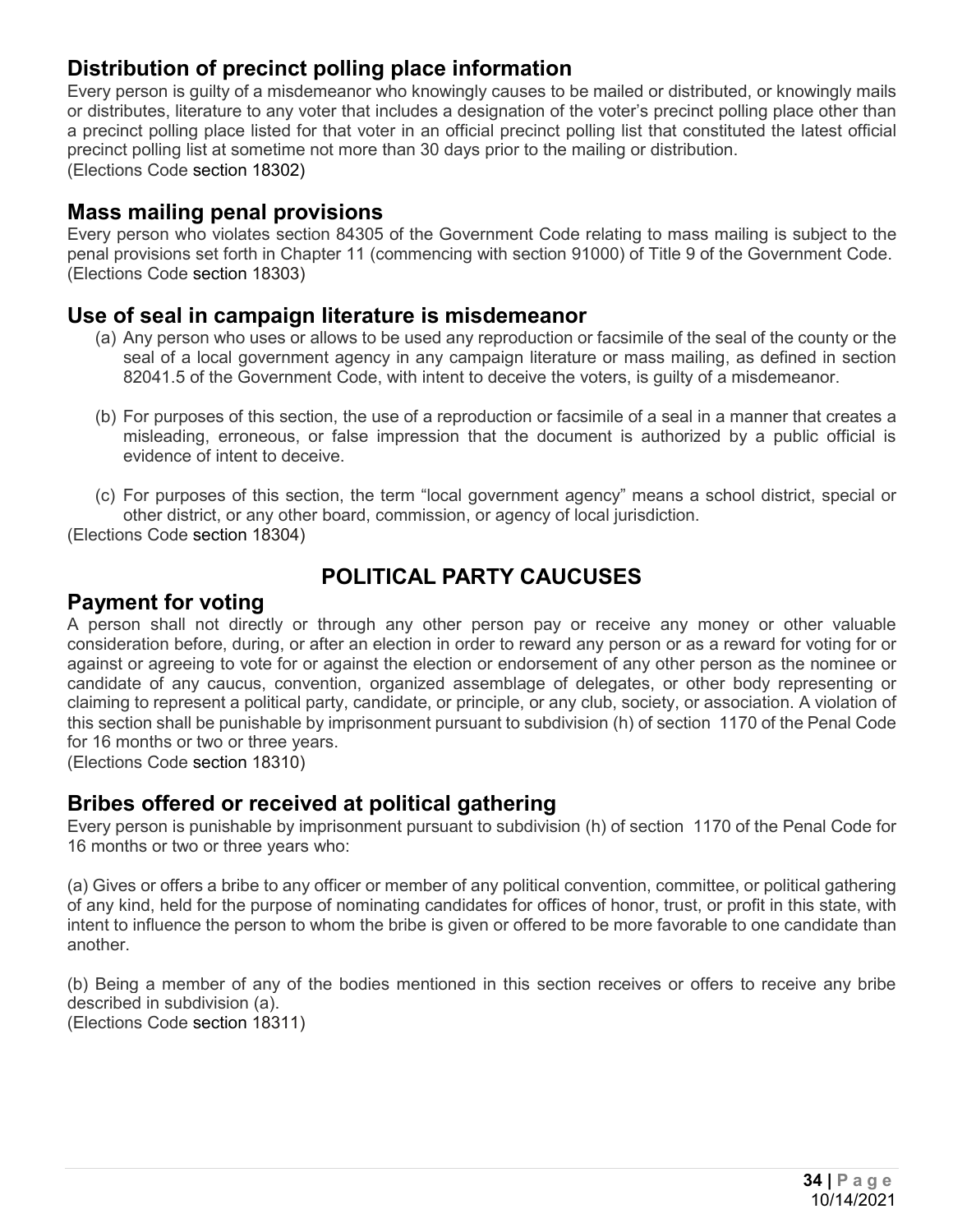## Distribution of precinct polling place information

Every person is guilty of a misdemeanor who knowingly causes to be mailed or distributed, or knowingly mails or distributes, literature to any voter that includes a designation of the voter's precinct polling place other than a precinct polling place listed for that voter in an official precinct polling list that constituted the latest official precinct polling list at sometime not more than 30 days prior to the mailing or distribution.
(Elections Code section 18302)

## Mass mailing penal provisions

Every person who violates section 84305 of the Government Code relating to mass mailing is subject to the penal provisions set forth in Chapter 11 (commencing with section 91000) of Title 9 of the Government Code.
(Elections Code section 18303)

## Use of seal in campaign literature is misdemeanor

(a) Any person who uses or allows to be used any reproduction or facsimile of the seal of the county or the seal of a local government agency in any campaign literature or mass mailing, as defined in section 82041.5 of the Government Code, with intent to deceive the voters, is guilty of a misdemeanor.

(b) For purposes of this section, the use of a reproduction or facsimile of a seal in a manner that creates a misleading, erroneous, or false impression that the document is authorized by a public official is evidence of intent to deceive.

(c) For purposes of this section, the term "local government agency" means a school district, special or other district, or any other board, commission, or agency of local jurisdiction.

(Elections Code section 18304)

# POLITICAL PARTY CAUCUSES

## Payment for voting

A person shall not directly or through any other person pay or receive any money or other valuable consideration before, during, or after an election in order to reward any person or as a reward for voting for or against or agreeing to vote for or against the election or endorsement of any other person as the nominee or candidate of any caucus, convention, organized assemblage of delegates, or other body representing or claiming to represent a political party, candidate, or principle, or any club, society, or association. A violation of this section shall be punishable by imprisonment pursuant to subdivision (h) of section 1170 of the Penal Code for 16 months or two or three years.
(Elections Code section 18310)

## Bribes offered or received at political gathering

Every person is punishable by imprisonment pursuant to subdivision (h) of section 1170 of the Penal Code for 16 months or two or three years who:

(a) Gives or offers a bribe to any officer or member of any political convention, committee, or political gathering of any kind, held for the purpose of nominating candidates for offices of honor, trust, or profit in this state, with intent to influence the person to whom the bribe is given or offered to be more favorable to one candidate than another.

(b) Being a member of any of the bodies mentioned in this section receives or offers to receive any bribe described in subdivision (a).
(Elections Code section 18311)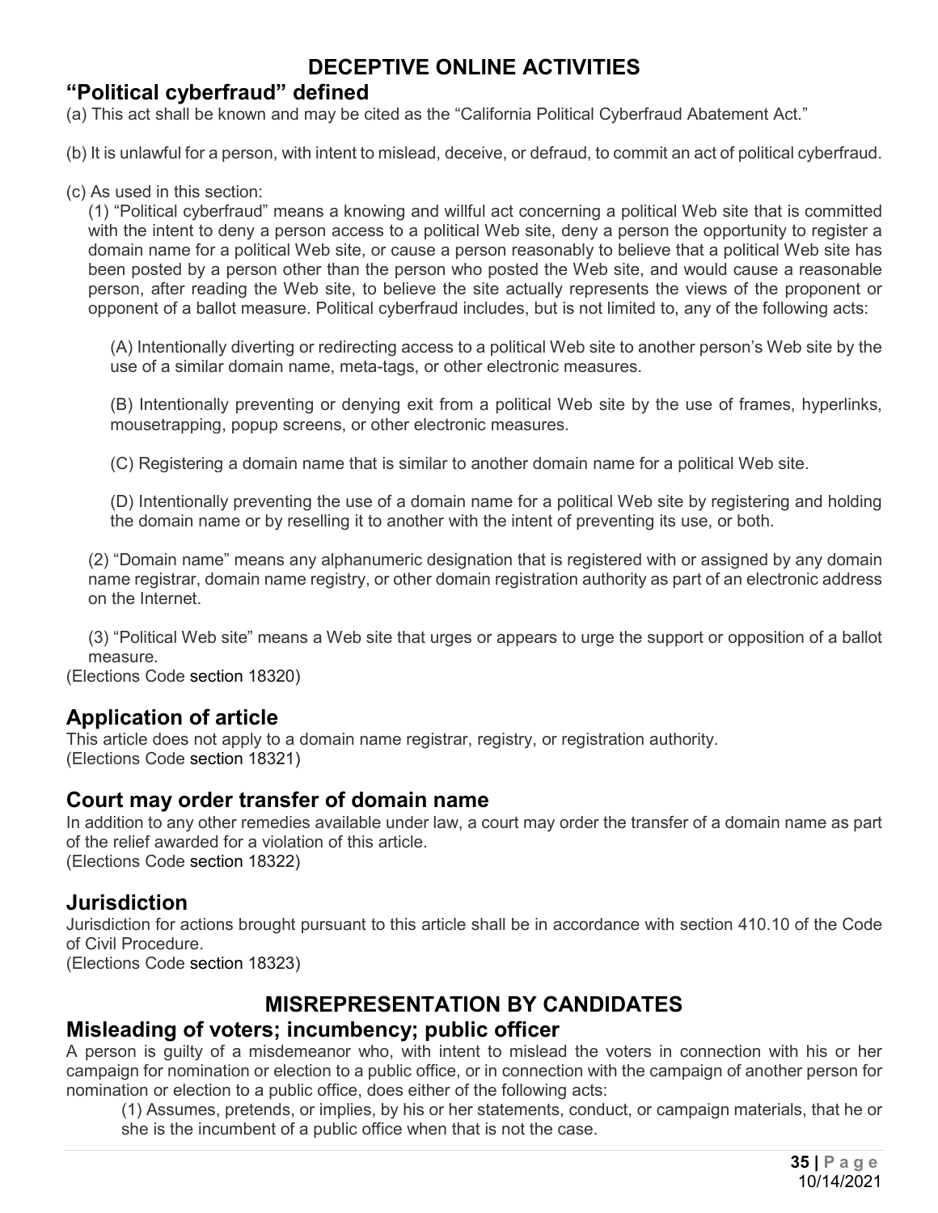# DECEPTIVE ONLINE ACTIVITIES

## "Political cyberfraud" defined

(a) This act shall be known and may be cited as the "California Political Cyberfraud Abatement Act."

(b) It is unlawful for a person, with intent to mislead, deceive, or defraud, to commit an act of political cyberfraud.

(c) As used in this section:

(1) "Political cyberfraud" means a knowing and willful act concerning a political Web site that is committed with the intent to deny a person access to a political Web site, deny a person the opportunity to register a domain name for a political Web site, or cause a person reasonably to believe that a political Web site has been posted by a person other than the person who posted the Web site, and would cause a reasonable person, after reading the Web site, to believe the site actually represents the views of the proponent or opponent of a ballot measure. Political cyberfraud includes, but is not limited to, any of the following acts:

(A) Intentionally diverting or redirecting access to a political Web site to another person's Web site by the use of a similar domain name, meta-tags, or other electronic measures.

(B) Intentionally preventing or denying exit from a political Web site by the use of frames, hyperlinks, mousetrapping, popup screens, or other electronic measures.

(C) Registering a domain name that is similar to another domain name for a political Web site.

(D) Intentionally preventing the use of a domain name for a political Web site by registering and holding the domain name or by reselling it to another with the intent of preventing its use, or both.

(2) "Domain name" means any alphanumeric designation that is registered with or assigned by any domain name registrar, domain name registry, or other domain registration authority as part of an electronic address on the Internet.

(3) "Political Web site" means a Web site that urges or appears to urge the support or opposition of a ballot measure.

(Elections Code section 18320)

## Application of article

This article does not apply to a domain name registrar, registry, or registration authority.
(Elections Code section 18321)

## Court may order transfer of domain name

In addition to any other remedies available under law, a court may order the transfer of a domain name as part of the relief awarded for a violation of this article.
(Elections Code section 18322)

## Jurisdiction

Jurisdiction for actions brought pursuant to this article shall be in accordance with section 410.10 of the Code of Civil Procedure.
(Elections Code section 18323)

# MISREPRESENTATION BY CANDIDATES

## Misleading of voters; incumbency; public officer

A person is guilty of a misdemeanor who, with intent to mislead the voters in connection with his or her campaign for nomination or election to a public office, or in connection with the campaign of another person for nomination or election to a public office, does either of the following acts:

(1) Assumes, pretends, or implies, by his or her statements, conduct, or campaign materials, that he or she is the incumbent of a public office when that is not the case.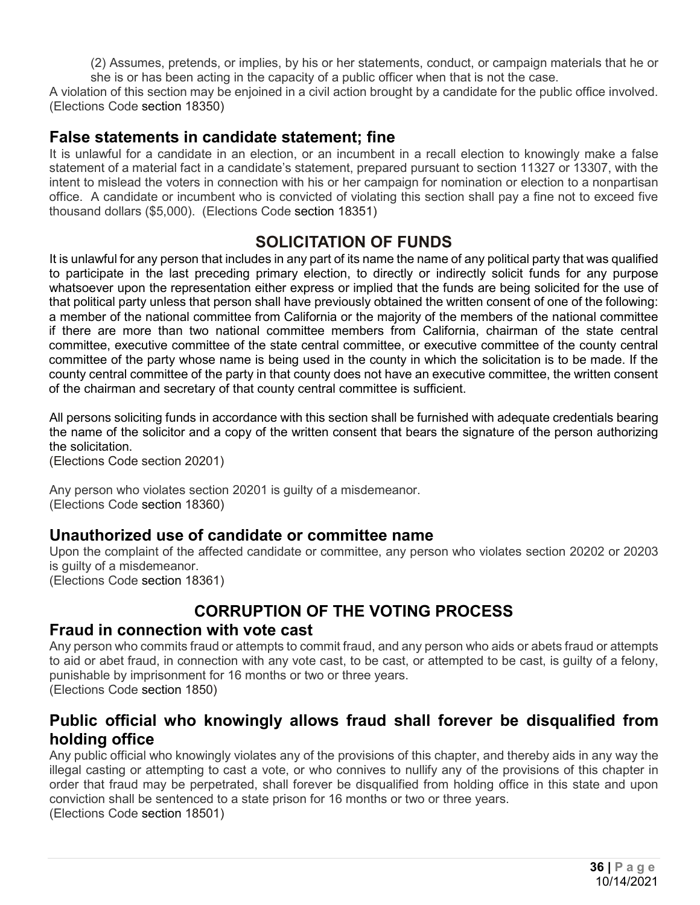(2) Assumes, pretends, or implies, by his or her statements, conduct, or campaign materials that he or she is or has been acting in the capacity of a public officer when that is not the case.

A violation of this section may be enjoined in a civil action brought by a candidate for the public office involved. (Elections Code section 18350)

### False statements in candidate statement; fine

It is unlawful for a candidate in an election, or an incumbent in a recall election to knowingly make a false statement of a material fact in a candidate's statement, prepared pursuant to section 11327 or 13307, with the intent to mislead the voters in connection with his or her campaign for nomination or election to a nonpartisan office. A candidate or incumbent who is convicted of violating this section shall pay a fine not to exceed five thousand dollars ($5,000). (Elections Code section 18351)

## SOLICITATION OF FUNDS

It is unlawful for any person that includes in any part of its name the name of any political party that was qualified to participate in the last preceding primary election, to directly or indirectly solicit funds for any purpose whatsoever upon the representation either express or implied that the funds are being solicited for the use of that political party unless that person shall have previously obtained the written consent of one of the following: a member of the national committee from California or the majority of the members of the national committee if there are more than two national committee members from California, chairman of the state central committee, executive committee of the state central committee, or executive committee of the county central committee of the party whose name is being used in the county in which the solicitation is to be made. If the county central committee of the party in that county does not have an executive committee, the written consent of the chairman and secretary of that county central committee is sufficient.

All persons soliciting funds in accordance with this section shall be furnished with adequate credentials bearing the name of the solicitor and a copy of the written consent that bears the signature of the person authorizing the solicitation.
(Elections Code section 20201)

Any person who violates section 20201 is guilty of a misdemeanor.
(Elections Code section 18360)

### Unauthorized use of candidate or committee name

Upon the complaint of the affected candidate or committee, any person who violates section 20202 or 20203 is guilty of a misdemeanor.
(Elections Code section 18361)

## CORRUPTION OF THE VOTING PROCESS

### Fraud in connection with vote cast

Any person who commits fraud or attempts to commit fraud, and any person who aids or abets fraud or attempts to aid or abet fraud, in connection with any vote cast, to be cast, or attempted to be cast, is guilty of a felony, punishable by imprisonment for 16 months or two or three years.
(Elections Code section 1850)

### Public official who knowingly allows fraud shall forever be disqualified from holding office

Any public official who knowingly violates any of the provisions of this chapter, and thereby aids in any way the illegal casting or attempting to cast a vote, or who connives to nullify any of the provisions of this chapter in order that fraud may be perpetrated, shall forever be disqualified from holding office in this state and upon conviction shall be sentenced to a state prison for 16 months or two or three years.
(Elections Code section 18501)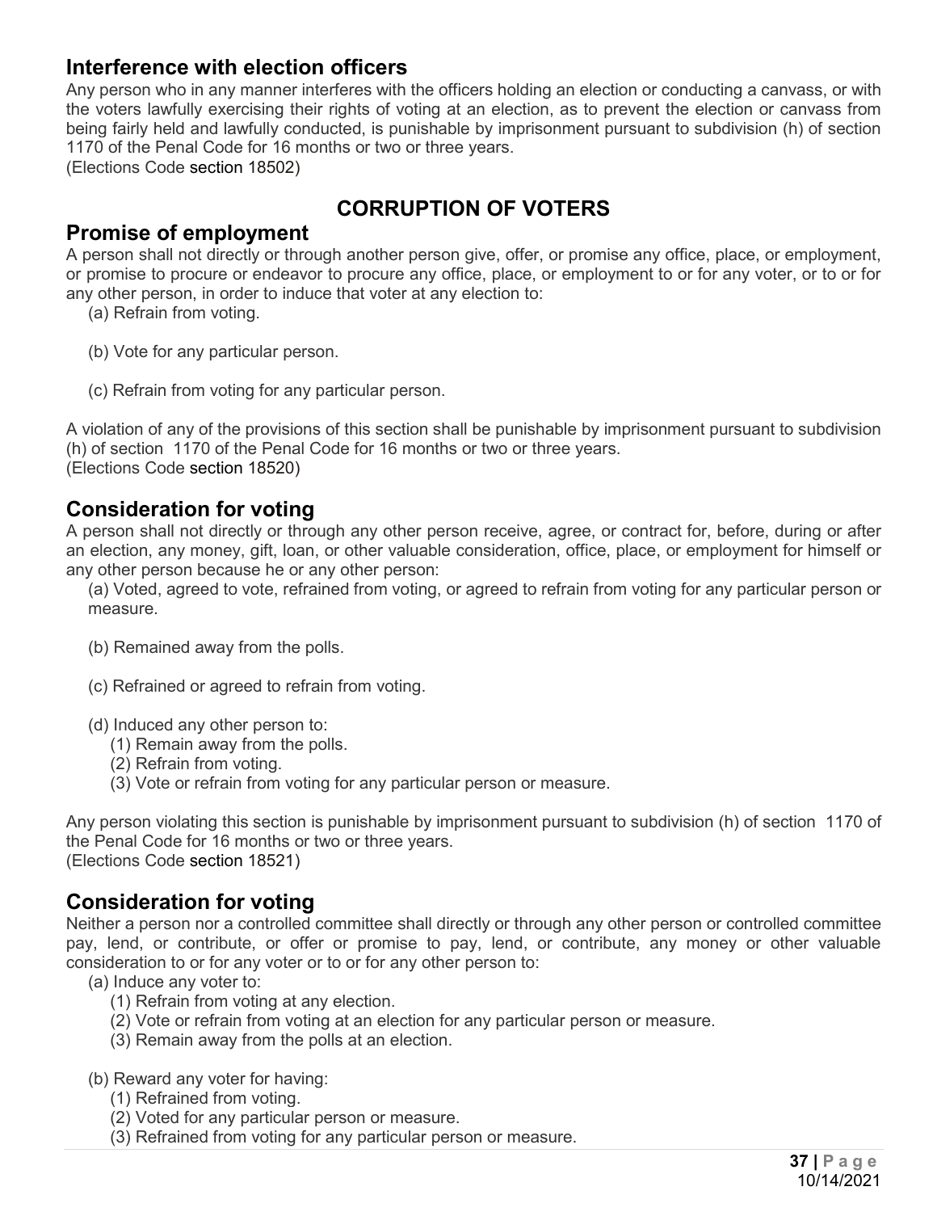### Interference with election officers

Any person who in any manner interferes with the officers holding an election or conducting a canvass, or with the voters lawfully exercising their rights of voting at an election, as to prevent the election or canvass from being fairly held and lawfully conducted, is punishable by imprisonment pursuant to subdivision (h) of section 1170 of the Penal Code for 16 months or two or three years.
(Elections Code section 18502)

## CORRUPTION OF VOTERS

### Promise of employment

A person shall not directly or through another person give, offer, or promise any office, place, or employment, or promise to procure or endeavor to procure any office, place, or employment to or for any voter, or to or for any other person, in order to induce that voter at any election to:

(a) Refrain from voting.

(b) Vote for any particular person.

(c) Refrain from voting for any particular person.

A violation of any of the provisions of this section shall be punishable by imprisonment pursuant to subdivision (h) of section 1170 of the Penal Code for 16 months or two or three years.
(Elections Code section 18520)

### Consideration for voting

A person shall not directly or through any other person receive, agree, or contract for, before, during or after an election, any money, gift, loan, or other valuable consideration, office, place, or employment for himself or any other person because he or any other person:

(a) Voted, agreed to vote, refrained from voting, or agreed to refrain from voting for any particular person or measure.

(b) Remained away from the polls.

(c) Refrained or agreed to refrain from voting.

(d) Induced any other person to:
  (1) Remain away from the polls.
  (2) Refrain from voting.
  (3) Vote or refrain from voting for any particular person or measure.

Any person violating this section is punishable by imprisonment pursuant to subdivision (h) of section 1170 of the Penal Code for 16 months or two or three years.
(Elections Code section 18521)

### Consideration for voting

Neither a person nor a controlled committee shall directly or through any other person or controlled committee pay, lend, or contribute, or offer or promise to pay, lend, or contribute, any money or other valuable consideration to or for any voter or to or for any other person to:

(a) Induce any voter to:
  (1) Refrain from voting at any election.
  (2) Vote or refrain from voting at an election for any particular person or measure.
  (3) Remain away from the polls at an election.

(b) Reward any voter for having:
  (1) Refrained from voting.
  (2) Voted for any particular person or measure.
  (3) Refrained from voting for any particular person or measure.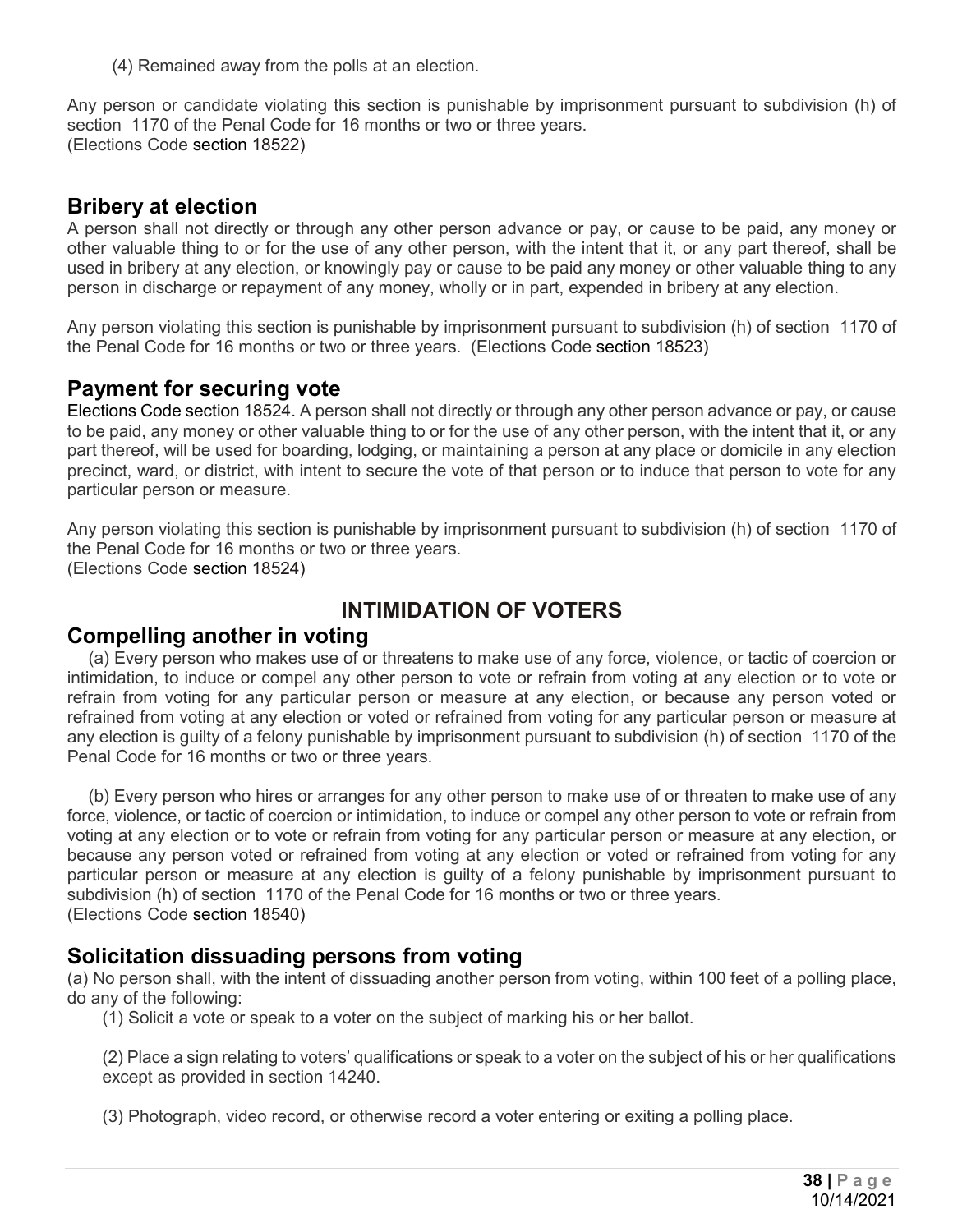(4) Remained away from the polls at an election.

Any person or candidate violating this section is punishable by imprisonment pursuant to subdivision (h) of section 1170 of the Penal Code for 16 months or two or three years.
(Elections Code section 18522)

## Bribery at election

A person shall not directly or through any other person advance or pay, or cause to be paid, any money or other valuable thing to or for the use of any other person, with the intent that it, or any part thereof, shall be used in bribery at any election, or knowingly pay or cause to be paid any money or other valuable thing to any person in discharge or repayment of any money, wholly or in part, expended in bribery at any election.

Any person violating this section is punishable by imprisonment pursuant to subdivision (h) of section 1170 of the Penal Code for 16 months or two or three years. (Elections Code section 18523)

## Payment for securing vote

Elections Code section 18524. A person shall not directly or through any other person advance or pay, or cause to be paid, any money or other valuable thing to or for the use of any other person, with the intent that it, or any part thereof, will be used for boarding, lodging, or maintaining a person at any place or domicile in any election precinct, ward, or district, with intent to secure the vote of that person or to induce that person to vote for any particular person or measure.

Any person violating this section is punishable by imprisonment pursuant to subdivision (h) of section 1170 of the Penal Code for 16 months or two or three years.
(Elections Code section 18524)

# INTIMIDATION OF VOTERS

## Compelling another in voting

(a) Every person who makes use of or threatens to make use of any force, violence, or tactic of coercion or intimidation, to induce or compel any other person to vote or refrain from voting at any election or to vote or refrain from voting for any particular person or measure at any election, or because any person voted or refrained from voting at any election or voted or refrained from voting for any particular person or measure at any election is guilty of a felony punishable by imprisonment pursuant to subdivision (h) of section 1170 of the Penal Code for 16 months or two or three years.

(b) Every person who hires or arranges for any other person to make use of or threaten to make use of any force, violence, or tactic of coercion or intimidation, to induce or compel any other person to vote or refrain from voting at any election or to vote or refrain from voting for any particular person or measure at any election, or because any person voted or refrained from voting at any election or voted or refrained from voting for any particular person or measure at any election is guilty of a felony punishable by imprisonment pursuant to subdivision (h) of section 1170 of the Penal Code for 16 months or two or three years.
(Elections Code section 18540)

## Solicitation dissuading persons from voting

(a) No person shall, with the intent of dissuading another person from voting, within 100 feet of a polling place, do any of the following:

(1) Solicit a vote or speak to a voter on the subject of marking his or her ballot.

(2) Place a sign relating to voters' qualifications or speak to a voter on the subject of his or her qualifications except as provided in section 14240.

(3) Photograph, video record, or otherwise record a voter entering or exiting a polling place.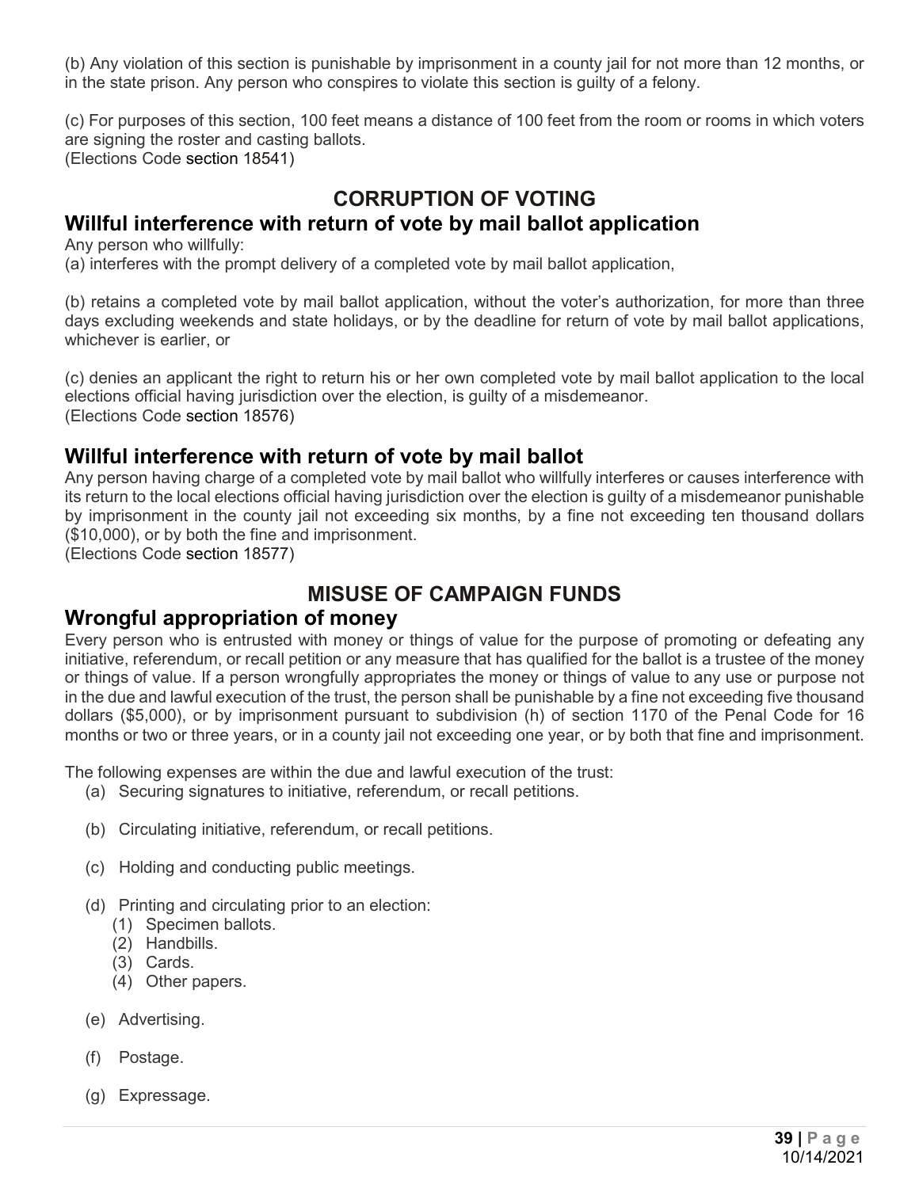(b) Any violation of this section is punishable by imprisonment in a county jail for not more than 12 months, or in the state prison. Any person who conspires to violate this section is guilty of a felony.

(c) For purposes of this section, 100 feet means a distance of 100 feet from the room or rooms in which voters are signing the roster and casting ballots.
(Elections Code section 18541)

## CORRUPTION OF VOTING

### Willful interference with return of vote by mail ballot application

Any person who willfully:
(a) interferes with the prompt delivery of a completed vote by mail ballot application,

(b) retains a completed vote by mail ballot application, without the voter's authorization, for more than three days excluding weekends and state holidays, or by the deadline for return of vote by mail ballot applications, whichever is earlier, or

(c) denies an applicant the right to return his or her own completed vote by mail ballot application to the local elections official having jurisdiction over the election, is guilty of a misdemeanor.
(Elections Code section 18576)

### Willful interference with return of vote by mail ballot

Any person having charge of a completed vote by mail ballot who willfully interferes or causes interference with its return to the local elections official having jurisdiction over the election is guilty of a misdemeanor punishable by imprisonment in the county jail not exceeding six months, by a fine not exceeding ten thousand dollars ($10,000), or by both the fine and imprisonment.
(Elections Code section 18577)

## MISUSE OF CAMPAIGN FUNDS

### Wrongful appropriation of money

Every person who is entrusted with money or things of value for the purpose of promoting or defeating any initiative, referendum, or recall petition or any measure that has qualified for the ballot is a trustee of the money or things of value. If a person wrongfully appropriates the money or things of value to any use or purpose not in the due and lawful execution of the trust, the person shall be punishable by a fine not exceeding five thousand dollars ($5,000), or by imprisonment pursuant to subdivision (h) of section 1170 of the Penal Code for 16 months or two or three years, or in a county jail not exceeding one year, or by both that fine and imprisonment.

The following expenses are within the due and lawful execution of the trust:

- (a) Securing signatures to initiative, referendum, or recall petitions.
- (b) Circulating initiative, referendum, or recall petitions.
- (c) Holding and conducting public meetings.
- (d) Printing and circulating prior to an election:
  - (1) Specimen ballots.
  - (2) Handbills.
  - (3) Cards.
  - (4) Other papers.
- (e) Advertising.
- (f) Postage.
- (g) Expressage.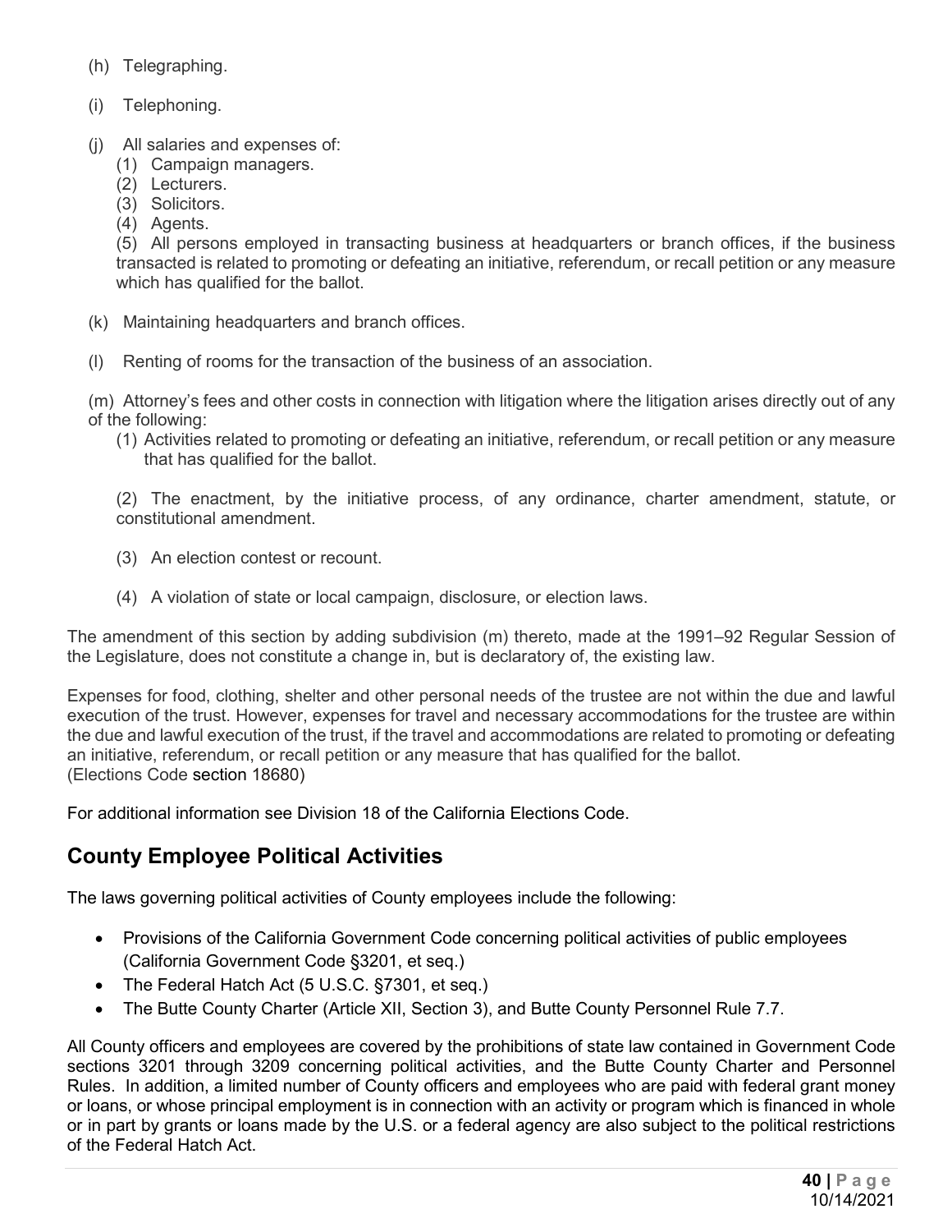(h) Telegraphing.

(i) Telephoning.

(j) All salaries and expenses of:

  (1) Campaign managers.
  (2) Lecturers.
  (3) Solicitors.
  (4) Agents.
  (5) All persons employed in transacting business at headquarters or branch offices, if the business transacted is related to promoting or defeating an initiative, referendum, or recall petition or any measure which has qualified for the ballot.

(k) Maintaining headquarters and branch offices.

(l) Renting of rooms for the transaction of the business of an association.

(m) Attorney's fees and other costs in connection with litigation where the litigation arises directly out of any of the following:

  (1) Activities related to promoting or defeating an initiative, referendum, or recall petition or any measure that has qualified for the ballot.

  (2) The enactment, by the initiative process, of any ordinance, charter amendment, statute, or constitutional amendment.

  (3) An election contest or recount.

  (4) A violation of state or local campaign, disclosure, or election laws.

The amendment of this section by adding subdivision (m) thereto, made at the 1991–92 Regular Session of the Legislature, does not constitute a change in, but is declaratory of, the existing law.

Expenses for food, clothing, shelter and other personal needs of the trustee are not within the due and lawful execution of the trust. However, expenses for travel and necessary accommodations for the trustee are within the due and lawful execution of the trust, if the travel and accommodations are related to promoting or defeating an initiative, referendum, or recall petition or any measure that has qualified for the ballot.
(Elections Code section 18680)

For additional information see Division 18 of the California Elections Code.

## County Employee Political Activities

The laws governing political activities of County employees include the following:

- Provisions of the California Government Code concerning political activities of public employees (California Government Code §3201, et seq.)
- The Federal Hatch Act (5 U.S.C. §7301, et seq.)
- The Butte County Charter (Article XII, Section 3), and Butte County Personnel Rule 7.7.

All County officers and employees are covered by the prohibitions of state law contained in Government Code sections 3201 through 3209 concerning political activities, and the Butte County Charter and Personnel Rules. In addition, a limited number of County officers and employees who are paid with federal grant money or loans, or whose principal employment is in connection with an activity or program which is financed in whole or in part by grants or loans made by the U.S. or a federal agency are also subject to the political restrictions of the Federal Hatch Act.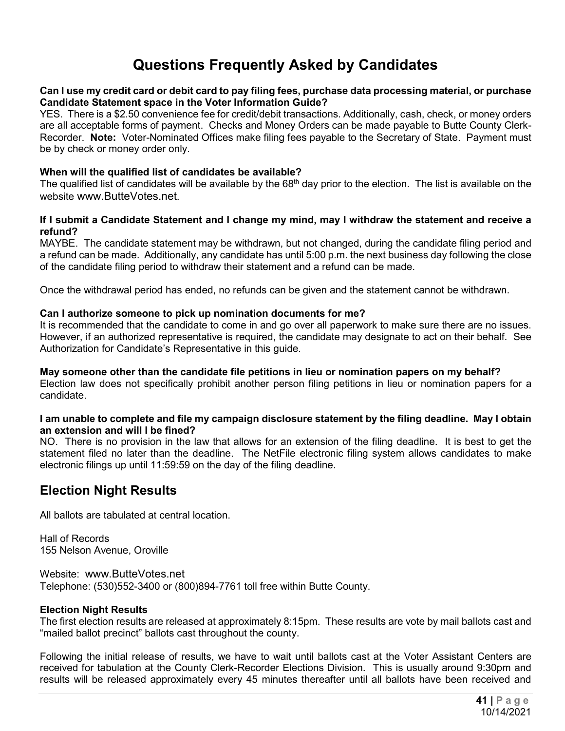# Questions Frequently Asked by Candidates

**Can I use my credit card or debit card to pay filing fees, purchase data processing material, or purchase Candidate Statement space in the Voter Information Guide?**

YES. There is a $2.50 convenience fee for credit/debit transactions. Additionally, cash, check, or money orders are all acceptable forms of payment. Checks and Money Orders can be made payable to Butte County Clerk-Recorder. **Note:** Voter-Nominated Offices make filing fees payable to the Secretary of State. Payment must be by check or money order only.

**When will the qualified list of candidates be available?**

The qualified list of candidates will be available by the 68th day prior to the election. The list is available on the website www.ButteVotes.net.

**If I submit a Candidate Statement and I change my mind, may I withdraw the statement and receive a refund?**

MAYBE. The candidate statement may be withdrawn, but not changed, during the candidate filing period and a refund can be made. Additionally, any candidate has until 5:00 p.m. the next business day following the close of the candidate filing period to withdraw their statement and a refund can be made.

Once the withdrawal period has ended, no refunds can be given and the statement cannot be withdrawn.

**Can I authorize someone to pick up nomination documents for me?**

It is recommended that the candidate to come in and go over all paperwork to make sure there are no issues. However, if an authorized representative is required, the candidate may designate to act on their behalf. See Authorization for Candidate's Representative in this guide.

**May someone other than the candidate file petitions in lieu or nomination papers on my behalf?**

Election law does not specifically prohibit another person filing petitions in lieu or nomination papers for a candidate.

**I am unable to complete and file my campaign disclosure statement by the filing deadline. May I obtain an extension and will I be fined?**

NO. There is no provision in the law that allows for an extension of the filing deadline. It is best to get the statement filed no later than the deadline. The NetFile electronic filing system allows candidates to make electronic filings up until 11:59:59 on the day of the filing deadline.

## Election Night Results

All ballots are tabulated at central location.

Hall of Records
155 Nelson Avenue, Oroville

Website: www.ButteVotes.net
Telephone: (530)552-3400 or (800)894-7761 toll free within Butte County.

**Election Night Results**

The first election results are released at approximately 8:15pm. These results are vote by mail ballots cast and "mailed ballot precinct" ballots cast throughout the county.

Following the initial release of results, we have to wait until ballots cast at the Voter Assistant Centers are received for tabulation at the County Clerk-Recorder Elections Division. This is usually around 9:30pm and results will be released approximately every 45 minutes thereafter until all ballots have been received and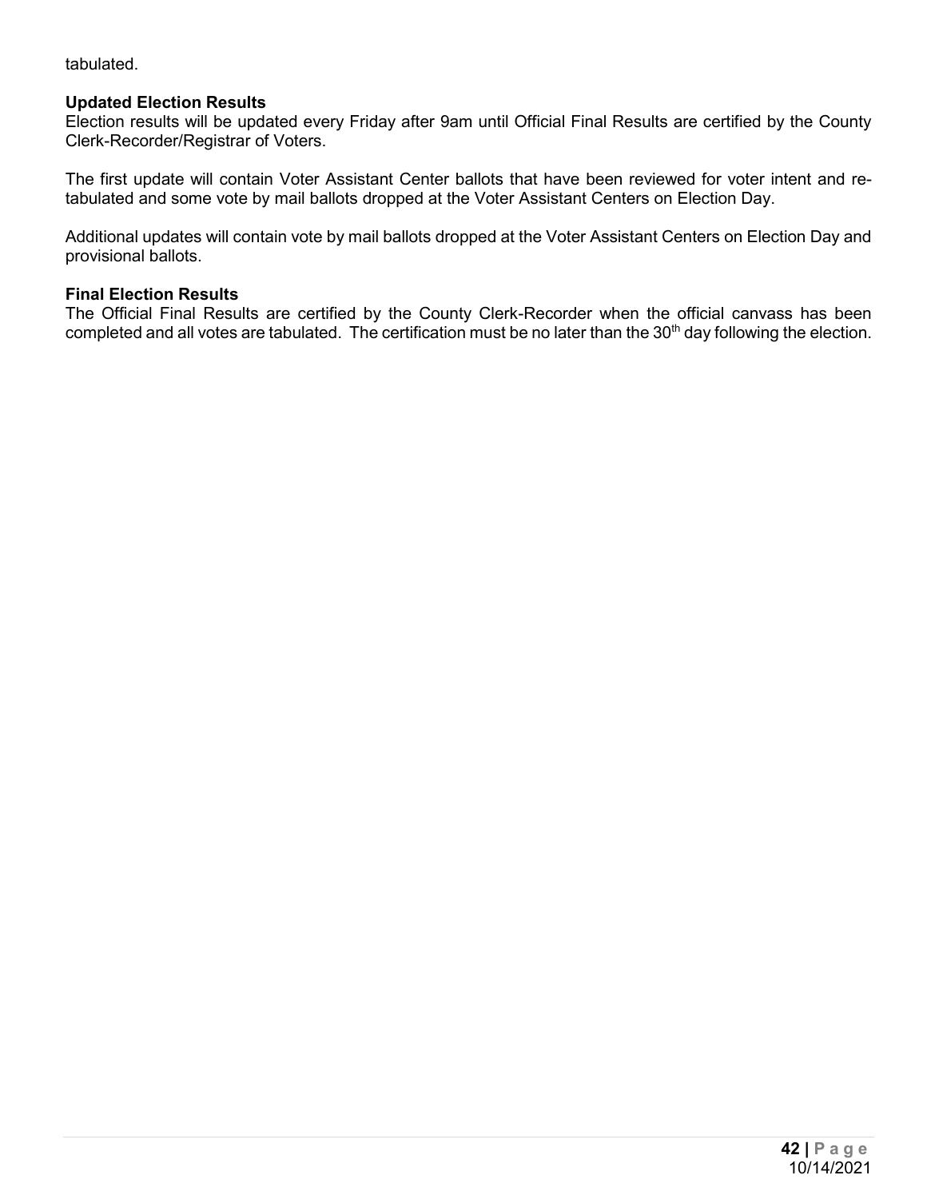tabulated.

### Updated Election Results

Election results will be updated every Friday after 9am until Official Final Results are certified by the County Clerk-Recorder/Registrar of Voters.

The first update will contain Voter Assistant Center ballots that have been reviewed for voter intent and re-tabulated and some vote by mail ballots dropped at the Voter Assistant Centers on Election Day.

Additional updates will contain vote by mail ballots dropped at the Voter Assistant Centers on Election Day and provisional ballots.

### Final Election Results

The Official Final Results are certified by the County Clerk-Recorder when the official canvass has been completed and all votes are tabulated. The certification must be no later than the 30th day following the election.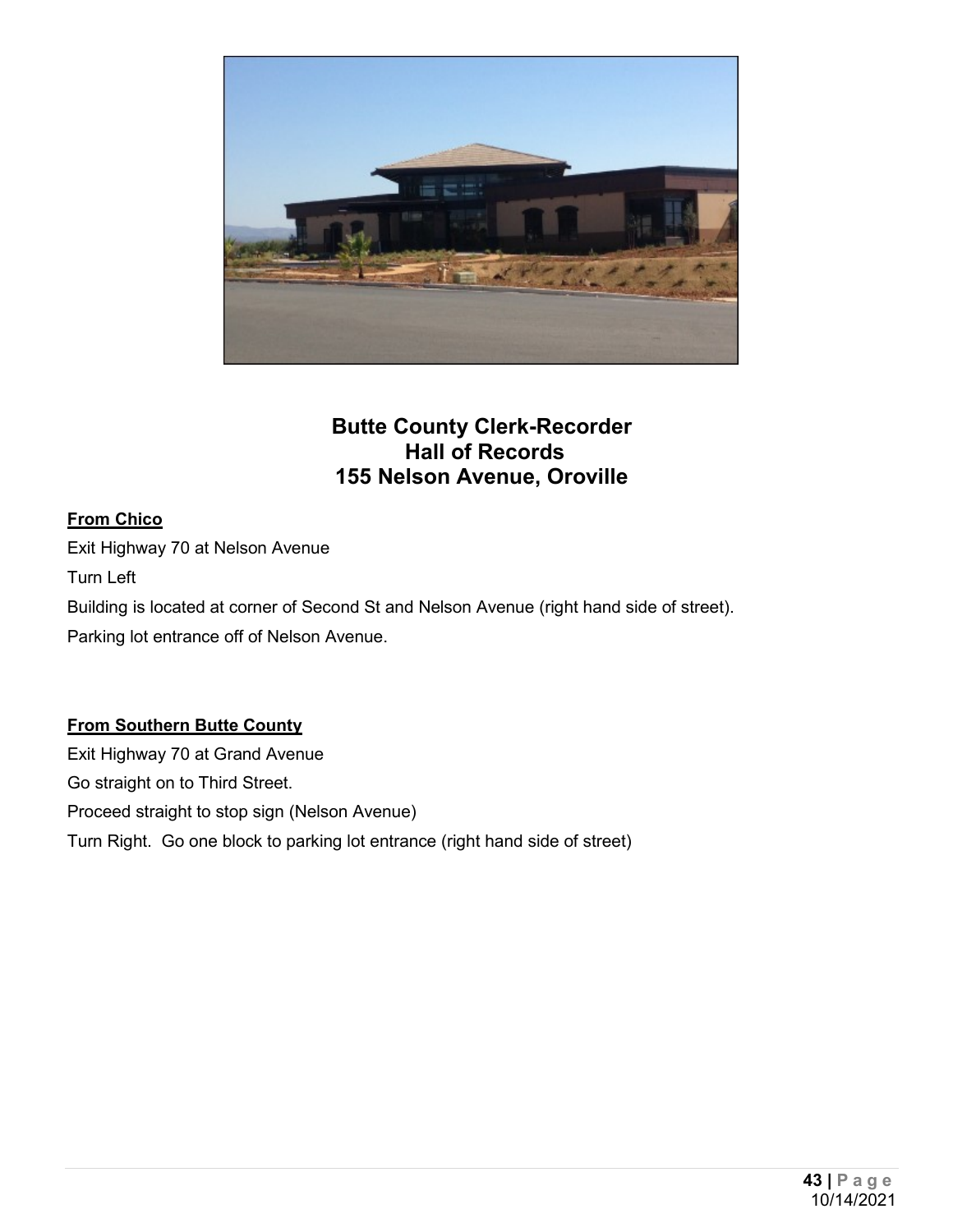## Butte County Clerk-Recorder
## Hall of Records
## 155 Nelson Avenue, Oroville

**From Chico**

Exit Highway 70 at Nelson Avenue

Turn Left

Building is located at corner of Second St and Nelson Avenue (right hand side of street).

Parking lot entrance off of Nelson Avenue.

**From Southern Butte County**

Exit Highway 70 at Grand Avenue

Go straight on to Third Street.

Proceed straight to stop sign (Nelson Avenue)

Turn Right. Go one block to parking lot entrance (right hand side of street)